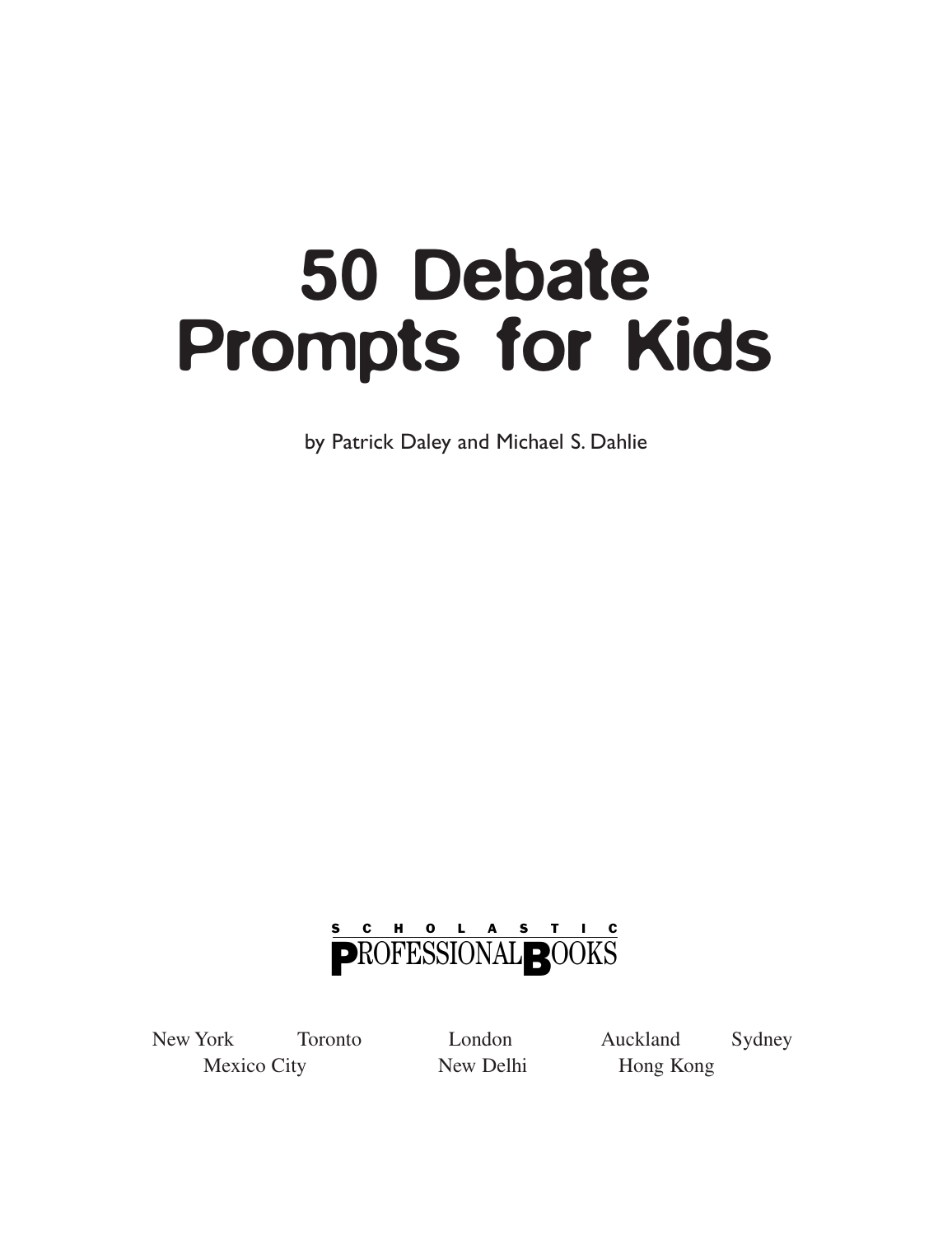# 50 Debate Prompts for Kids

by Patrick Daley and Michael S. Dahlie

SCHOLASTIC
PROFESSIONAL BOOKS

New York Toronto London Auckland Sydney
Mexico City New Delhi Hong Kong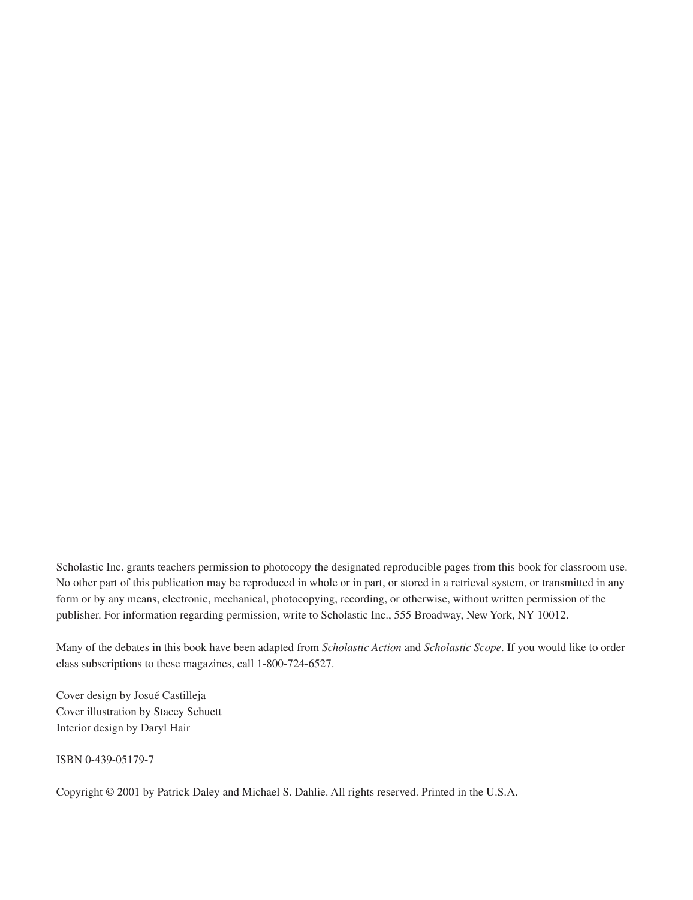Scholastic Inc. grants teachers permission to photocopy the designated reproducible pages from this book for classroom use. No other part of this publication may be reproduced in whole or in part, or stored in a retrieval system, or transmitted in any form or by any means, electronic, mechanical, photocopying, recording, or otherwise, without written permission of the publisher. For information regarding permission, write to Scholastic Inc., 555 Broadway, New York, NY 10012.

Many of the debates in this book have been adapted from *Scholastic Action* and *Scholastic Scope*. If you would like to order class subscriptions to these magazines, call 1-800-724-6527.

Cover design by Josué Castilleja
Cover illustration by Stacey Schuett
Interior design by Daryl Hair

ISBN 0-439-05179-7

Copyright © 2001 by Patrick Daley and Michael S. Dahlie. All rights reserved. Printed in the U.S.A.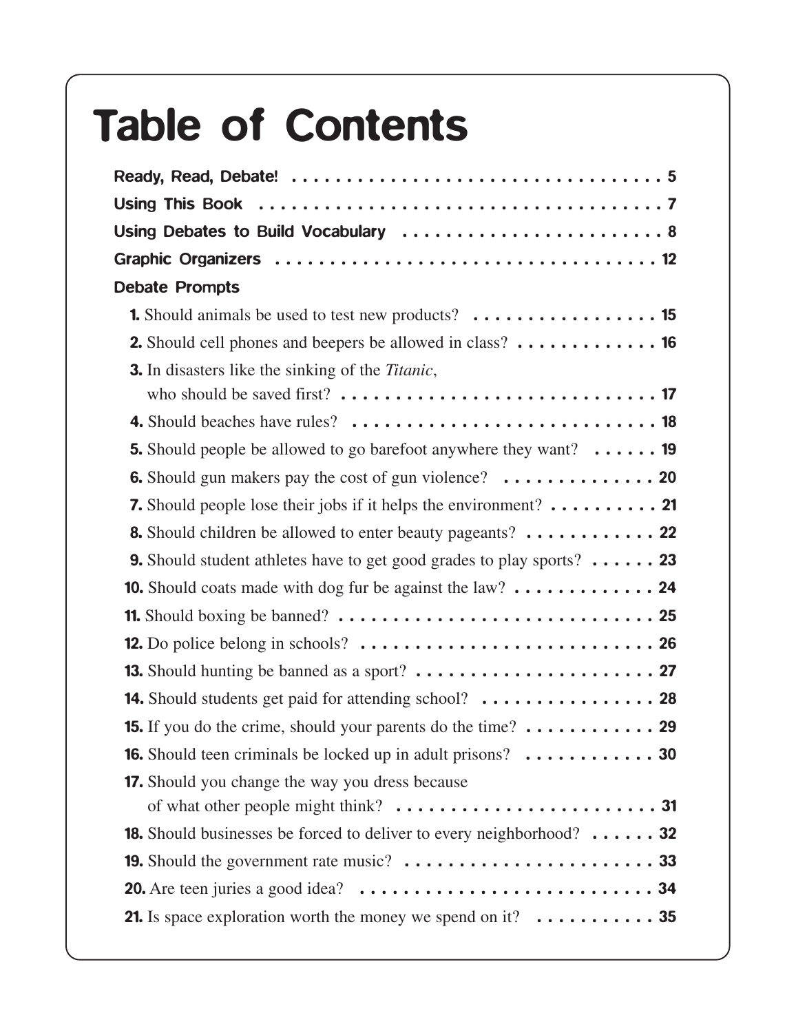# Table of Contents

**Ready, Read, Debate!** . . . . . . . . . . . . . . . . . . . . . . . . . . . . . . . . . . . . 5

**Using This Book** . . . . . . . . . . . . . . . . . . . . . . . . . . . . . . . . . . . . 7

**Using Debates to Build Vocabulary** . . . . . . . . . . . . . . . . . . . . . . . . 8

**Graphic Organizers** . . . . . . . . . . . . . . . . . . . . . . . . . . . . . . . . . . . . 12

**Debate Prompts**

**1.** Should animals be used to test new products? . . . . . . . . . . . . . . . . . . 15

**2.** Should cell phones and beepers be allowed in class? . . . . . . . . . . . . . 16

**3.** In disasters like the sinking of the *Titanic*, who should be saved first? . . . . . . . . . . . . . . . . . . . . . . . . . . . . . 17

**4.** Should beaches have rules? . . . . . . . . . . . . . . . . . . . . . . . . . . . . 18

**5.** Should people be allowed to go barefoot anywhere they want? . . . . . . 19

**6.** Should gun makers pay the cost of gun violence? . . . . . . . . . . . . . . . 20

**7.** Should people lose their jobs if it helps the environment? . . . . . . . . . . 21

**8.** Should children be allowed to enter beauty pageants? . . . . . . . . . . . . 22

**9.** Should student athletes have to get good grades to play sports? . . . . . . 23

**10.** Should coats made with dog fur be against the law? . . . . . . . . . . . . . 24

**11.** Should boxing be banned? . . . . . . . . . . . . . . . . . . . . . . . . . . . . . 25

**12.** Do police belong in schools? . . . . . . . . . . . . . . . . . . . . . . . . . . . 26

**13.** Should hunting be banned as a sport? . . . . . . . . . . . . . . . . . . . . . . 27

**14.** Should students get paid for attending school? . . . . . . . . . . . . . . . . . 28

**15.** If you do the crime, should your parents do the time? . . . . . . . . . . . . 29

**16.** Should teen criminals be locked up in adult prisons? . . . . . . . . . . . . 30

**17.** Should you change the way you dress because of what other people might think? . . . . . . . . . . . . . . . . . . . . . . . . . 31

**18.** Should businesses be forced to deliver to every neighborhood? . . . . . . 32

**19.** Should the government rate music? . . . . . . . . . . . . . . . . . . . . . . . . 33

**20.** Are teen juries a good idea? . . . . . . . . . . . . . . . . . . . . . . . . . . . . 34

**21.** Is space exploration worth the money we spend on it? . . . . . . . . . . . 35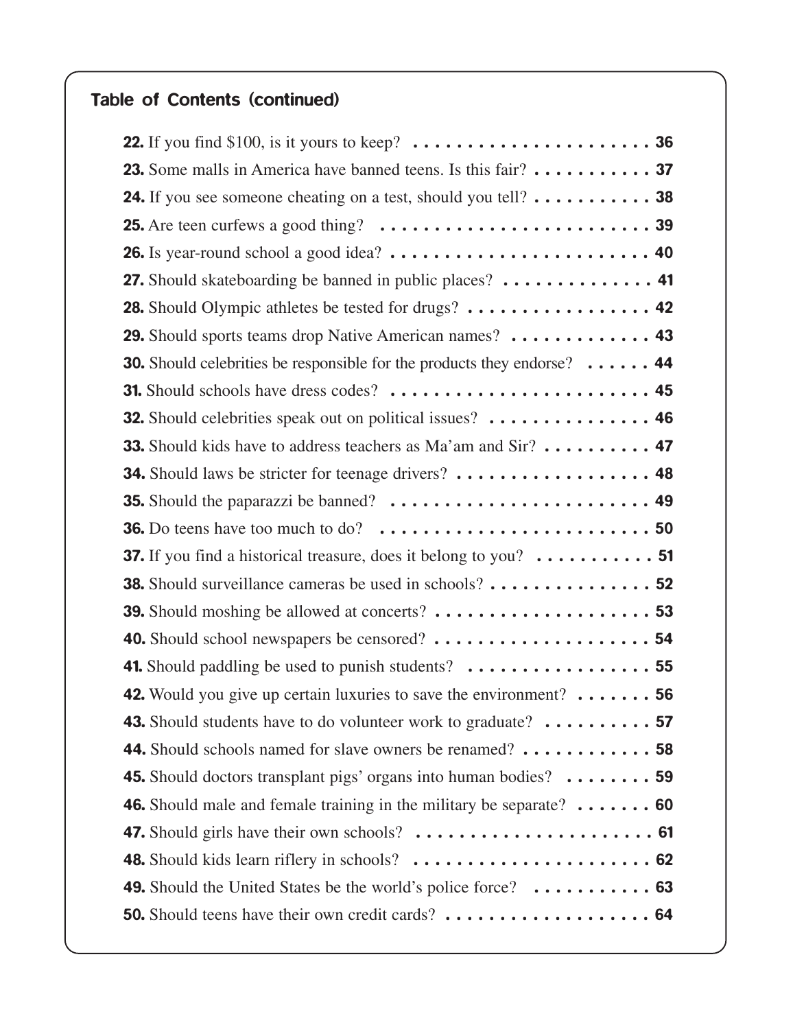## Table of Contents (continued)

**22.** If you find $100, is it yours to keep? . . . . . . . . . . . . . . . . . . . . . . **36**

**23.** Some malls in America have banned teens. Is this fair? . . . . . . . . . . . **37**

**24.** If you see someone cheating on a test, should you tell? . . . . . . . . . . . **38**

**25.** Are teen curfews a good thing? . . . . . . . . . . . . . . . . . . . . . . . . . **39**

**26.** Is year-round school a good idea? . . . . . . . . . . . . . . . . . . . . . . . . **40**

**27.** Should skateboarding be banned in public places? . . . . . . . . . . . . . . **41**

**28.** Should Olympic athletes be tested for drugs? . . . . . . . . . . . . . . . . . **42**

**29.** Should sports teams drop Native American names? . . . . . . . . . . . . . **43**

**30.** Should celebrities be responsible for the products they endorse? . . . . . . **44**

**31.** Should schools have dress codes? . . . . . . . . . . . . . . . . . . . . . . . . **45**

**32.** Should celebrities speak out on political issues? . . . . . . . . . . . . . . . **46**

**33.** Should kids have to address teachers as Ma'am and Sir? . . . . . . . . . . **47**

**34.** Should laws be stricter for teenage drivers? . . . . . . . . . . . . . . . . . . **48**

**35.** Should the paparazzi be banned? . . . . . . . . . . . . . . . . . . . . . . . . **49**

**36.** Do teens have too much to do? . . . . . . . . . . . . . . . . . . . . . . . . . **50**

**37.** If you find a historical treasure, does it belong to you? . . . . . . . . . . . **51**

**38.** Should surveillance cameras be used in schools? . . . . . . . . . . . . . . . **52**

**39.** Should moshing be allowed at concerts? . . . . . . . . . . . . . . . . . . . . **53**

**40.** Should school newspapers be censored? . . . . . . . . . . . . . . . . . . . . **54**

**41.** Should paddling be used to punish students? . . . . . . . . . . . . . . . . . **55**

**42.** Would you give up certain luxuries to save the environment? . . . . . . . **56**

**43.** Should students have to do volunteer work to graduate? . . . . . . . . . . **57**

**44.** Should schools named for slave owners be renamed? . . . . . . . . . . . . **58**

**45.** Should doctors transplant pigs' organs into human bodies? . . . . . . . . **59**

**46.** Should male and female training in the military be separate? . . . . . . . **60**

**47.** Should girls have their own schools? . . . . . . . . . . . . . . . . . . . . . . **61**

**48.** Should kids learn riflery in schools? . . . . . . . . . . . . . . . . . . . . . . **62**

**49.** Should the United States be the world's police force? . . . . . . . . . . . **63**

**50.** Should teens have their own credit cards? . . . . . . . . . . . . . . . . . . . **64**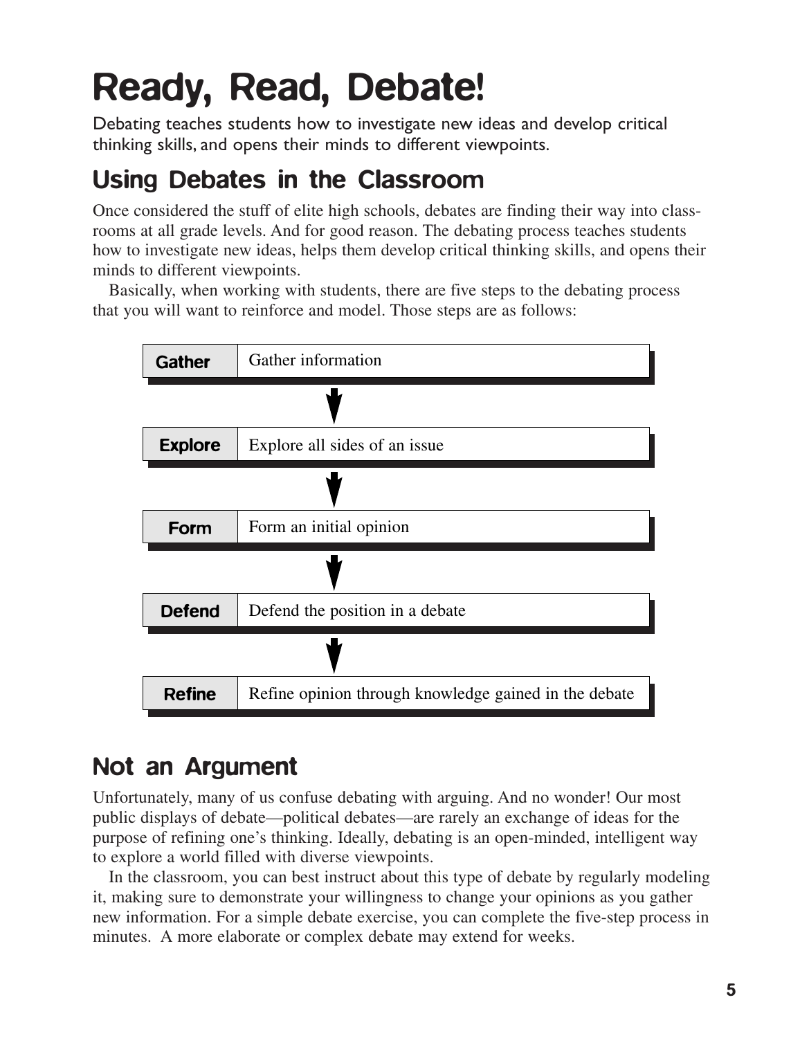# Ready, Read, Debate!

Debating teaches students how to investigate new ideas and develop critical thinking skills, and opens their minds to different viewpoints.

## Using Debates in the Classroom

Once considered the stuff of elite high schools, debates are finding their way into classrooms at all grade levels. And for good reason. The debating process teaches students how to investigate new ideas, helps them develop critical thinking skills, and opens their minds to different viewpoints.

Basically, when working with students, there are five steps to the debating process that you will want to reinforce and model. Those steps are as follows:

| Step | Description |
| --- | --- |
| **Gather** | Gather information |
| **Explore** | Explore all sides of an issue |
| **Form** | Form an initial opinion |
| **Defend** | Defend the position in a debate |
| **Refine** | Refine opinion through knowledge gained in the debate |

## Not an Argument

Unfortunately, many of us confuse debating with arguing. And no wonder! Our most public displays of debate—political debates—are rarely an exchange of ideas for the purpose of refining one's thinking. Ideally, debating is an open-minded, intelligent way to explore a world filled with diverse viewpoints.

In the classroom, you can best instruct about this type of debate by regularly modeling it, making sure to demonstrate your willingness to change your opinions as you gather new information. For a simple debate exercise, you can complete the five-step process in minutes. A more elaborate or complex debate may extend for weeks.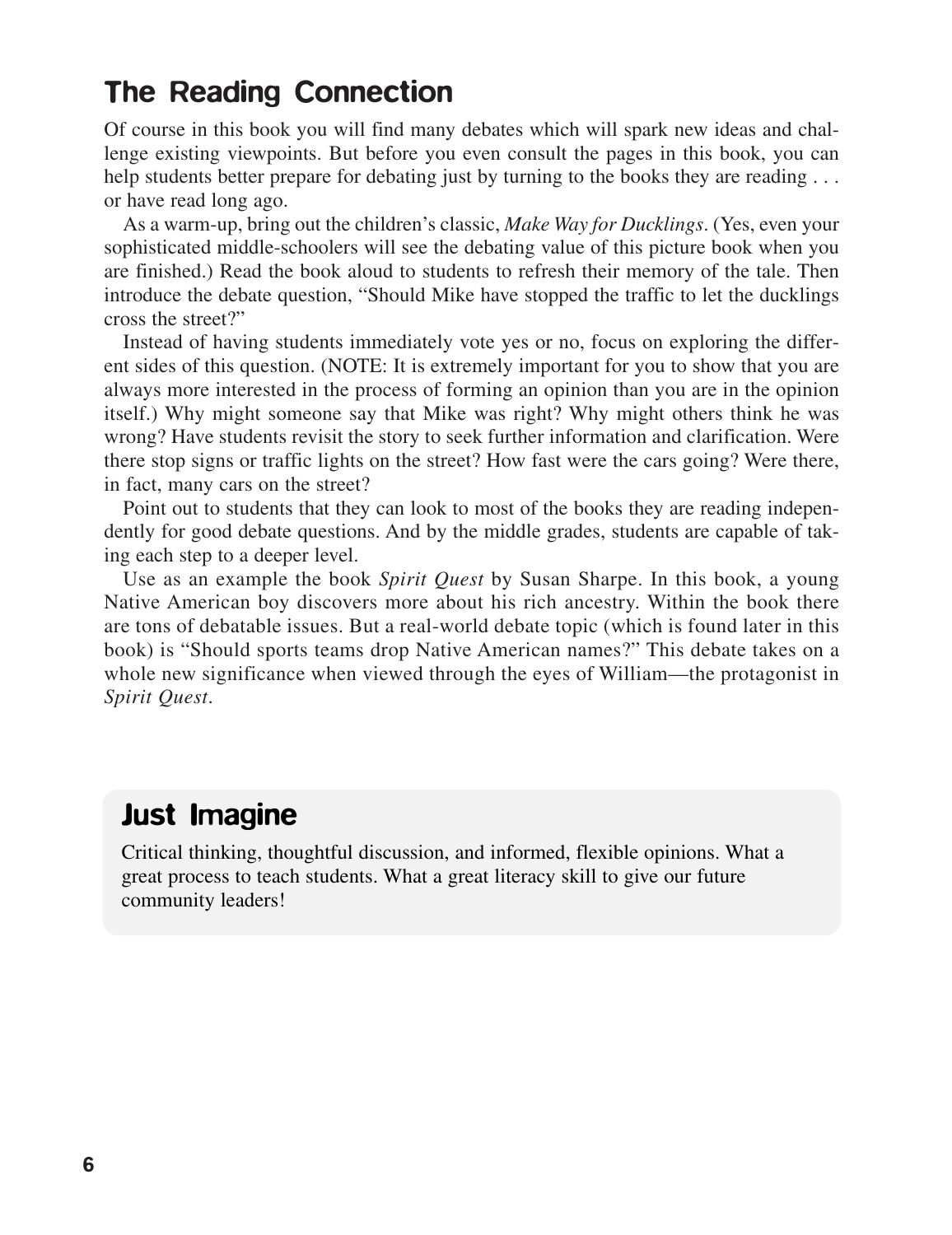## The Reading Connection

Of course in this book you will find many debates which will spark new ideas and challenge existing viewpoints. But before you even consult the pages in this book, you can help students better prepare for debating just by turning to the books they are reading . . . or have read long ago.

As a warm-up, bring out the children's classic, *Make Way for Ducklings*. (Yes, even your sophisticated middle-schoolers will see the debating value of this picture book when you are finished.) Read the book aloud to students to refresh their memory of the tale. Then introduce the debate question, "Should Mike have stopped the traffic to let the ducklings cross the street?"

Instead of having students immediately vote yes or no, focus on exploring the different sides of this question. (NOTE: It is extremely important for you to show that you are always more interested in the process of forming an opinion than you are in the opinion itself.) Why might someone say that Mike was right? Why might others think he was wrong? Have students revisit the story to seek further information and clarification. Were there stop signs or traffic lights on the street? How fast were the cars going? Were there, in fact, many cars on the street?

Point out to students that they can look to most of the books they are reading independently for good debate questions. And by the middle grades, students are capable of taking each step to a deeper level.

Use as an example the book *Spirit Quest* by Susan Sharpe. In this book, a young Native American boy discovers more about his rich ancestry. Within the book there are tons of debatable issues. But a real-world debate topic (which is found later in this book) is "Should sports teams drop Native American names?" This debate takes on a whole new significance when viewed through the eyes of William—the protagonist in *Spirit Quest*.

## Just Imagine

Critical thinking, thoughtful discussion, and informed, flexible opinions. What a great process to teach students. What a great literacy skill to give our future community leaders!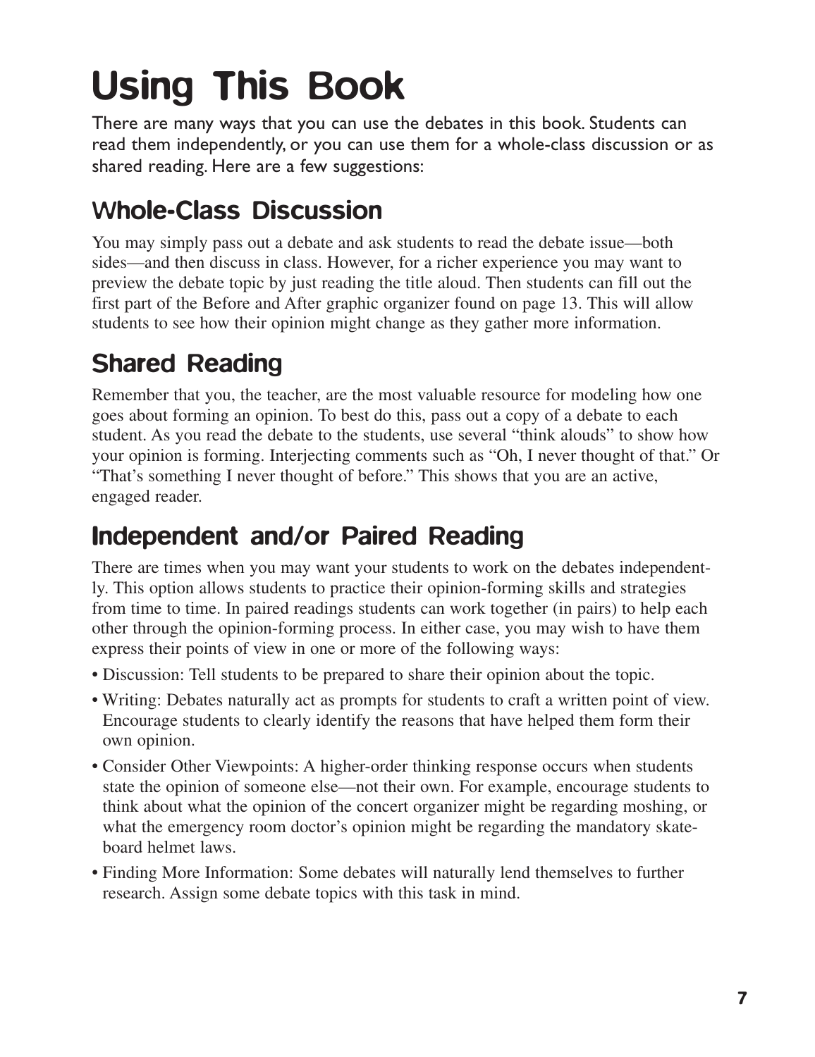# Using This Book

There are many ways that you can use the debates in this book. Students can read them independently, or you can use them for a whole-class discussion or as shared reading. Here are a few suggestions:

## Whole-Class Discussion

You may simply pass out a debate and ask students to read the debate issue—both sides—and then discuss in class. However, for a richer experience you may want to preview the debate topic by just reading the title aloud. Then students can fill out the first part of the Before and After graphic organizer found on page 13. This will allow students to see how their opinion might change as they gather more information.

## Shared Reading

Remember that you, the teacher, are the most valuable resource for modeling how one goes about forming an opinion. To best do this, pass out a copy of a debate to each student. As you read the debate to the students, use several "think alouds" to show how your opinion is forming. Interjecting comments such as "Oh, I never thought of that." Or "That's something I never thought of before." This shows that you are an active, engaged reader.

## Independent and/or Paired Reading

There are times when you may want your students to work on the debates independently. This option allows students to practice their opinion-forming skills and strategies from time to time. In paired readings students can work together (in pairs) to help each other through the opinion-forming process. In either case, you may wish to have them express their points of view in one or more of the following ways:

- Discussion: Tell students to be prepared to share their opinion about the topic.
- Writing: Debates naturally act as prompts for students to craft a written point of view. Encourage students to clearly identify the reasons that have helped them form their own opinion.
- Consider Other Viewpoints: A higher-order thinking response occurs when students state the opinion of someone else—not their own. For example, encourage students to think about what the opinion of the concert organizer might be regarding moshing, or what the emergency room doctor's opinion might be regarding the mandatory skateboard helmet laws.
- Finding More Information: Some debates will naturally lend themselves to further research. Assign some debate topics with this task in mind.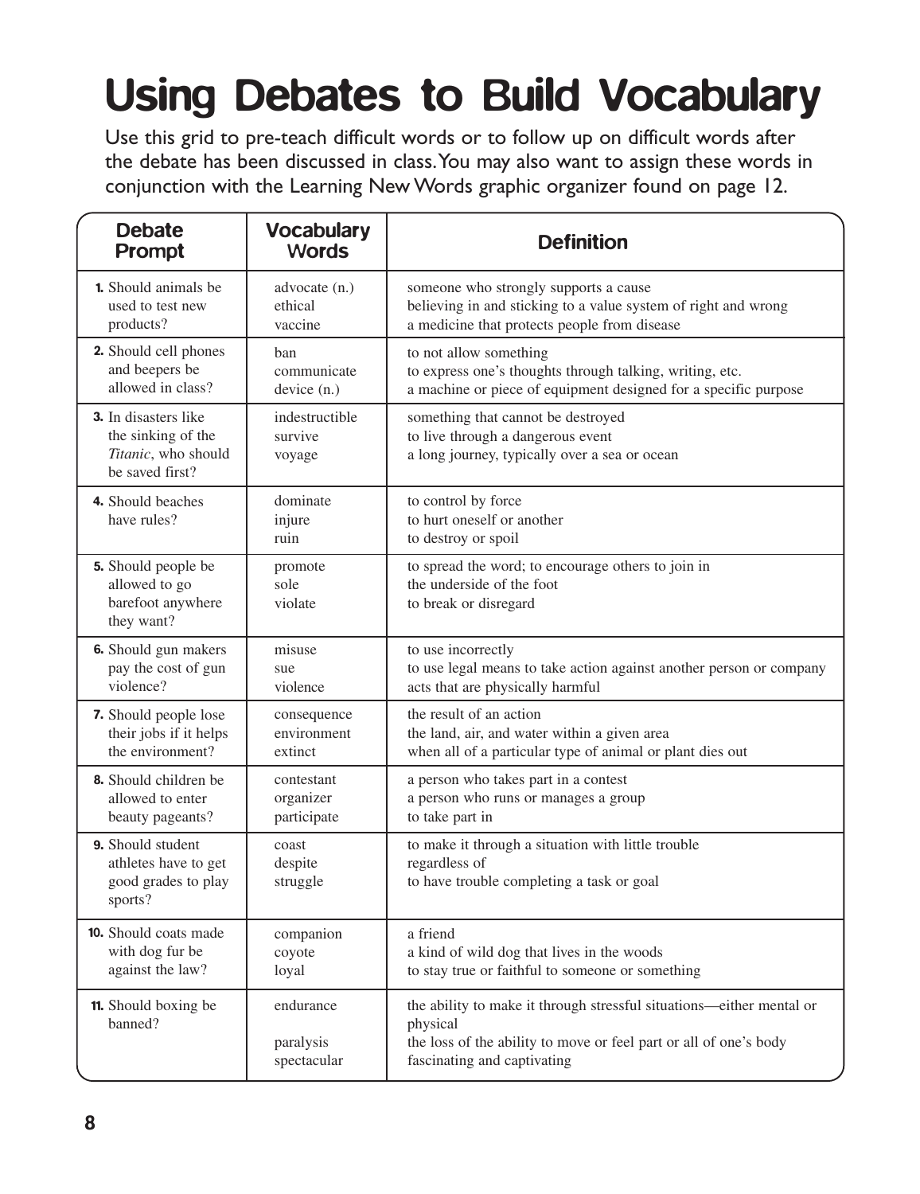# Using Debates to Build Vocabulary

Use this grid to pre-teach difficult words or to follow up on difficult words after the debate has been discussed in class. You may also want to assign these words in conjunction with the Learning New Words graphic organizer found on page 12.

| Debate Prompt | Vocabulary Words | Definition |
|---|---|---|
| **1.** Should animals be used to test new products? | advocate (n.)<br>ethical<br>vaccine | someone who strongly supports a cause<br>believing in and sticking to a value system of right and wrong<br>a medicine that protects people from disease |
| **2.** Should cell phones and beepers be allowed in class? | ban<br>communicate<br>device (n.) | to not allow something<br>to express one's thoughts through talking, writing, etc.<br>a machine or piece of equipment designed for a specific purpose |
| **3.** In disasters like the sinking of the *Titanic*, who should be saved first? | indestructible<br>survive<br>voyage | something that cannot be destroyed<br>to live through a dangerous event<br>a long journey, typically over a sea or ocean |
| **4.** Should beaches have rules? | dominate<br>injure<br>ruin | to control by force<br>to hurt oneself or another<br>to destroy or spoil |
| **5.** Should people be allowed to go barefoot anywhere they want? | promote<br>sole<br>violate | to spread the word; to encourage others to join in<br>the underside of the foot<br>to break or disregard |
| **6.** Should gun makers pay the cost of gun violence? | misuse<br>sue<br>violence | to use incorrectly<br>to use legal means to take action against another person or company<br>acts that are physically harmful |
| **7.** Should people lose their jobs if it helps the environment? | consequence<br>environment<br>extinct | the result of an action<br>the land, air, and water within a given area<br>when all of a particular type of animal or plant dies out |
| **8.** Should children be allowed to enter beauty pageants? | contestant<br>organizer<br>participate | a person who takes part in a contest<br>a person who runs or manages a group<br>to take part in |
| **9.** Should student athletes have to get good grades to play sports? | coast<br>despite<br>struggle | to make it through a situation with little trouble<br>regardless of<br>to have trouble completing a task or goal |
| **10.** Should coats made with dog fur be against the law? | companion<br>coyote<br>loyal | a friend<br>a kind of wild dog that lives in the woods<br>to stay true or faithful to someone or something |
| **11.** Should boxing be banned? | endurance<br>paralysis<br>spectacular | the ability to make it through stressful situations—either mental or physical<br>the loss of the ability to move or feel part or all of one's body<br>fascinating and captivating |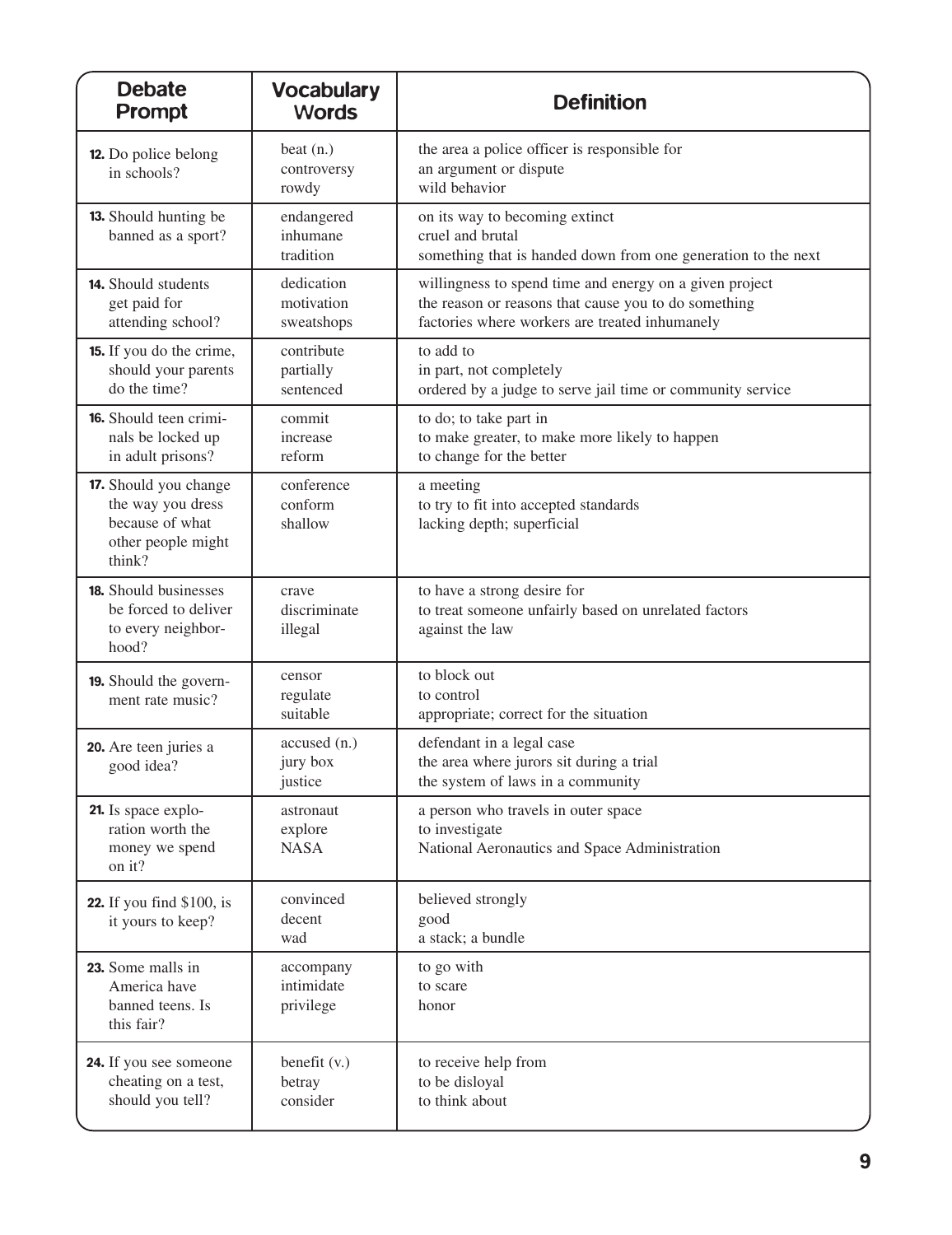| Debate Prompt | Vocabulary Words | Definition |
|---|---|---|
| **12.** Do police belong in schools? | beat (n.)<br>controversy<br>rowdy | the area a police officer is responsible for<br>an argument or dispute<br>wild behavior |
| **13.** Should hunting be banned as a sport? | endangered<br>inhumane<br>tradition | on its way to becoming extinct<br>cruel and brutal<br>something that is handed down from one generation to the next |
| **14.** Should students get paid for attending school? | dedication<br>motivation<br>sweatshops | willingness to spend time and energy on a given project<br>the reason or reasons that cause you to do something<br>factories where workers are treated inhumanely |
| **15.** If you do the crime, should your parents do the time? | contribute<br>partially<br>sentenced | to add to<br>in part, not completely<br>ordered by a judge to serve jail time or community service |
| **16.** Should teen criminals be locked up in adult prisons? | commit<br>increase<br>reform | to do; to take part in<br>to make greater, to make more likely to happen<br>to change for the better |
| **17.** Should you change the way you dress because of what other people might think? | conference<br>conform<br>shallow | a meeting<br>to try to fit into accepted standards<br>lacking depth; superficial |
| **18.** Should businesses be forced to deliver to every neighborhood? | crave<br>discriminate<br>illegal | to have a strong desire for<br>to treat someone unfairly based on unrelated factors<br>against the law |
| **19.** Should the government rate music? | censor<br>regulate<br>suitable | to block out<br>to control<br>appropriate; correct for the situation |
| **20.** Are teen juries a good idea? | accused (n.)<br>jury box<br>justice | defendant in a legal case<br>the area where jurors sit during a trial<br>the system of laws in a community |
| **21.** Is space exploration worth the money we spend on it? | astronaut<br>explore<br>NASA | a person who travels in outer space<br>to investigate<br>National Aeronautics and Space Administration |
| **22.** If you find $100, is it yours to keep? | convinced<br>decent<br>wad | believed strongly<br>good<br>a stack; a bundle |
| **23.** Some malls in America have banned teens. Is this fair? | accompany<br>intimidate<br>privilege | to go with<br>to scare<br>honor |
| **24.** If you see someone cheating on a test, should you tell? | benefit (v.)<br>betray<br>consider | to receive help from<br>to be disloyal<br>to think about |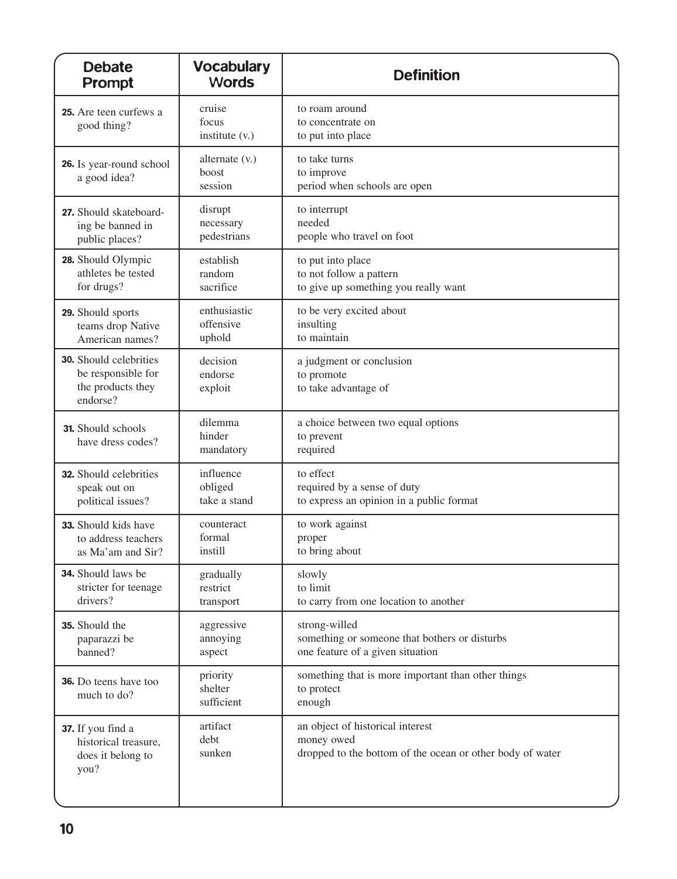| Debate Prompt | Vocabulary Words | Definition |
|---|---|---|
| **25.** Are teen curfews a good thing? | cruise<br>focus<br>institute (v.) | to roam around<br>to concentrate on<br>to put into place |
| **26.** Is year-round school a good idea? | alternate (v.)<br>boost<br>session | to take turns<br>to improve<br>period when schools are open |
| **27.** Should skateboarding be banned in public places? | disrupt<br>necessary<br>pedestrians | to interrupt<br>needed<br>people who travel on foot |
| **28.** Should Olympic athletes be tested for drugs? | establish<br>random<br>sacrifice | to put into place<br>to not follow a pattern<br>to give up something you really want |
| **29.** Should sports teams drop Native American names? | enthusiastic<br>offensive<br>uphold | to be very excited about<br>insulting<br>to maintain |
| **30.** Should celebrities be responsible for the products they endorse? | decision<br>endorse<br>exploit | a judgment or conclusion<br>to promote<br>to take advantage of |
| **31.** Should schools have dress codes? | dilemma<br>hinder<br>mandatory | a choice between two equal options<br>to prevent<br>required |
| **32.** Should celebrities speak out on political issues? | influence<br>obliged<br>take a stand | to effect<br>required by a sense of duty<br>to express an opinion in a public format |
| **33.** Should kids have to address teachers as Ma'am and Sir? | counteract<br>formal<br>instill | to work against<br>proper<br>to bring about |
| **34.** Should laws be stricter for teenage drivers? | gradually<br>restrict<br>transport | slowly<br>to limit<br>to carry from one location to another |
| **35.** Should the paparazzi be banned? | aggressive<br>annoying<br>aspect | strong-willed<br>something or someone that bothers or disturbs<br>one feature of a given situation |
| **36.** Do teens have too much to do? | priority<br>shelter<br>sufficient | something that is more important than other things<br>to protect<br>enough |
| **37.** If you find a historical treasure, does it belong to you? | artifact<br>debt<br>sunken | an object of historical interest<br>money owed<br>dropped to the bottom of the ocean or other body of water |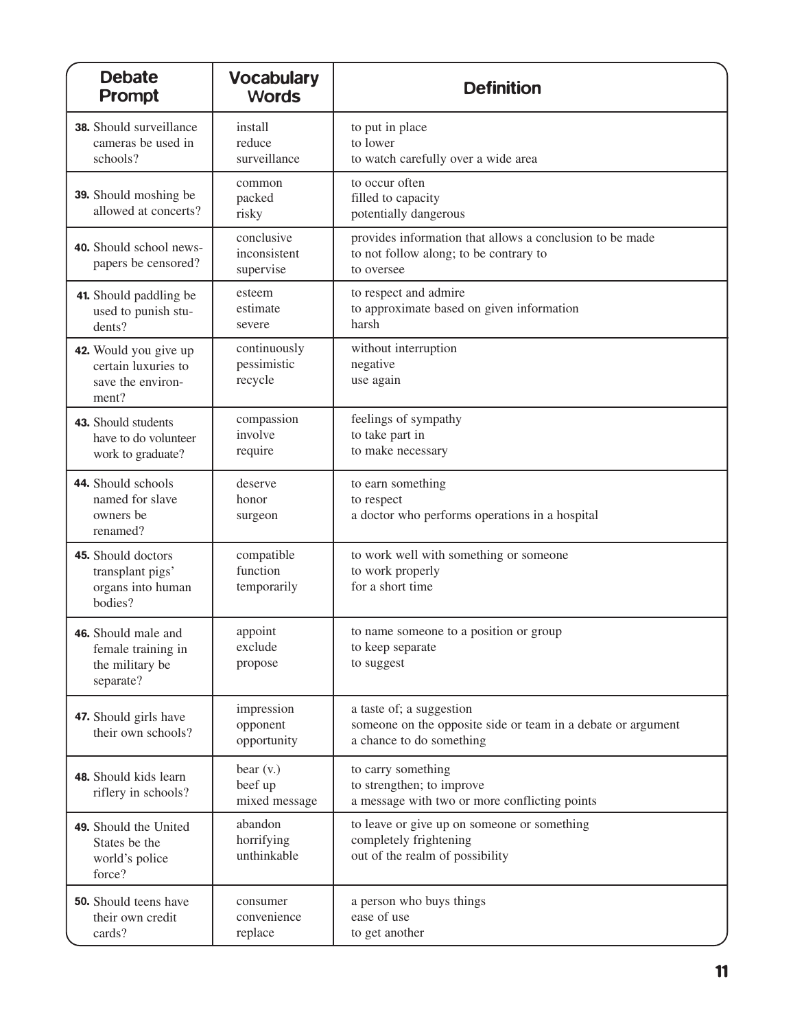| Debate Prompt | Vocabulary Words | Definition |
|---|---|---|
| **38.** Should surveillance cameras be used in schools? | install<br>reduce<br>surveillance | to put in place<br>to lower<br>to watch carefully over a wide area |
| **39.** Should moshing be allowed at concerts? | common<br>packed<br>risky | to occur often<br>filled to capacity<br>potentially dangerous |
| **40.** Should school newspapers be censored? | conclusive<br>inconsistent<br>supervise | provides information that allows a conclusion to be made<br>to not follow along; to be contrary to<br>to oversee |
| **41.** Should paddling be used to punish students? | esteem<br>estimate<br>severe | to respect and admire<br>to approximate based on given information<br>harsh |
| **42.** Would you give up certain luxuries to save the environment? | continuously<br>pessimistic<br>recycle | without interruption<br>negative<br>use again |
| **43.** Should students have to do volunteer work to graduate? | compassion<br>involve<br>require | feelings of sympathy<br>to take part in<br>to make necessary |
| **44.** Should schools named for slave owners be renamed? | deserve<br>honor<br>surgeon | to earn something<br>to respect<br>a doctor who performs operations in a hospital |
| **45.** Should doctors transplant pigs' organs into human bodies? | compatible<br>function<br>temporarily | to work well with something or someone<br>to work properly<br>for a short time |
| **46.** Should male and female training in the military be separate? | appoint<br>exclude<br>propose | to name someone to a position or group<br>to keep separate<br>to suggest |
| **47.** Should girls have their own schools? | impression<br>opponent<br>opportunity | a taste of; a suggestion<br>someone on the opposite side or team in a debate or argument<br>a chance to do something |
| **48.** Should kids learn riflery in schools? | bear (v.)<br>beef up<br>mixed message | to carry something<br>to strengthen; to improve<br>a message with two or more conflicting points |
| **49.** Should the United States be the world's police force? | abandon<br>horrifying<br>unthinkable | to leave or give up on someone or something<br>completely frightening<br>out of the realm of possibility |
| **50.** Should teens have their own credit cards? | consumer<br>convenience<br>replace | a person who buys things<br>ease of use<br>to get another |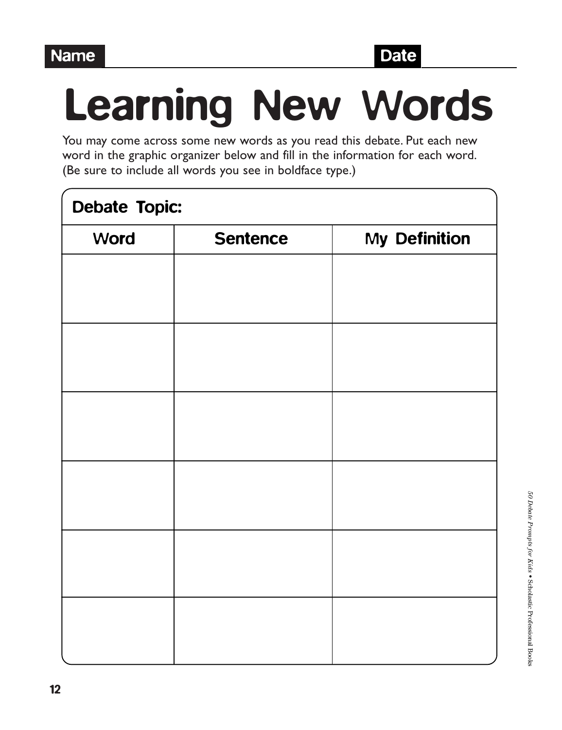Name _______________________________ Date _______________

# Learning New Words

You may come across some new words as you read this debate. Put each new word in the graphic organizer below and fill in the information for each word. (Be sure to include all words you see in boldface type.)

**Debate Topic:**

| Word | Sentence | My Definition |
| --- | --- | --- |
| | | |
| | | |
| | | |
| | | |
| | | |
| | | |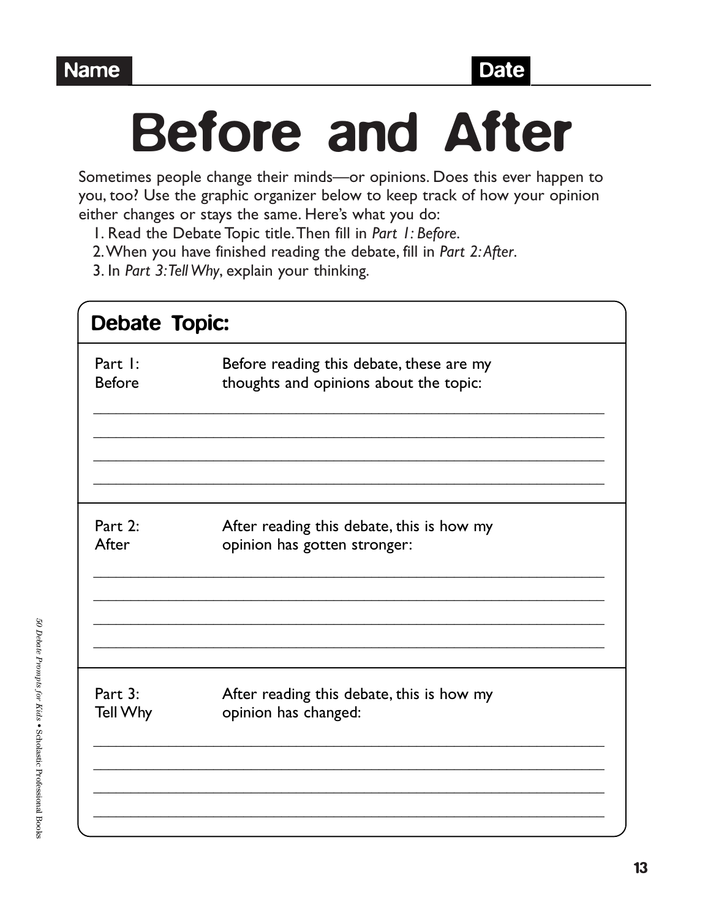Name ______________________________ Date ____________

# Before and After

Sometimes people change their minds—or opinions. Does this ever happen to you, too? Use the graphic organizer below to keep track of how your opinion either changes or stays the same. Here's what you do:

1. Read the Debate Topic title. Then fill in *Part 1: Before*.
2. When you have finished reading the debate, fill in *Part 2: After*.
3. In *Part 3: Tell Why*, explain your thinking.

## Debate Topic:

Part 1: Before — Before reading this debate, these are my thoughts and opinions about the topic:

_______________________________________________________________

_______________________________________________________________

_______________________________________________________________

_______________________________________________________________

Part 2: After — After reading this debate, this is how my opinion has gotten stronger:

_______________________________________________________________

_______________________________________________________________

_______________________________________________________________

_______________________________________________________________

Part 3: Tell Why — After reading this debate, this is how my opinion has changed:

_______________________________________________________________

_______________________________________________________________

_______________________________________________________________

_______________________________________________________________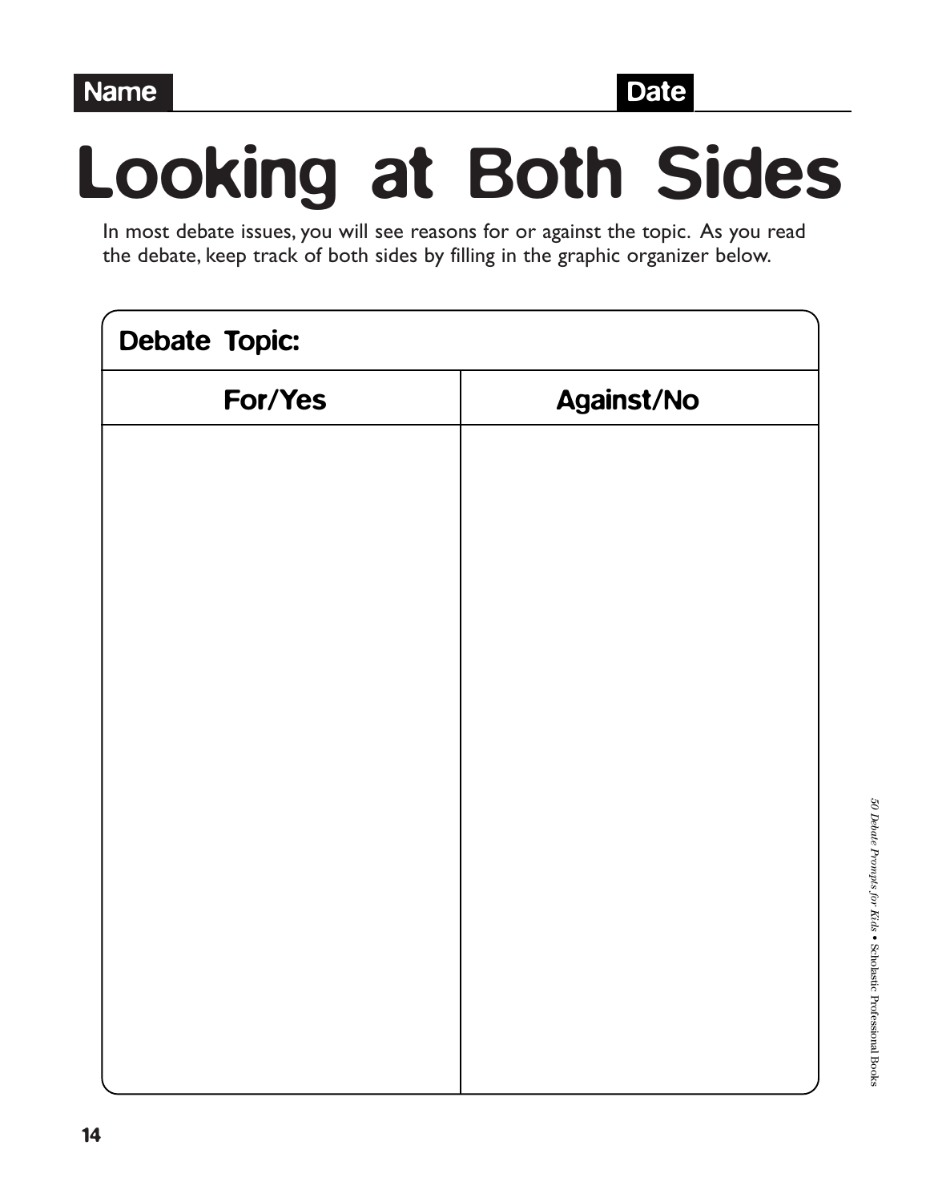Name ______________________________ Date ____________

# Looking at Both Sides

In most debate issues, you will see reasons for or against the topic. As you read the debate, keep track of both sides by filling in the graphic organizer below.

**Debate Topic:**

| For/Yes | Against/No |
| --- | --- |
| | |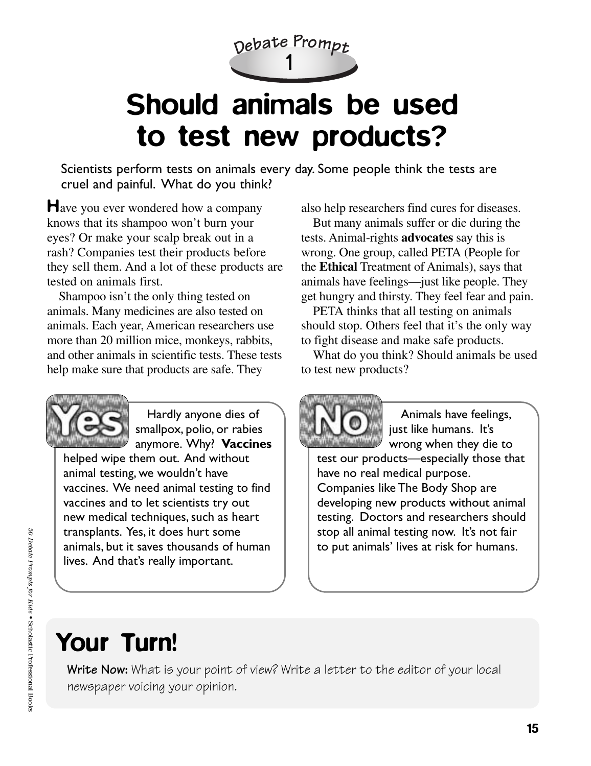Debate Prompt 1

# Should animals be used to test new products?

Scientists perform tests on animals every day. Some people think the tests are cruel and painful. What do you think?

Have you ever wondered how a company knows that its shampoo won't burn your eyes? Or make your scalp break out in a rash? Companies test their products before they sell them. And a lot of these products are tested on animals first.

Shampoo isn't the only thing tested on animals. Many medicines are also tested on animals. Each year, American researchers use more than 20 million mice, monkeys, rabbits, and other animals in scientific tests. These tests help make sure that products are safe. They also help researchers find cures for diseases.

But many animals suffer or die during the tests. Animal-rights **advocates** say this is wrong. One group, called PETA (People for the **Ethical** Treatment of Animals), says that animals have feelings—just like people. They get hungry and thirsty. They feel fear and pain.

PETA thinks that all testing on animals should stop. Others feel that it's the only way to fight disease and make safe products.

What do you think? Should animals be used to test new products?

**Yes**

Hardly anyone dies of smallpox, polio, or rabies anymore. Why? **Vaccines** helped wipe them out. And without animal testing, we wouldn't have vaccines. We need animal testing to find vaccines and to let scientists try out new medical techniques, such as heart transplants. Yes, it does hurt some animals, but it saves thousands of human lives. And that's really important.

**No**

Animals have feelings, just like humans. It's wrong when they die to test our products—especially those that have no real medical purpose. Companies like The Body Shop are developing new products without animal testing. Doctors and researchers should stop all animal testing now. It's not fair to put animals' lives at risk for humans.

## Your Turn!

**Write Now:** What is your point of view? Write a letter to the editor of your local newspaper voicing your opinion.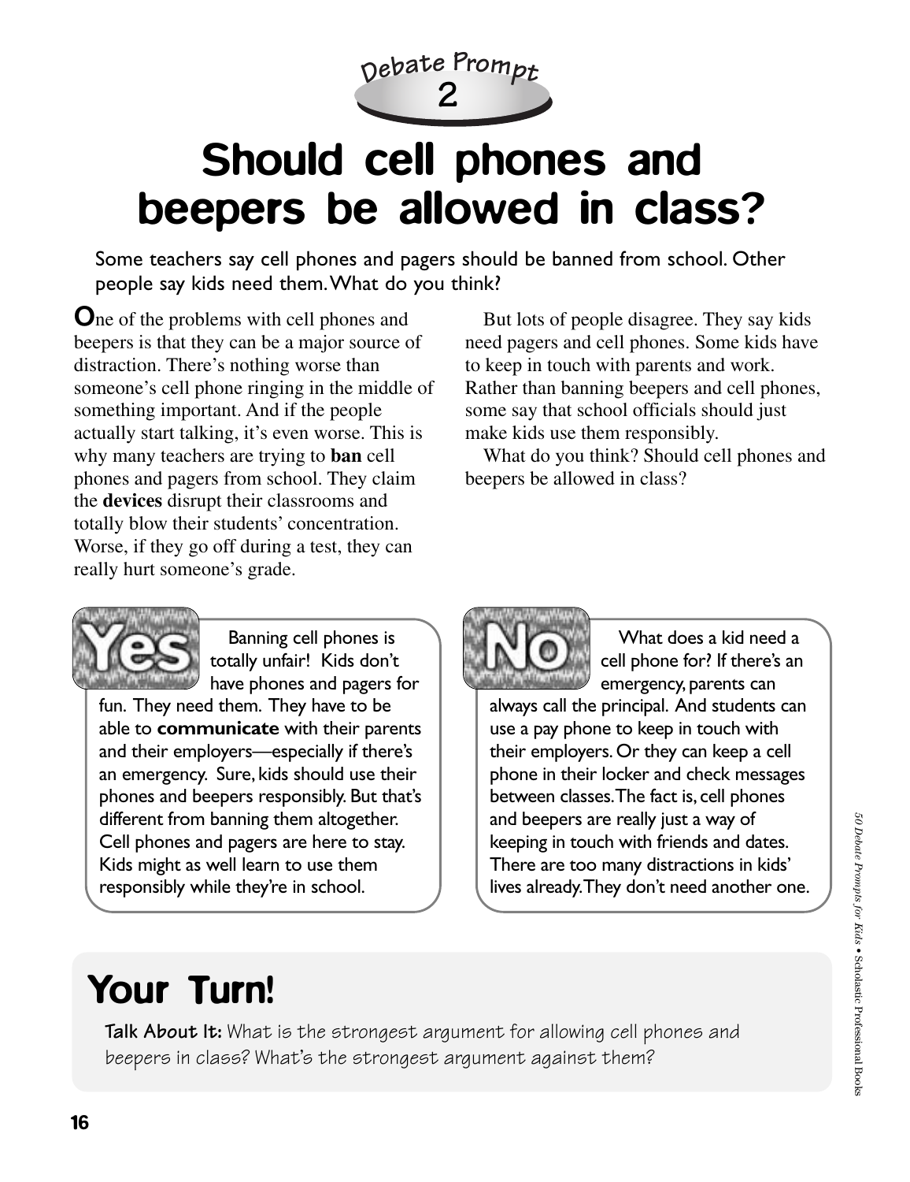Debate Prompt 2

# Should cell phones and beepers be allowed in class?

Some teachers say cell phones and pagers should be banned from school. Other people say kids need them. What do you think?

One of the problems with cell phones and beepers is that they can be a major source of distraction. There's nothing worse than someone's cell phone ringing in the middle of something important. And if the people actually start talking, it's even worse. This is why many teachers are trying to **ban** cell phones and pagers from school. They claim the **devices** disrupt their classrooms and totally blow their students' concentration. Worse, if they go off during a test, they can really hurt someone's grade.

But lots of people disagree. They say kids need pagers and cell phones. Some kids have to keep in touch with parents and work. Rather than banning beepers and cell phones, some say that school officials should just make kids use them responsibly.

What do you think? Should cell phones and beepers be allowed in class?

**Yes**

Banning cell phones is totally unfair! Kids don't have phones and pagers for fun. They need them. They have to be able to **communicate** with their parents and their employers—especially if there's an emergency. Sure, kids should use their phones and beepers responsibly. But that's different from banning them altogether. Cell phones and pagers are here to stay. Kids might as well learn to use them responsibly while they're in school.

**No**

What does a kid need a cell phone for? If there's an emergency, parents can always call the principal. And students can use a pay phone to keep in touch with their employers. Or they can keep a cell phone in their locker and check messages between classes. The fact is, cell phones and beepers are really just a way of keeping in touch with friends and dates. There are too many distractions in kids' lives already. They don't need another one.

## Your Turn!

**Talk About It:** What is the strongest argument for allowing cell phones and beepers in class? What's the strongest argument against them?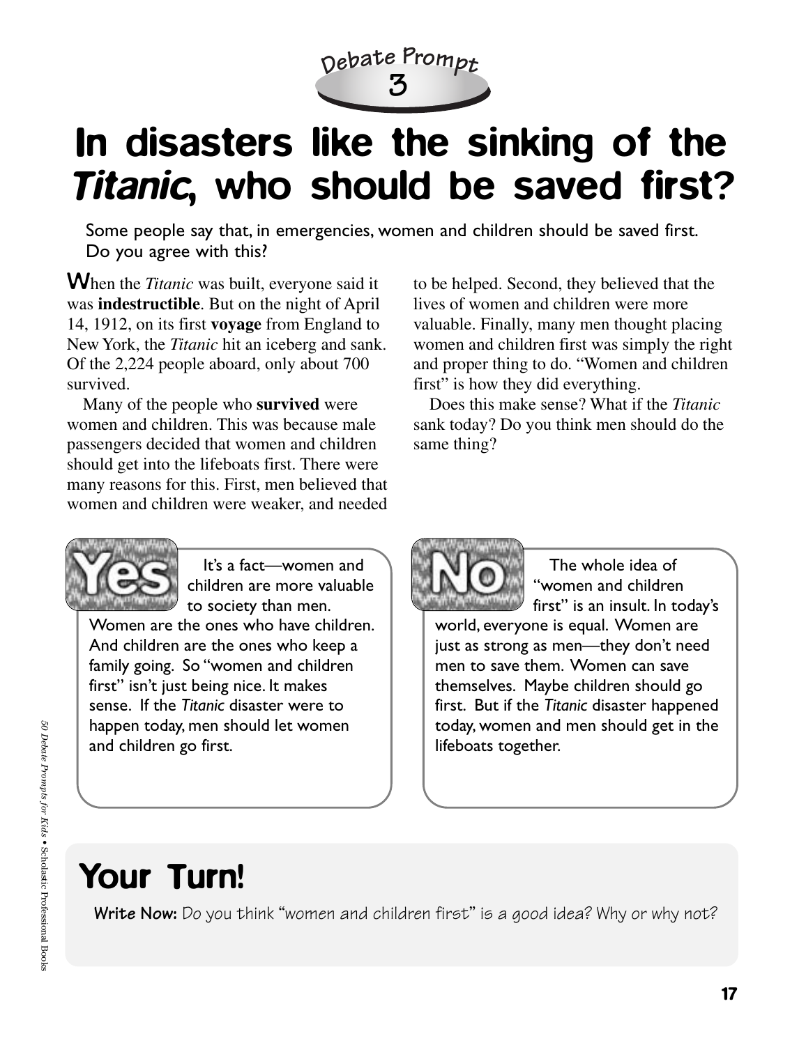Debate Prompt 3

# In disasters like the sinking of the *Titanic*, who should be saved first?

Some people say that, in emergencies, women and children should be saved first. Do you agree with this?

When the *Titanic* was built, everyone said it was **indestructible**. But on the night of April 14, 1912, on its first **voyage** from England to New York, the *Titanic* hit an iceberg and sank. Of the 2,224 people aboard, only about 700 survived.

Many of the people who **survived** were women and children. This was because male passengers decided that women and children should get into the lifeboats first. There were many reasons for this. First, men believed that women and children were weaker, and needed to be helped. Second, they believed that the lives of women and children were more valuable. Finally, many men thought placing women and children first was simply the right and proper thing to do. "Women and children first" is how they did everything.

Does this make sense? What if the *Titanic* sank today? Do you think men should do the same thing?

**Yes**

It's a fact—women and children are more valuable to society than men. Women are the ones who have children. And children are the ones who keep a family going. So "women and children first" isn't just being nice. It makes sense. If the *Titanic* disaster were to happen today, men should let women and children go first.

**No**

The whole idea of "women and children first" is an insult. In today's world, everyone is equal. Women are just as strong as men—they don't need men to save them. Women can save themselves. Maybe children should go first. But if the *Titanic* disaster happened today, women and men should get in the lifeboats together.

## Your Turn!

**Write Now:** Do you think "women and children first" is a good idea? Why or why not?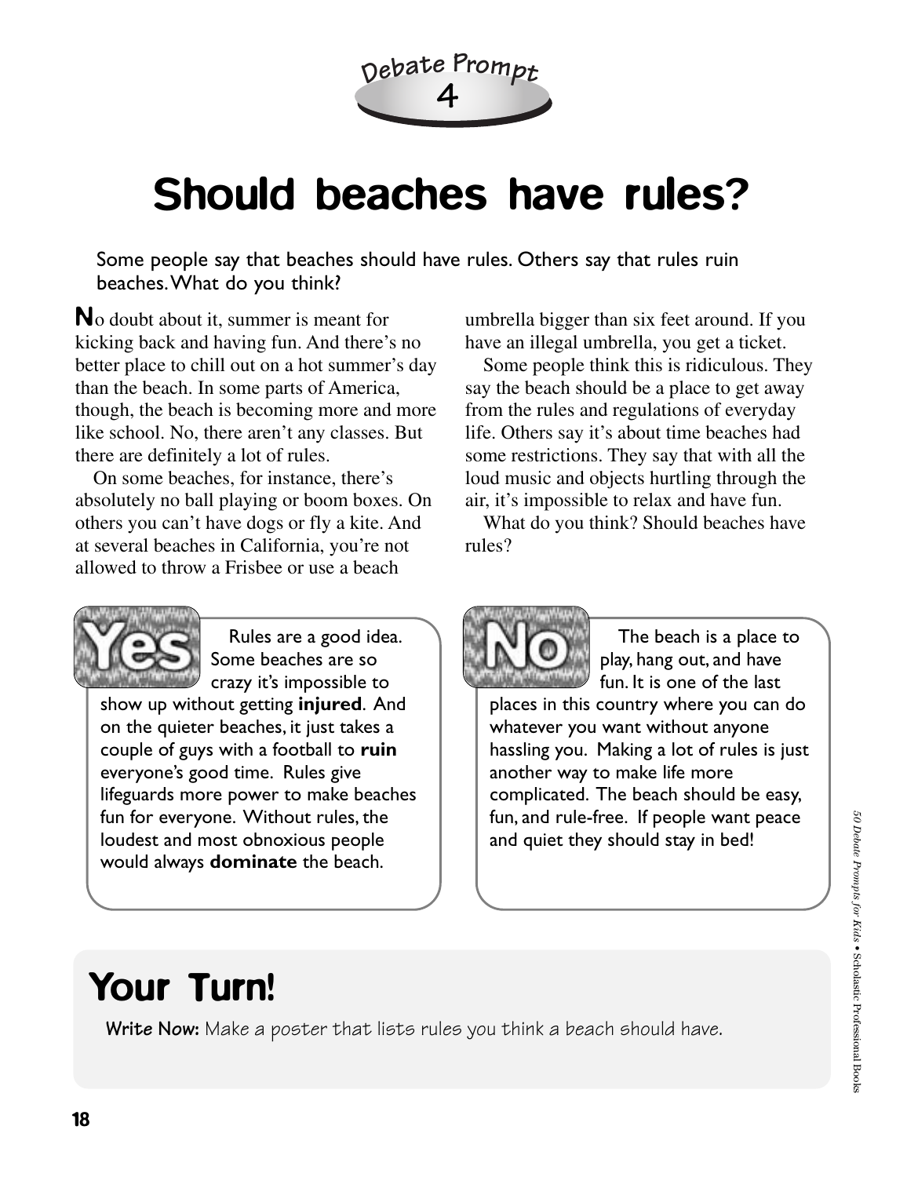Debate Prompt 4

# Should beaches have rules?

Some people say that beaches should have rules. Others say that rules ruin beaches. What do you think?

No doubt about it, summer is meant for kicking back and having fun. And there's no better place to chill out on a hot summer's day than the beach. In some parts of America, though, the beach is becoming more and more like school. No, there aren't any classes. But there are definitely a lot of rules.

On some beaches, for instance, there's absolutely no ball playing or boom boxes. On others you can't have dogs or fly a kite. And at several beaches in California, you're not allowed to throw a Frisbee or use a beach umbrella bigger than six feet around. If you have an illegal umbrella, you get a ticket.

Some people think this is ridiculous. They say the beach should be a place to get away from the rules and regulations of everyday life. Others say it's about time beaches had some restrictions. They say that with all the loud music and objects hurtling through the air, it's impossible to relax and have fun.

What do you think? Should beaches have rules?

**Yes**

Rules are a good idea. Some beaches are so crazy it's impossible to show up without getting **injured**. And on the quieter beaches, it just takes a couple of guys with a football to **ruin** everyone's good time. Rules give lifeguards more power to make beaches fun for everyone. Without rules, the loudest and most obnoxious people would always **dominate** the beach.

**No**

The beach is a place to play, hang out, and have fun. It is one of the last places in this country where you can do whatever you want without anyone hassling you. Making a lot of rules is just another way to make life more complicated. The beach should be easy, fun, and rule-free. If people want peace and quiet they should stay in bed!

## Your Turn!

**Write Now:** Make a poster that lists rules you think a beach should have.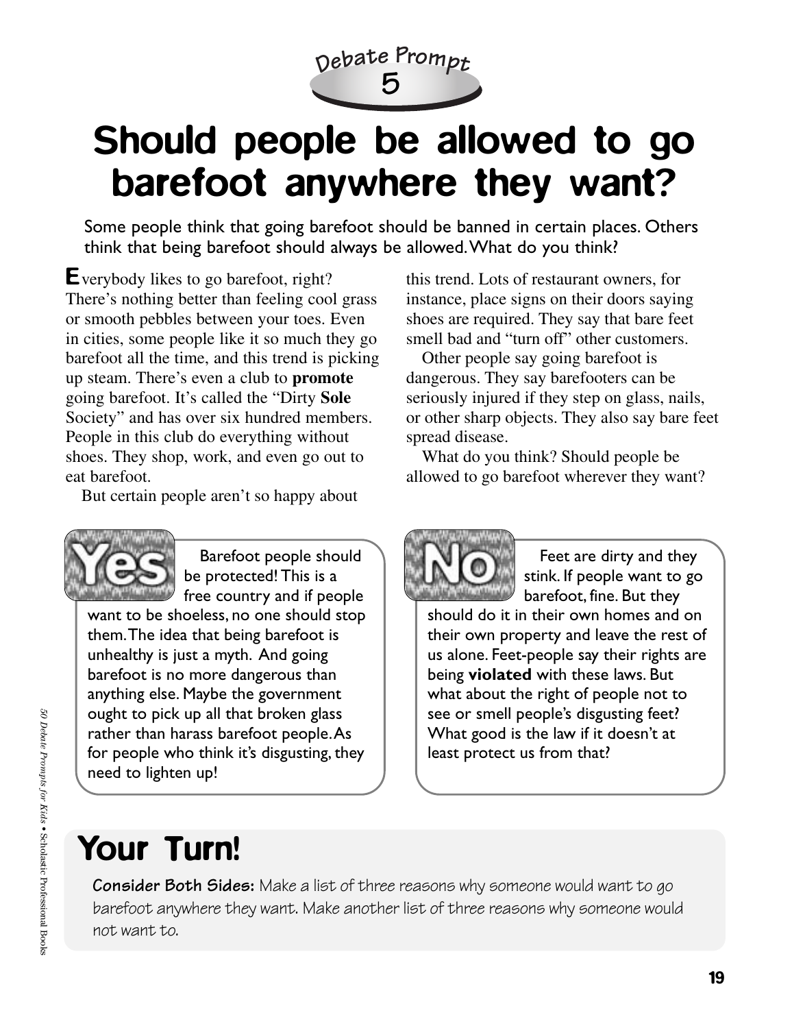Debate Prompt 5

# Should people be allowed to go barefoot anywhere they want?

Some people think that going barefoot should be banned in certain places. Others think that being barefoot should always be allowed. What do you think?

Everybody likes to go barefoot, right? There's nothing better than feeling cool grass or smooth pebbles between your toes. Even in cities, some people like it so much they go barefoot all the time, and this trend is picking up steam. There's even a club to **promote** going barefoot. It's called the "Dirty **Sole** Society" and has over six hundred members. People in this club do everything without shoes. They shop, work, and even go out to eat barefoot.

But certain people aren't so happy about this trend. Lots of restaurant owners, for instance, place signs on their doors saying shoes are required. They say that bare feet smell bad and "turn off" other customers.

Other people say going barefoot is dangerous. They say barefooters can be seriously injured if they step on glass, nails, or other sharp objects. They also say bare feet spread disease.

What do you think? Should people be allowed to go barefoot wherever they want?

**Yes**

Barefoot people should be protected! This is a free country and if people want to be shoeless, no one should stop them. The idea that being barefoot is unhealthy is just a myth. And going barefoot is no more dangerous than anything else. Maybe the government ought to pick up all that broken glass rather than harass barefoot people. As for people who think it's disgusting, they need to lighten up!

**No**

Feet are dirty and they stink. If people want to go barefoot, fine. But they should do it in their own homes and on their own property and leave the rest of us alone. Feet-people say their rights are being **violated** with these laws. But what about the right of people not to see or smell people's disgusting feet? What good is the law if it doesn't at least protect us from that?

## Your Turn!

**Consider Both Sides:** Make a list of three reasons why someone would want to go barefoot anywhere they want. Make another list of three reasons why someone would not want to.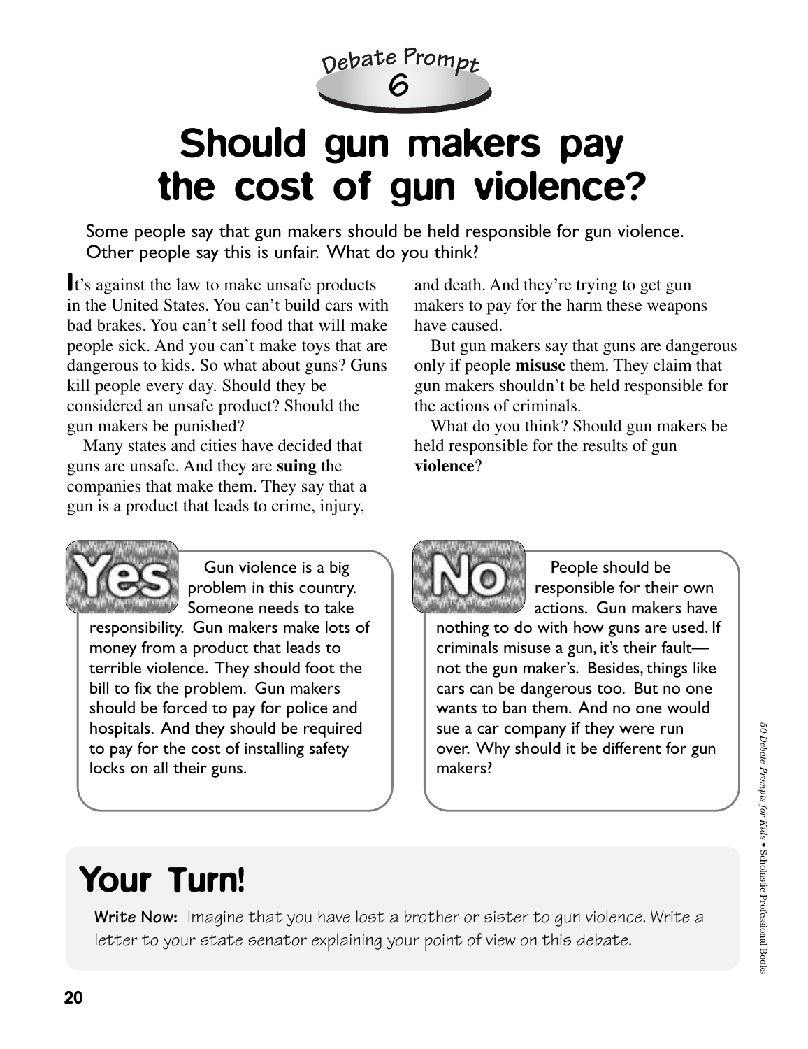Debate Prompt 6

# Should gun makers pay the cost of gun violence?

Some people say that gun makers should be held responsible for gun violence. Other people say this is unfair. What do you think?

It's against the law to make unsafe products in the United States. You can't build cars with bad brakes. You can't sell food that will make people sick. And you can't make toys that are dangerous to kids. So what about guns? Guns kill people every day. Should they be considered an unsafe product? Should the gun makers be punished?

Many states and cities have decided that guns are unsafe. And they are **suing** the companies that make them. They say that a gun is a product that leads to crime, injury, and death. And they're trying to get gun makers to pay for the harm these weapons have caused.

But gun makers say that guns are dangerous only if people **misuse** them. They claim that gun makers shouldn't be held responsible for the actions of criminals.

What do you think? Should gun makers be held responsible for the results of gun **violence**?

**Yes**

Gun violence is a big problem in this country. Someone needs to take responsibility. Gun makers make lots of money from a product that leads to terrible violence. They should foot the bill to fix the problem. Gun makers should be forced to pay for police and hospitals. And they should be required to pay for the cost of installing safety locks on all their guns.

**No**

People should be responsible for their own actions. Gun makers have nothing to do with how guns are used. If criminals misuse a gun, it's their fault—not the gun maker's. Besides, things like cars can be dangerous too. But no one wants to ban them. And no one would sue a car company if they were run over. Why should it be different for gun makers?

## Your Turn!

**Write Now:** Imagine that you have lost a brother or sister to gun violence. Write a letter to your state senator explaining your point of view on this debate.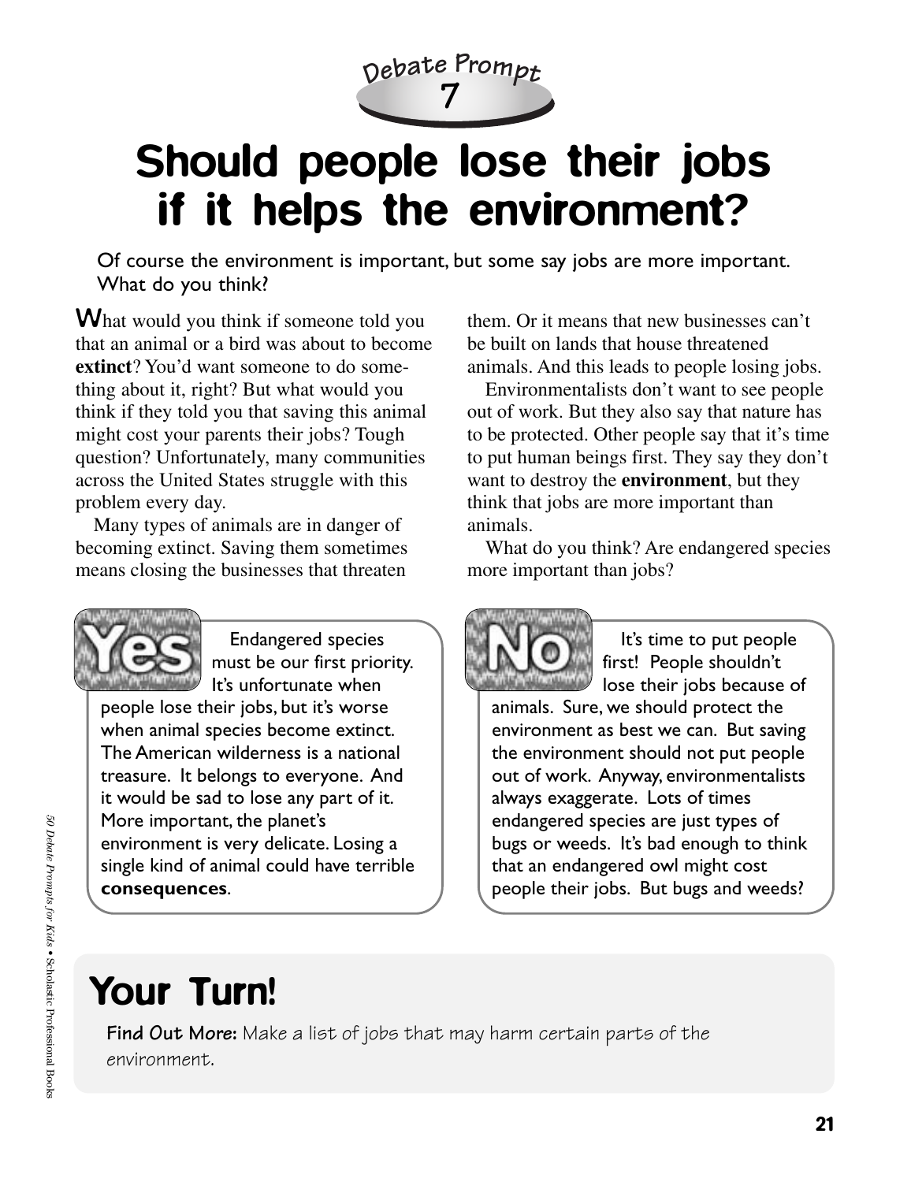Debate Prompt 7

# Should people lose their jobs if it helps the environment?

Of course the environment is important, but some say jobs are more important. What do you think?

What would you think if someone told you that an animal or a bird was about to become **extinct**? You'd want someone to do something about it, right? But what would you think if they told you that saving this animal might cost your parents their jobs? Tough question? Unfortunately, many communities across the United States struggle with this problem every day.

Many types of animals are in danger of becoming extinct. Saving them sometimes means closing the businesses that threaten them. Or it means that new businesses can't be built on lands that house threatened animals. And this leads to people losing jobs.

Environmentalists don't want to see people out of work. But they also say that nature has to be protected. Other people say that it's time to put human beings first. They say they don't want to destroy the **environment**, but they think that jobs are more important than animals.

What do you think? Are endangered species more important than jobs?

**Yes**

Endangered species must be our first priority. It's unfortunate when people lose their jobs, but it's worse when animal species become extinct. The American wilderness is a national treasure. It belongs to everyone. And it would be sad to lose any part of it. More important, the planet's environment is very delicate. Losing a single kind of animal could have terrible **consequences**.

**No**

It's time to put people first! People shouldn't lose their jobs because of animals. Sure, we should protect the environment as best we can. But saving the environment should not put people out of work. Anyway, environmentalists always exaggerate. Lots of times endangered species are just types of bugs or weeds. It's bad enough to think that an endangered owl might cost people their jobs. But bugs and weeds?

## Your Turn!

**Find Out More:** Make a list of jobs that may harm certain parts of the environment.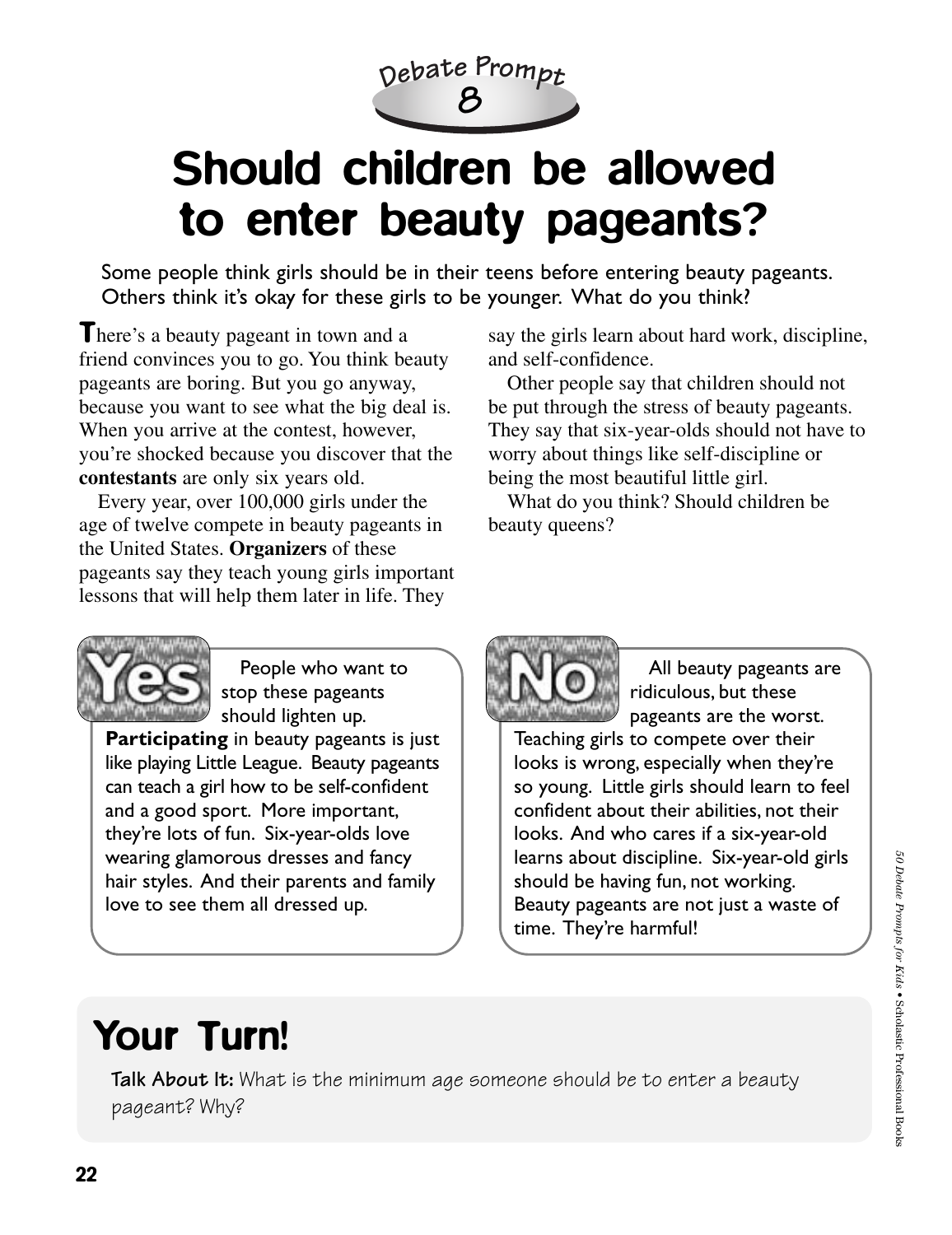Debate Prompt 8

# Should children be allowed to enter beauty pageants?

Some people think girls should be in their teens before entering beauty pageants. Others think it's okay for these girls to be younger. What do you think?

There's a beauty pageant in town and a friend convinces you to go. You think beauty pageants are boring. But you go anyway, because you want to see what the big deal is. When you arrive at the contest, however, you're shocked because you discover that the **contestants** are only six years old.

Every year, over 100,000 girls under the age of twelve compete in beauty pageants in the United States. **Organizers** of these pageants say they teach young girls important lessons that will help them later in life. They say the girls learn about hard work, discipline, and self-confidence.

Other people say that children should not be put through the stress of beauty pageants. They say that six-year-olds should not have to worry about things like self-discipline or being the most beautiful little girl.

What do you think? Should children be beauty queens?

## Yes

People who want to stop these pageants should lighten up. **Participating** in beauty pageants is just like playing Little League. Beauty pageants can teach a girl how to be self-confident and a good sport. More important, they're lots of fun. Six-year-olds love wearing glamorous dresses and fancy hair styles. And their parents and family love to see them all dressed up.

## No

All beauty pageants are ridiculous, but these pageants are the worst. Teaching girls to compete over their looks is wrong, especially when they're so young. Little girls should learn to feel confident about their abilities, not their looks. And who cares if a six-year-old learns about discipline. Six-year-old girls should be having fun, not working. Beauty pageants are not just a waste of time. They're harmful!

## Your Turn!

**Talk About It:** What is the minimum age someone should be to enter a beauty pageant? Why?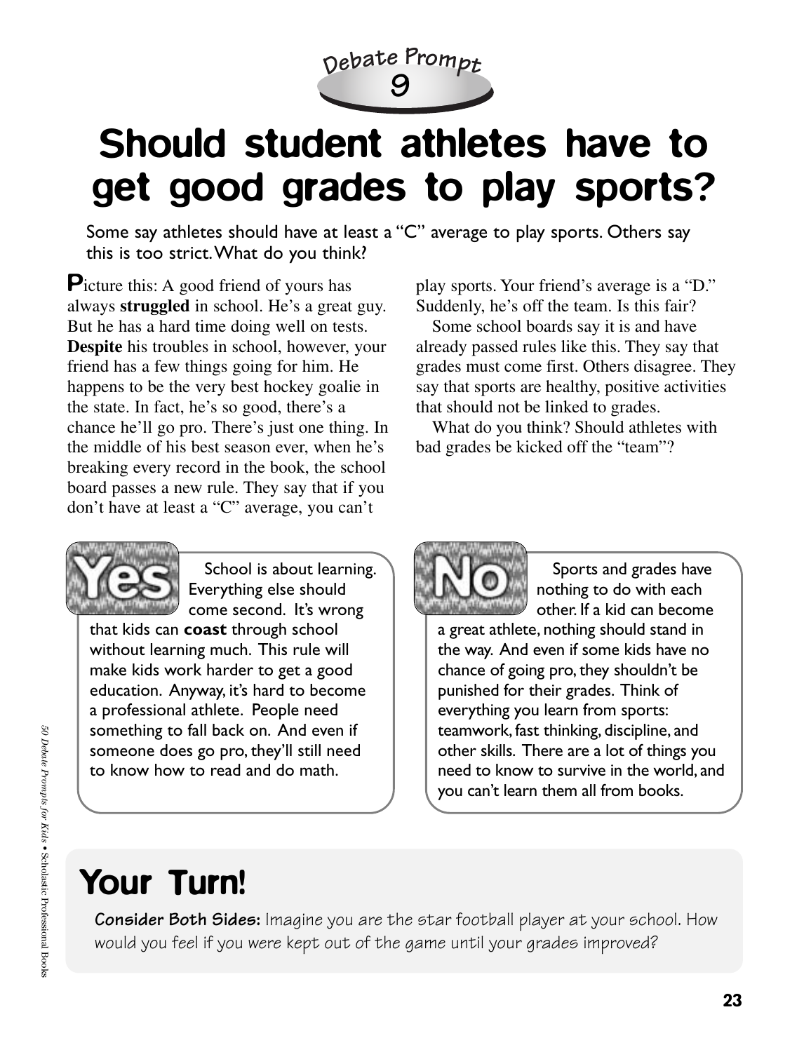Debate Prompt 9

# Should student athletes have to get good grades to play sports?

Some say athletes should have at least a "C" average to play sports. Others say this is too strict. What do you think?

Picture this: A good friend of yours has always **struggled** in school. He's a great guy. But he has a hard time doing well on tests. **Despite** his troubles in school, however, your friend has a few things going for him. He happens to be the very best hockey goalie in the state. In fact, he's so good, there's a chance he'll go pro. There's just one thing. In the middle of his best season ever, when he's breaking every record in the book, the school board passes a new rule. They say that if you don't have at least a "C" average, you can't play sports. Your friend's average is a "D." Suddenly, he's off the team. Is this fair?

Some school boards say it is and have already passed rules like this. They say that grades must come first. Others disagree. They say that sports are healthy, positive activities that should not be linked to grades.

What do you think? Should athletes with bad grades be kicked off the "team"?

**Yes**

School is about learning. Everything else should come second. It's wrong that kids can **coast** through school without learning much. This rule will make kids work harder to get a good education. Anyway, it's hard to become a professional athlete. People need something to fall back on. And even if someone does go pro, they'll still need to know how to read and do math.

**No**

Sports and grades have nothing to do with each other. If a kid can become a great athlete, nothing should stand in the way. And even if some kids have no chance of going pro, they shouldn't be punished for their grades. Think of everything you learn from sports: teamwork, fast thinking, discipline, and other skills. There are a lot of things you need to know to survive in the world, and you can't learn them all from books.

## Your Turn!

**Consider Both Sides:** Imagine you are the star football player at your school. How would you feel if you were kept out of the game until your grades improved?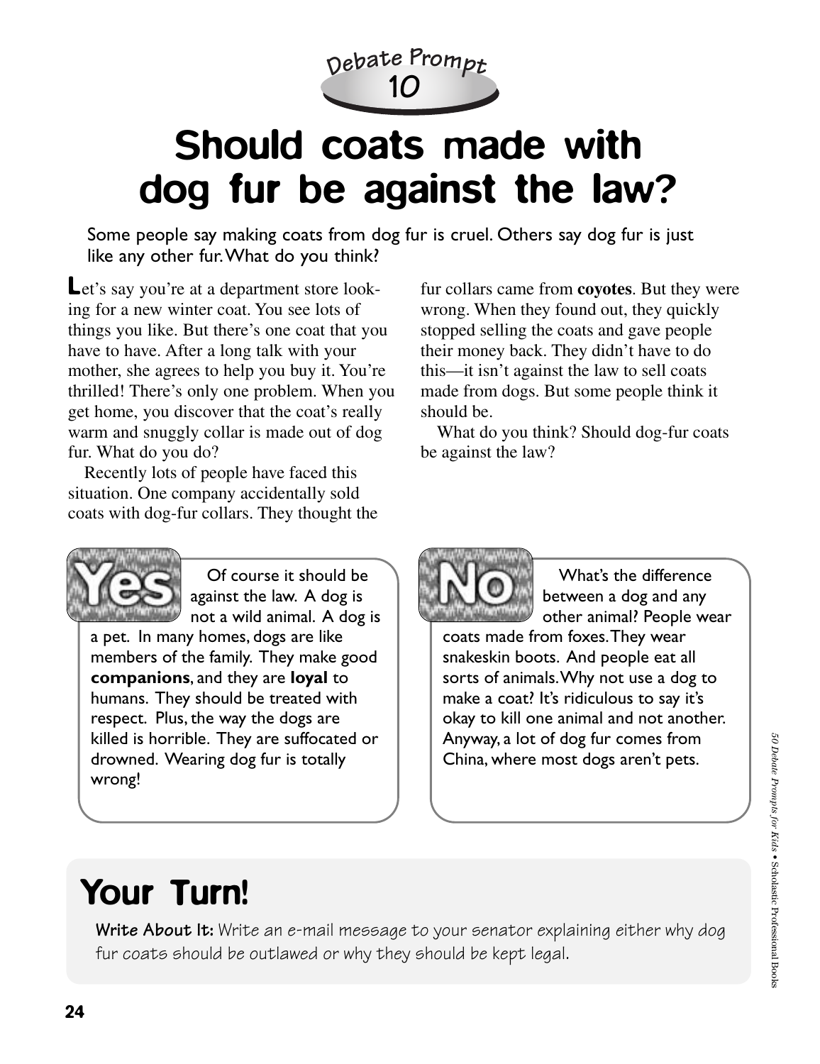Debate Prompt 10

# Should coats made with dog fur be against the law?

Some people say making coats from dog fur is cruel. Others say dog fur is just like any other fur. What do you think?

Let's say you're at a department store looking for a new winter coat. You see lots of things you like. But there's one coat that you have to have. After a long talk with your mother, she agrees to help you buy it. You're thrilled! There's only one problem. When you get home, you discover that the coat's really warm and snuggly collar is made out of dog fur. What do you do?

Recently lots of people have faced this situation. One company accidentally sold coats with dog-fur collars. They thought the fur collars came from **coyotes**. But they were wrong. When they found out, they quickly stopped selling the coats and gave people their money back. They didn't have to do this—it isn't against the law to sell coats made from dogs. But some people think it should be.

What do you think? Should dog-fur coats be against the law?

**Yes**

Of course it should be against the law. A dog is not a wild animal. A dog is a pet. In many homes, dogs are like members of the family. They make good **companions**, and they are **loyal** to humans. They should be treated with respect. Plus, the way the dogs are killed is horrible. They are suffocated or drowned. Wearing dog fur is totally wrong!

**No**

What's the difference between a dog and any other animal? People wear coats made from foxes. They wear snakeskin boots. And people eat all sorts of animals. Why not use a dog to make a coat? It's ridiculous to say it's okay to kill one animal and not another. Anyway, a lot of dog fur comes from China, where most dogs aren't pets.

## Your Turn!

**Write About It:** Write an e-mail message to your senator explaining either why dog fur coats should be outlawed or why they should be kept legal.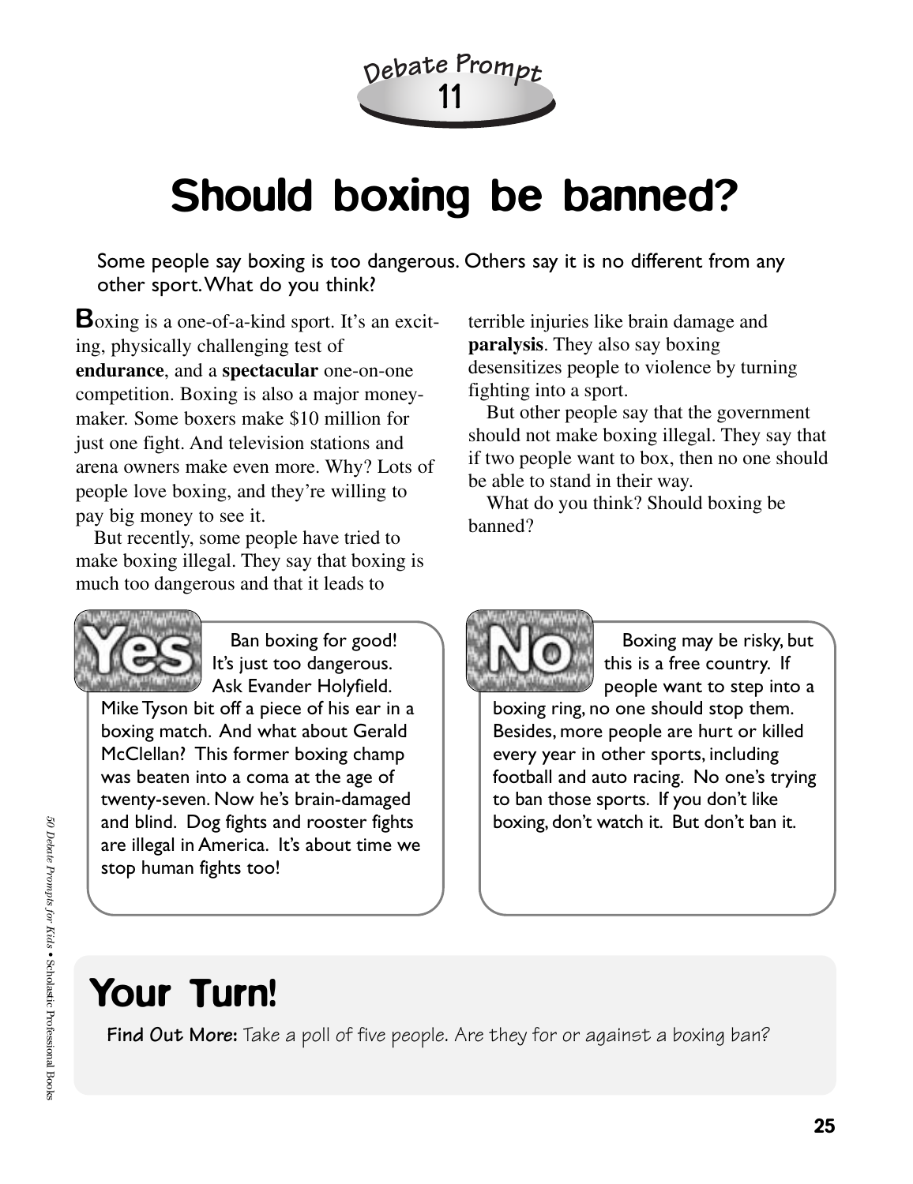Debate Prompt 11

# Should boxing be banned?

Some people say boxing is too dangerous. Others say it is no different from any other sport. What do you think?

Boxing is a one-of-a-kind sport. It's an exciting, physically challenging test of **endurance**, and a **spectacular** one-on-one competition. Boxing is also a major moneymaker. Some boxers make $10 million for just one fight. And television stations and arena owners make even more. Why? Lots of people love boxing, and they're willing to pay big money to see it.

But recently, some people have tried to make boxing illegal. They say that boxing is much too dangerous and that it leads to terrible injuries like brain damage and **paralysis**. They also say boxing desensitizes people to violence by turning fighting into a sport.

But other people say that the government should not make boxing illegal. They say that if two people want to box, then no one should be able to stand in their way.

What do you think? Should boxing be banned?

**Yes**

Ban boxing for good! It's just too dangerous. Ask Evander Holyfield. Mike Tyson bit off a piece of his ear in a boxing match. And what about Gerald McClellan? This former boxing champ was beaten into a coma at the age of twenty-seven. Now he's brain-damaged and blind. Dog fights and rooster fights are illegal in America. It's about time we stop human fights too!

**No**

Boxing may be risky, but this is a free country. If people want to step into a boxing ring, no one should stop them. Besides, more people are hurt or killed every year in other sports, including football and auto racing. No one's trying to ban those sports. If you don't like boxing, don't watch it. But don't ban it.

## Your Turn!

**Find Out More:** Take a poll of five people. Are they for or against a boxing ban?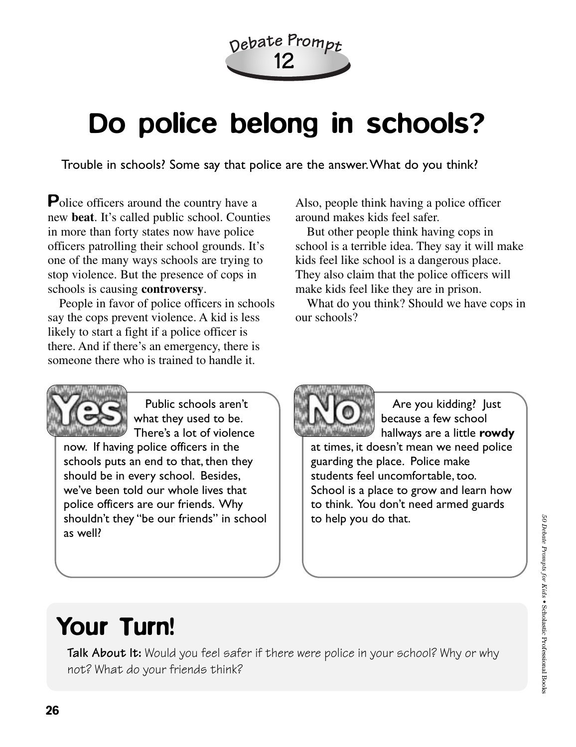Debate Prompt 12

# Do police belong in schools?

Trouble in schools? Some say that police are the answer. What do you think?

Police officers around the country have a new **beat**. It's called public school. Counties in more than forty states now have police officers patrolling their school grounds. It's one of the many ways schools are trying to stop violence. But the presence of cops in schools is causing **controversy**.

People in favor of police officers in schools say the cops prevent violence. A kid is less likely to start a fight if a police officer is there. And if there's an emergency, there is someone there who is trained to handle it. Also, people think having a police officer around makes kids feel safer.

But other people think having cops in school is a terrible idea. They say it will make kids feel like school is a dangerous place. They also claim that the police officers will make kids feel like they are in prison.

What do you think? Should we have cops in our schools?

**Yes**

Public schools aren't what they used to be. There's a lot of violence now. If having police officers in the schools puts an end to that, then they should be in every school. Besides, we've been told our whole lives that police officers are our friends. Why shouldn't they "be our friends" in school as well?

**No**

Are you kidding? Just because a few school hallways are a little **rowdy** at times, it doesn't mean we need police guarding the place. Police make students feel uncomfortable, too. School is a place to grow and learn how to think. You don't need armed guards to help you do that.

## Your Turn!

**Talk About It:** Would you feel safer if there were police in your school? Why or why not? What do your friends think?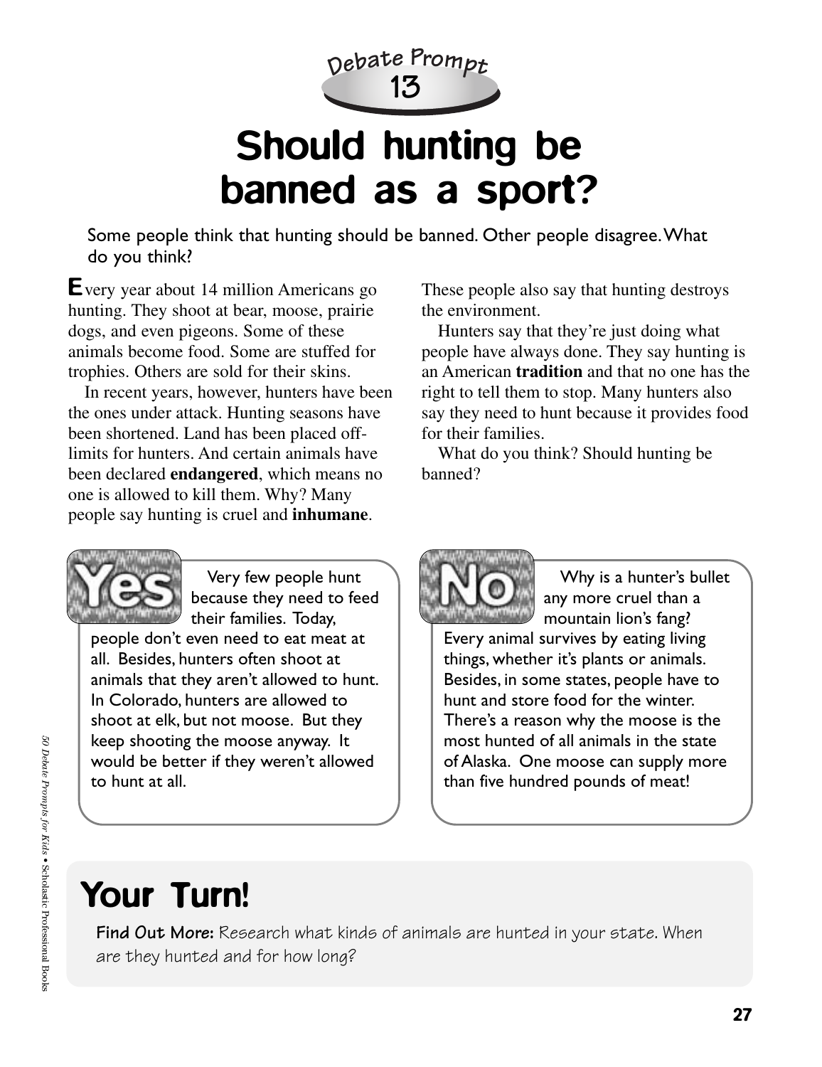Debate Prompt 13

# Should hunting be banned as a sport?

Some people think that hunting should be banned. Other people disagree. What do you think?

Every year about 14 million Americans go hunting. They shoot at bear, moose, prairie dogs, and even pigeons. Some of these animals become food. Some are stuffed for trophies. Others are sold for their skins.

In recent years, however, hunters have been the ones under attack. Hunting seasons have been shortened. Land has been placed off-limits for hunters. And certain animals have been declared **endangered**, which means no one is allowed to kill them. Why? Many people say hunting is cruel and **inhumane**. These people also say that hunting destroys the environment.

Hunters say that they're just doing what people have always done. They say hunting is an American **tradition** and that no one has the right to tell them to stop. Many hunters also say they need to hunt because it provides food for their families.

What do you think? Should hunting be banned?

**Yes**

Very few people hunt because they need to feed their families. Today, people don't even need to eat meat at all. Besides, hunters often shoot at animals that they aren't allowed to hunt. In Colorado, hunters are allowed to shoot at elk, but not moose. But they keep shooting the moose anyway. It would be better if they weren't allowed to hunt at all.

**No**

Why is a hunter's bullet any more cruel than a mountain lion's fang? Every animal survives by eating living things, whether it's plants or animals. Besides, in some states, people have to hunt and store food for the winter. There's a reason why the moose is the most hunted of all animals in the state of Alaska. One moose can supply more than five hundred pounds of meat!

## Your Turn!

**Find Out More:** Research what kinds of animals are hunted in your state. When are they hunted and for how long?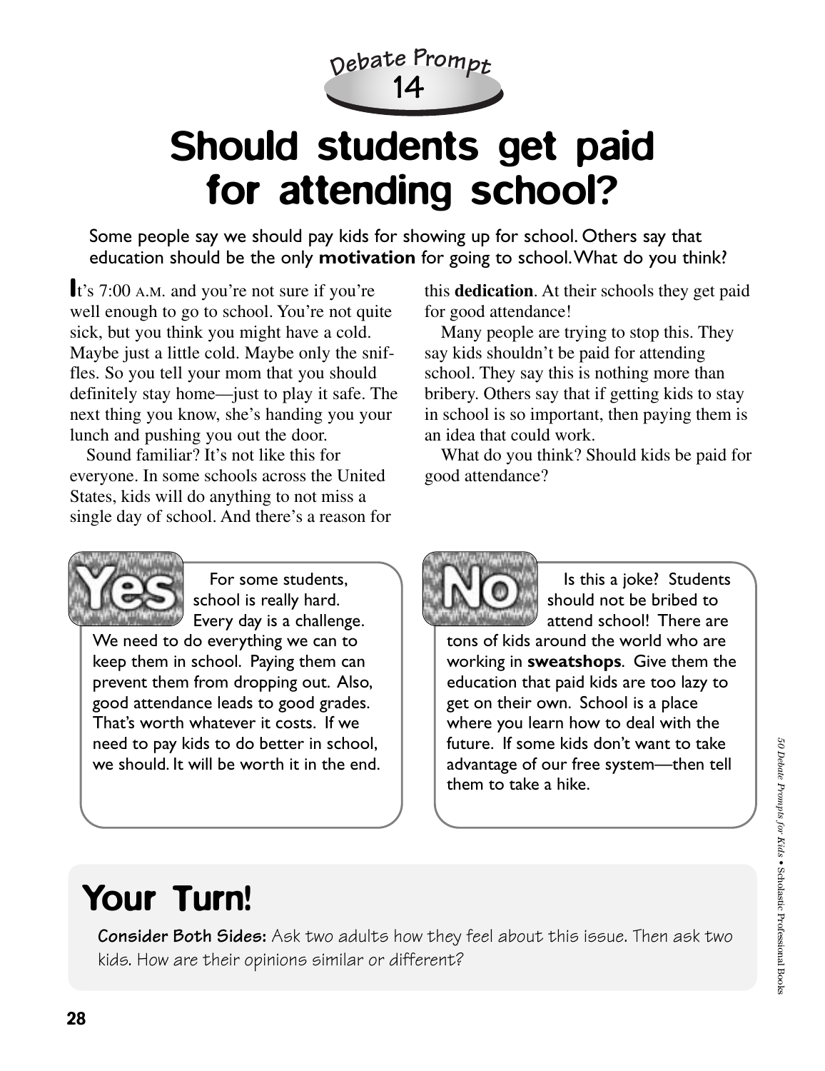Debate Prompt 14

# Should students get paid for attending school?

Some people say we should pay kids for showing up for school. Others say that education should be the only **motivation** for going to school. What do you think?

It's 7:00 A.M. and you're not sure if you're well enough to go to school. You're not quite sick, but you think you might have a cold. Maybe just a little cold. Maybe only the sniffles. So you tell your mom that you should definitely stay home—just to play it safe. The next thing you know, she's handing you your lunch and pushing you out the door.

Sound familiar? It's not like this for everyone. In some schools across the United States, kids will do anything to not miss a single day of school. And there's a reason for this **dedication**. At their schools they get paid for good attendance!

Many people are trying to stop this. They say kids shouldn't be paid for attending school. They say this is nothing more than bribery. Others say that if getting kids to stay in school is so important, then paying them is an idea that could work.

What do you think? Should kids be paid for good attendance?

## Yes

For some students, school is really hard. Every day is a challenge. We need to do everything we can to keep them in school. Paying them can prevent them from dropping out. Also, good attendance leads to good grades. That's worth whatever it costs. If we need to pay kids to do better in school, we should. It will be worth it in the end.

## No

Is this a joke? Students should not be bribed to attend school! There are tons of kids around the world who are working in **sweatshops**. Give them the education that paid kids are too lazy to get on their own. School is a place where you learn how to deal with the future. If some kids don't want to take advantage of our free system—then tell them to take a hike.

## Your Turn!

**Consider Both Sides:** Ask two adults how they feel about this issue. Then ask two kids. How are their opinions similar or different?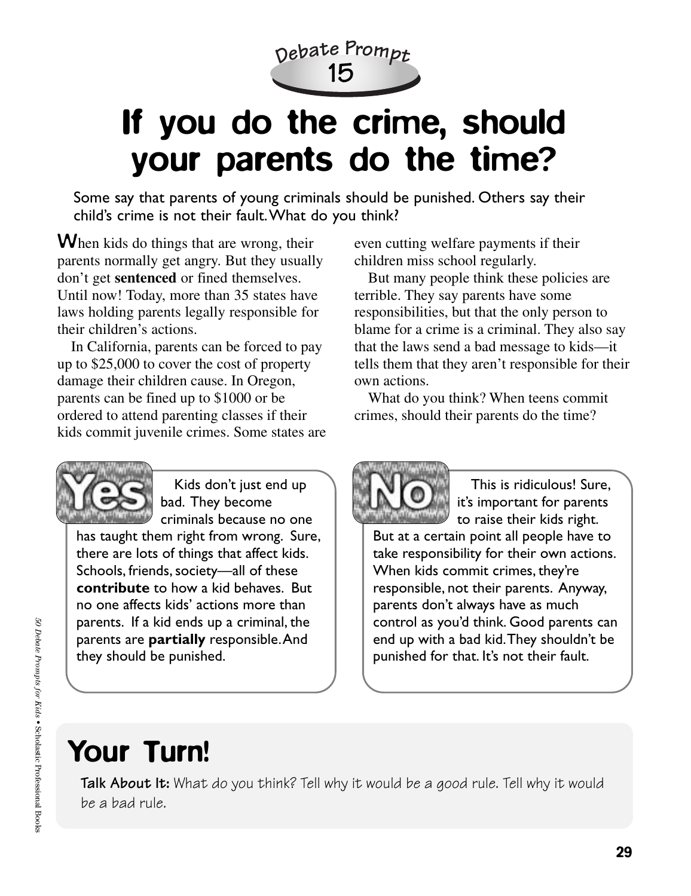Debate Prompt 15

# If you do the crime, should your parents do the time?

Some say that parents of young criminals should be punished. Others say their child's crime is not their fault. What do you think?

When kids do things that are wrong, their parents normally get angry. But they usually don't get **sentenced** or fined themselves. Until now! Today, more than 35 states have laws holding parents legally responsible for their children's actions.

In California, parents can be forced to pay up to $25,000 to cover the cost of property damage their children cause. In Oregon, parents can be fined up to $1000 or be ordered to attend parenting classes if their kids commit juvenile crimes. Some states are even cutting welfare payments if their children miss school regularly.

But many people think these policies are terrible. They say parents have some responsibilities, but that the only person to blame for a crime is a criminal. They also say that the laws send a bad message to kids—it tells them that they aren't responsible for their own actions.

What do you think? When teens commit crimes, should their parents do the time?

**Yes**

Kids don't just end up bad. They become criminals because no one has taught them right from wrong. Sure, there are lots of things that affect kids. Schools, friends, society—all of these **contribute** to how a kid behaves. But no one affects kids' actions more than parents. If a kid ends up a criminal, the parents are **partially** responsible. And they should be punished.

**No**

This is ridiculous! Sure, it's important for parents to raise their kids right. But at a certain point all people have to take responsibility for their own actions. When kids commit crimes, they're responsible, not their parents. Anyway, parents don't always have as much control as you'd think. Good parents can end up with a bad kid. They shouldn't be punished for that. It's not their fault.

## Your Turn!

**Talk About It:** What do you think? Tell why it would be a good rule. Tell why it would be a bad rule.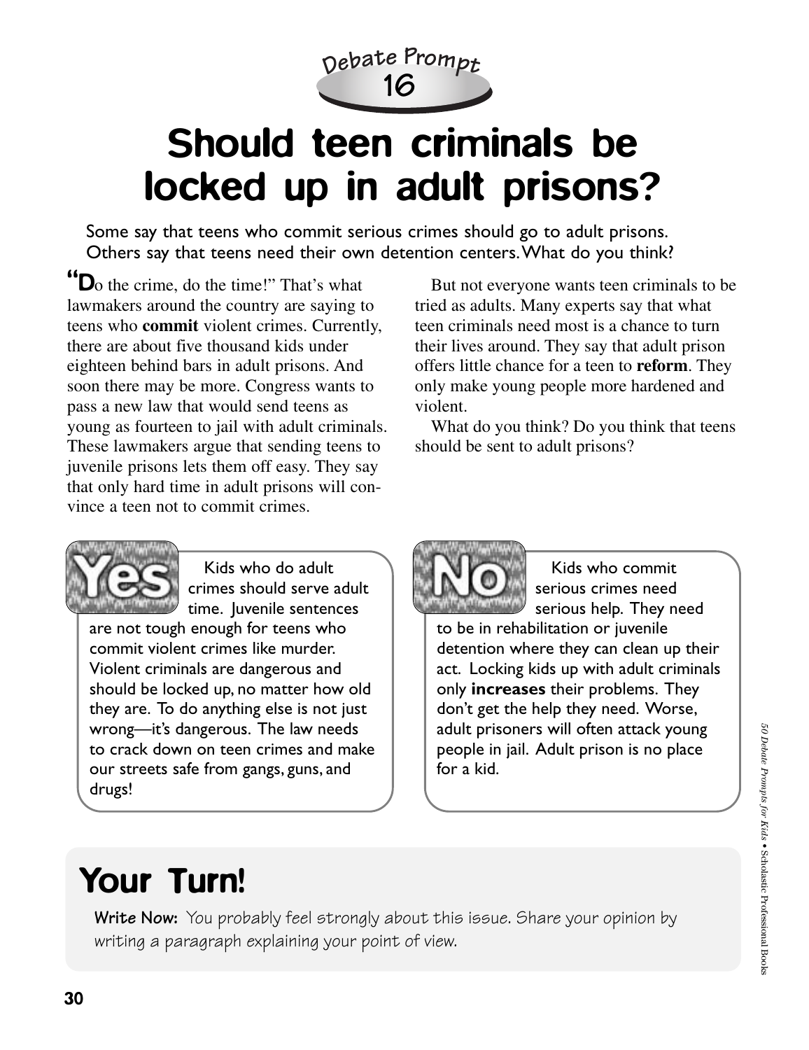Debate Prompt 16

# Should teen criminals be locked up in adult prisons?

Some say that teens who commit serious crimes should go to adult prisons. Others say that teens need their own detention centers. What do you think?

"Do the crime, do the time!" That's what lawmakers around the country are saying to teens who **commit** violent crimes. Currently, there are about five thousand kids under eighteen behind bars in adult prisons. And soon there may be more. Congress wants to pass a new law that would send teens as young as fourteen to jail with adult criminals. These lawmakers argue that sending teens to juvenile prisons lets them off easy. They say that only hard time in adult prisons will convince a teen not to commit crimes.

But not everyone wants teen criminals to be tried as adults. Many experts say that what teen criminals need most is a chance to turn their lives around. They say that adult prison offers little chance for a teen to **reform**. They only make young people more hardened and violent.

What do you think? Do you think that teens should be sent to adult prisons?

**Yes**

Kids who do adult crimes should serve adult time. Juvenile sentences are not tough enough for teens who commit violent crimes like murder. Violent criminals are dangerous and should be locked up, no matter how old they are. To do anything else is not just wrong—it's dangerous. The law needs to crack down on teen crimes and make our streets safe from gangs, guns, and drugs!

**No**

Kids who commit serious crimes need serious help. They need to be in rehabilitation or juvenile detention where they can clean up their act. Locking kids up with adult criminals only **increases** their problems. They don't get the help they need. Worse, adult prisoners will often attack young people in jail. Adult prison is no place for a kid.

## Your Turn!

**Write Now:** You probably feel strongly about this issue. Share your opinion by writing a paragraph explaining your point of view.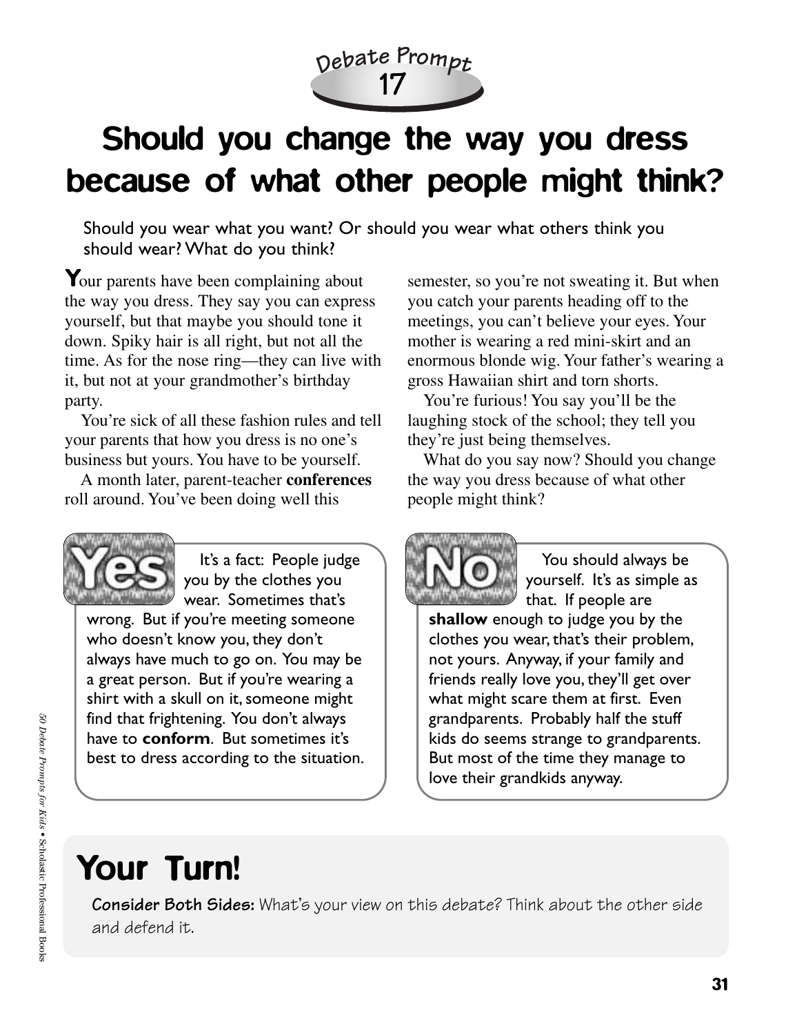Debate Prompt 17

# Should you change the way you dress because of what other people might think?

Should you wear what you want? Or should you wear what others think you should wear? What do you think?

Your parents have been complaining about the way you dress. They say you can express yourself, but that maybe you should tone it down. Spiky hair is all right, but not all the time. As for the nose ring—they can live with it, but not at your grandmother's birthday party.

You're sick of all these fashion rules and tell your parents that how you dress is no one's business but yours. You have to be yourself.

A month later, parent-teacher **conferences** roll around. You've been doing well this semester, so you're not sweating it. But when you catch your parents heading off to the meetings, you can't believe your eyes. Your mother is wearing a red mini-skirt and an enormous blonde wig. Your father's wearing a gross Hawaiian shirt and torn shorts.

You're furious! You say you'll be the laughing stock of the school; they tell you they're just being themselves.

What do you say now? Should you change the way you dress because of what other people might think?

**Yes**

It's a fact: People judge you by the clothes you wear. Sometimes that's wrong. But if you're meeting someone who doesn't know you, they don't always have much to go on. You may be a great person. But if you're wearing a shirt with a skull on it, someone might find that frightening. You don't always have to **conform**. But sometimes it's best to dress according to the situation.

**No**

You should always be yourself. It's as simple as that. If people are **shallow** enough to judge you by the clothes you wear, that's their problem, not yours. Anyway, if your family and friends really love you, they'll get over what might scare them at first. Even grandparents. Probably half the stuff kids do seems strange to grandparents. But most of the time they manage to love their grandkids anyway.

## Your Turn!

**Consider Both Sides:** What's your view on this debate? Think about the other side and defend it.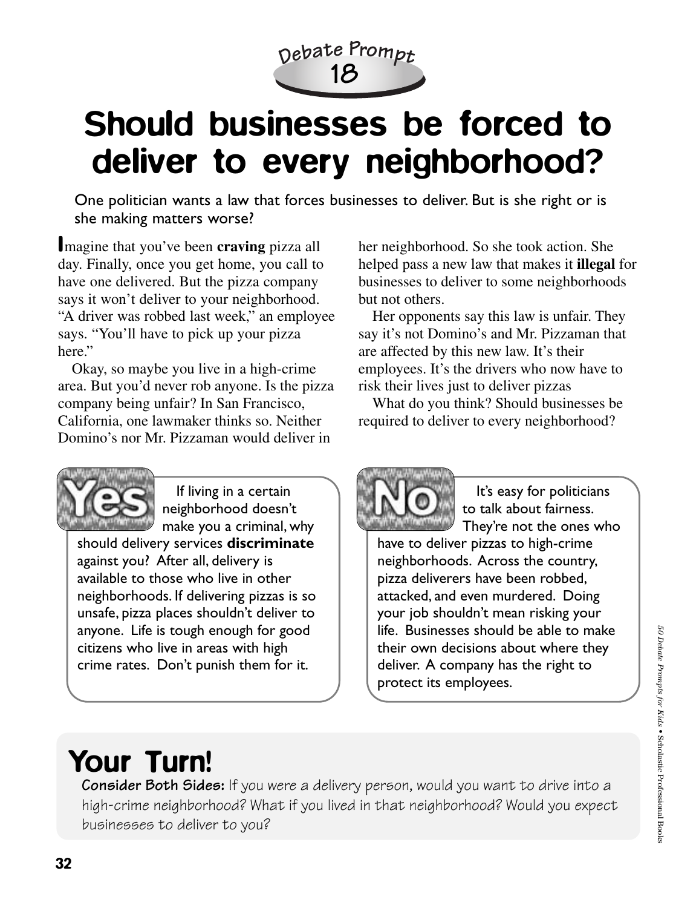Debate Prompt 18

# Should businesses be forced to deliver to every neighborhood?

One politician wants a law that forces businesses to deliver. But is she right or is she making matters worse?

Imagine that you've been **craving** pizza all day. Finally, once you get home, you call to have one delivered. But the pizza company says it won't deliver to your neighborhood. "A driver was robbed last week," an employee says. "You'll have to pick up your pizza here."

Okay, so maybe you live in a high-crime area. But you'd never rob anyone. Is the pizza company being unfair? In San Francisco, California, one lawmaker thinks so. Neither Domino's nor Mr. Pizzaman would deliver in her neighborhood. So she took action. She helped pass a new law that makes it **illegal** for businesses to deliver to some neighborhoods but not others.

Her opponents say this law is unfair. They say it's not Domino's and Mr. Pizzaman that are affected by this new law. It's their employees. It's the drivers who now have to risk their lives just to deliver pizzas

What do you think? Should businesses be required to deliver to every neighborhood?

**Yes**

If living in a certain neighborhood doesn't make you a criminal, why should delivery services **discriminate** against you? After all, delivery is available to those who live in other neighborhoods. If delivering pizzas is so unsafe, pizza places shouldn't deliver to anyone. Life is tough enough for good citizens who live in areas with high crime rates. Don't punish them for it.

**No**

It's easy for politicians to talk about fairness. They're not the ones who have to deliver pizzas to high-crime neighborhoods. Across the country, pizza deliverers have been robbed, attacked, and even murdered. Doing your job shouldn't mean risking your life. Businesses should be able to make their own decisions about where they deliver. A company has the right to protect its employees.

## Your Turn!

**Consider Both Sides:** If you were a delivery person, would you want to drive into a high-crime neighborhood? What if you lived in that neighborhood? Would you expect businesses to deliver to you?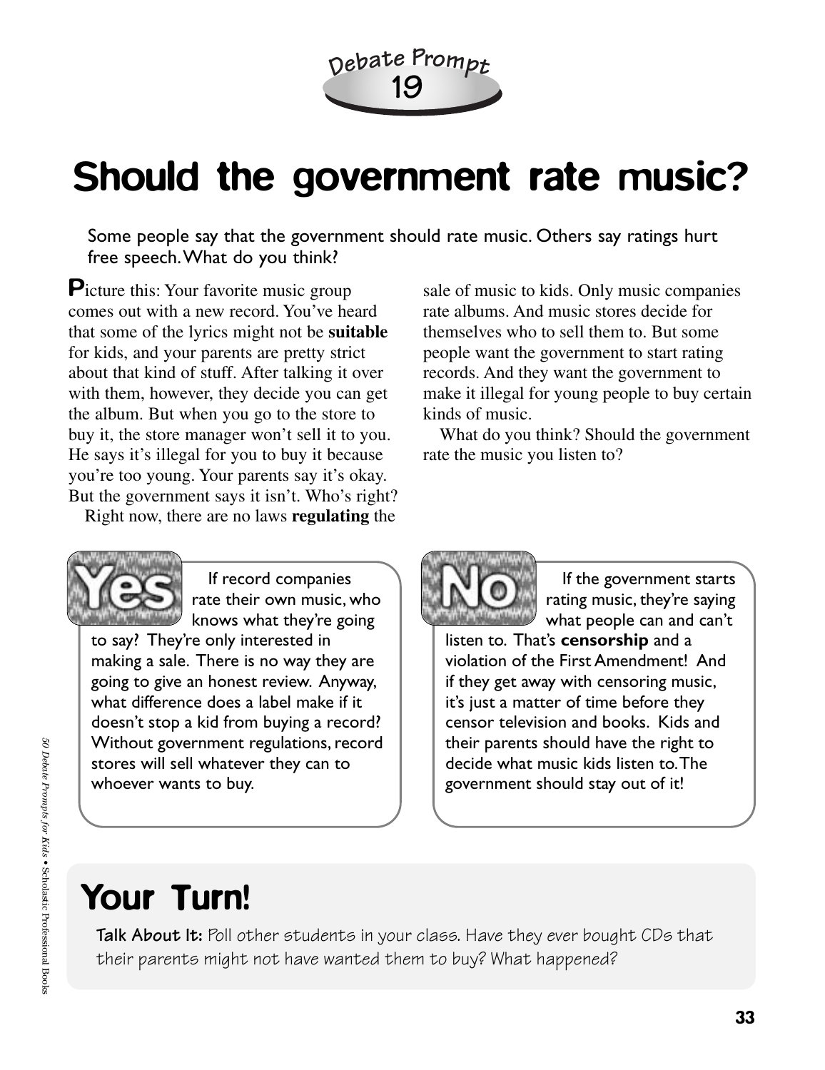Debate Prompt 19

# Should the government rate music?

Some people say that the government should rate music. Others say ratings hurt free speech. What do you think?

Picture this: Your favorite music group comes out with a new record. You've heard that some of the lyrics might not be **suitable** for kids, and your parents are pretty strict about that kind of stuff. After talking it over with them, however, they decide you can get the album. But when you go to the store to buy it, the store manager won't sell it to you. He says it's illegal for you to buy it because you're too young. Your parents say it's okay. But the government says it isn't. Who's right?

Right now, there are no laws **regulating** the sale of music to kids. Only music companies rate albums. And music stores decide for themselves who to sell them to. But some people want the government to start rating records. And they want the government to make it illegal for young people to buy certain kinds of music.

What do you think? Should the government rate the music you listen to?

**Yes**

If record companies rate their own music, who knows what they're going to say? They're only interested in making a sale. There is no way they are going to give an honest review. Anyway, what difference does a label make if it doesn't stop a kid from buying a record? Without government regulations, record stores will sell whatever they can to whoever wants to buy.

**No**

If the government starts rating music, they're saying what people can and can't listen to. That's **censorship** and a violation of the First Amendment! And if they get away with censoring music, it's just a matter of time before they censor television and books. Kids and their parents should have the right to decide what music kids listen to. The government should stay out of it!

## Your Turn!

**Talk About It:** Poll other students in your class. Have they ever bought CDs that their parents might not have wanted them to buy? What happened?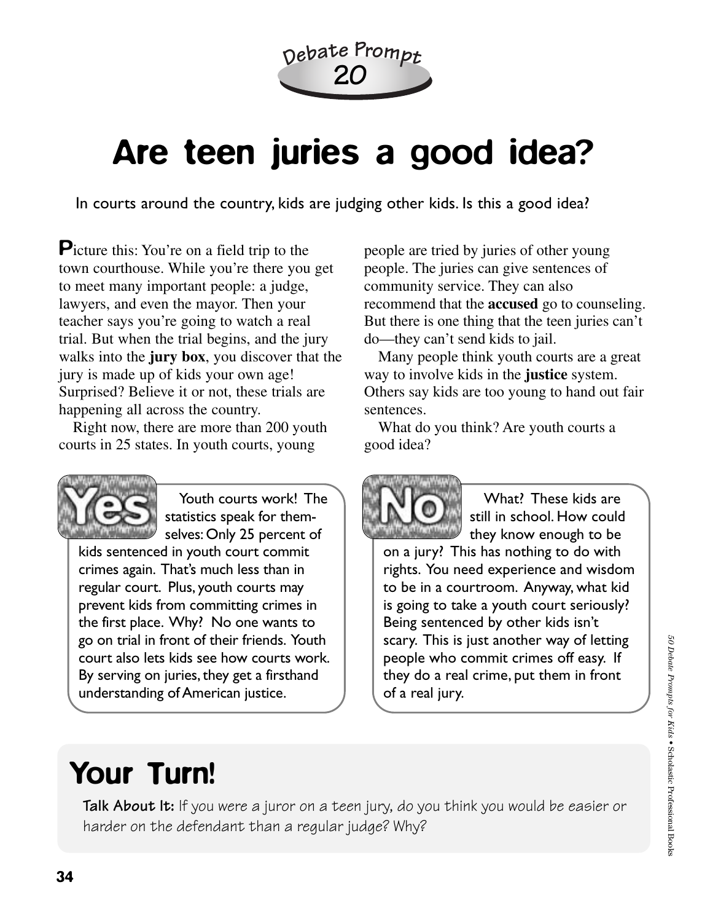Debate Prompt 20

# Are teen juries a good idea?

In courts around the country, kids are judging other kids. Is this a good idea?

**P**icture this: You're on a field trip to the town courthouse. While you're there you get to meet many important people: a judge, lawyers, and even the mayor. Then your teacher says you're going to watch a real trial. But when the trial begins, and the jury walks into the **jury box**, you discover that the jury is made up of kids your own age! Surprised? Believe it or not, these trials are happening all across the country.

Right now, there are more than 200 youth courts in 25 states. In youth courts, young people are tried by juries of other young people. The juries can give sentences of community service. They can also recommend that the **accused** go to counseling. But there is one thing that the teen juries can't do—they can't send kids to jail.

Many people think youth courts are a great way to involve kids in the **justice** system. Others say kids are too young to hand out fair sentences.

What do you think? Are youth courts a good idea?

**Yes**

Youth courts work! The statistics speak for themselves: Only 25 percent of kids sentenced in youth court commit crimes again. That's much less than in regular court. Plus, youth courts may prevent kids from committing crimes in the first place. Why? No one wants to go on trial in front of their friends. Youth court also lets kids see how courts work. By serving on juries, they get a firsthand understanding of American justice.

**No**

What? These kids are still in school. How could they know enough to be on a jury? This has nothing to do with rights. You need experience and wisdom to be in a courtroom. Anyway, what kid is going to take a youth court seriously? Being sentenced by other kids isn't scary. This is just another way of letting people who commit crimes off easy. If they do a real crime, put them in front of a real jury.

## Your Turn!

**Talk About It:** *If you were a juror on a teen jury, do you think you would be easier or harder on the defendant than a regular judge? Why?*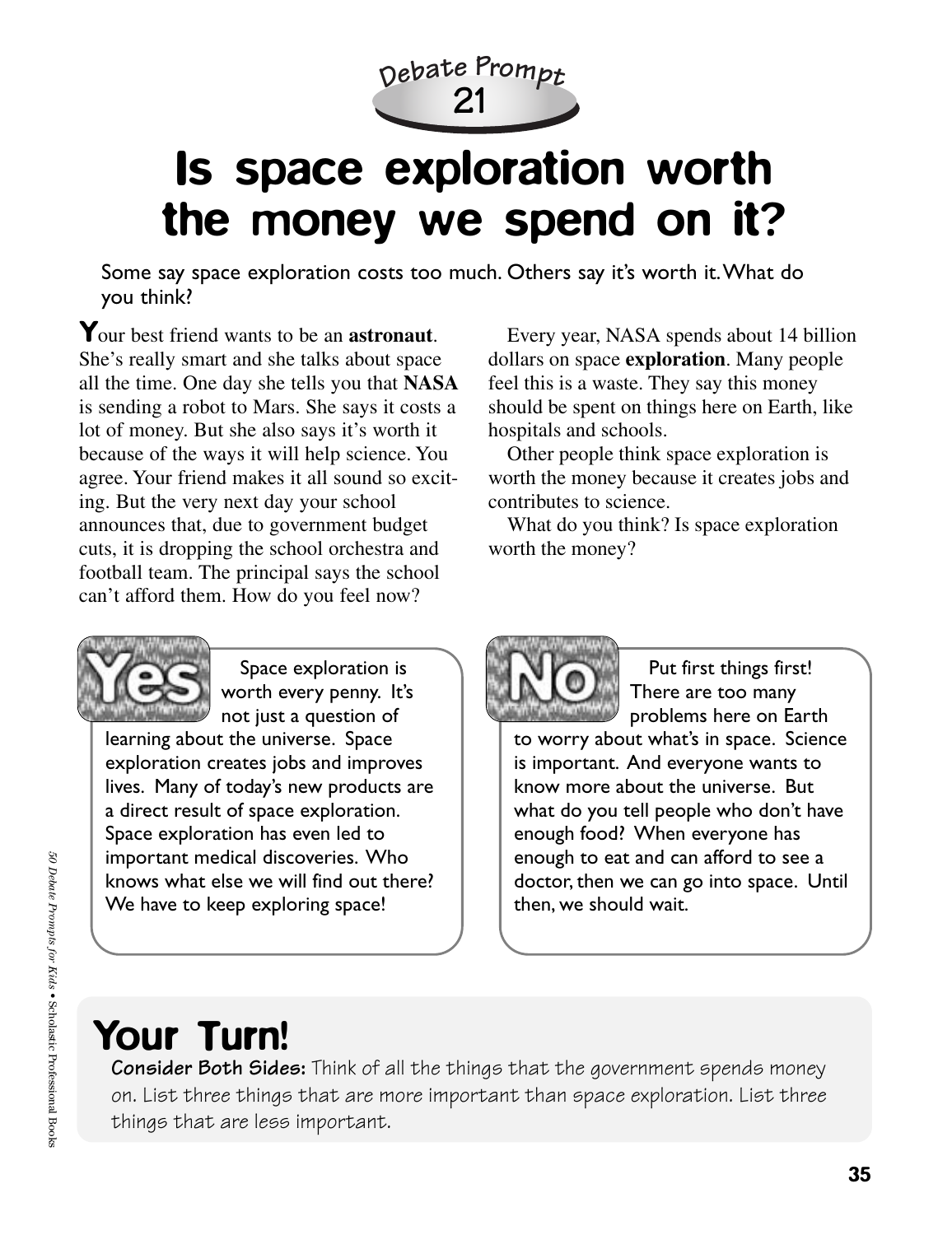Debate Prompt 21

# Is space exploration worth the money we spend on it?

Some say space exploration costs too much. Others say it's worth it. What do you think?

Your best friend wants to be an **astronaut**. She's really smart and she talks about space all the time. One day she tells you that **NASA** is sending a robot to Mars. She says it costs a lot of money. But she also says it's worth it because of the ways it will help science. You agree. Your friend makes it all sound so exciting. But the very next day your school announces that, due to government budget cuts, it is dropping the school orchestra and football team. The principal says the school can't afford them. How do you feel now?

Every year, NASA spends about 14 billion dollars on space **exploration**. Many people feel this is a waste. They say this money should be spent on things here on Earth, like hospitals and schools.

Other people think space exploration is worth the money because it creates jobs and contributes to science.

What do you think? Is space exploration worth the money?

**Yes**

Space exploration is worth every penny. It's not just a question of learning about the universe. Space exploration creates jobs and improves lives. Many of today's new products are a direct result of space exploration. Space exploration has even led to important medical discoveries. Who knows what else we will find out there? We have to keep exploring space!

**No**

Put first things first! There are too many problems here on Earth to worry about what's in space. Science is important. And everyone wants to know more about the universe. But what do you tell people who don't have enough food? When everyone has enough to eat and can afford to see a doctor, then we can go into space. Until then, we should wait.

## Your Turn!

**Consider Both Sides:** Think of all the things that the government spends money on. List three things that are more important than space exploration. List three things that are less important.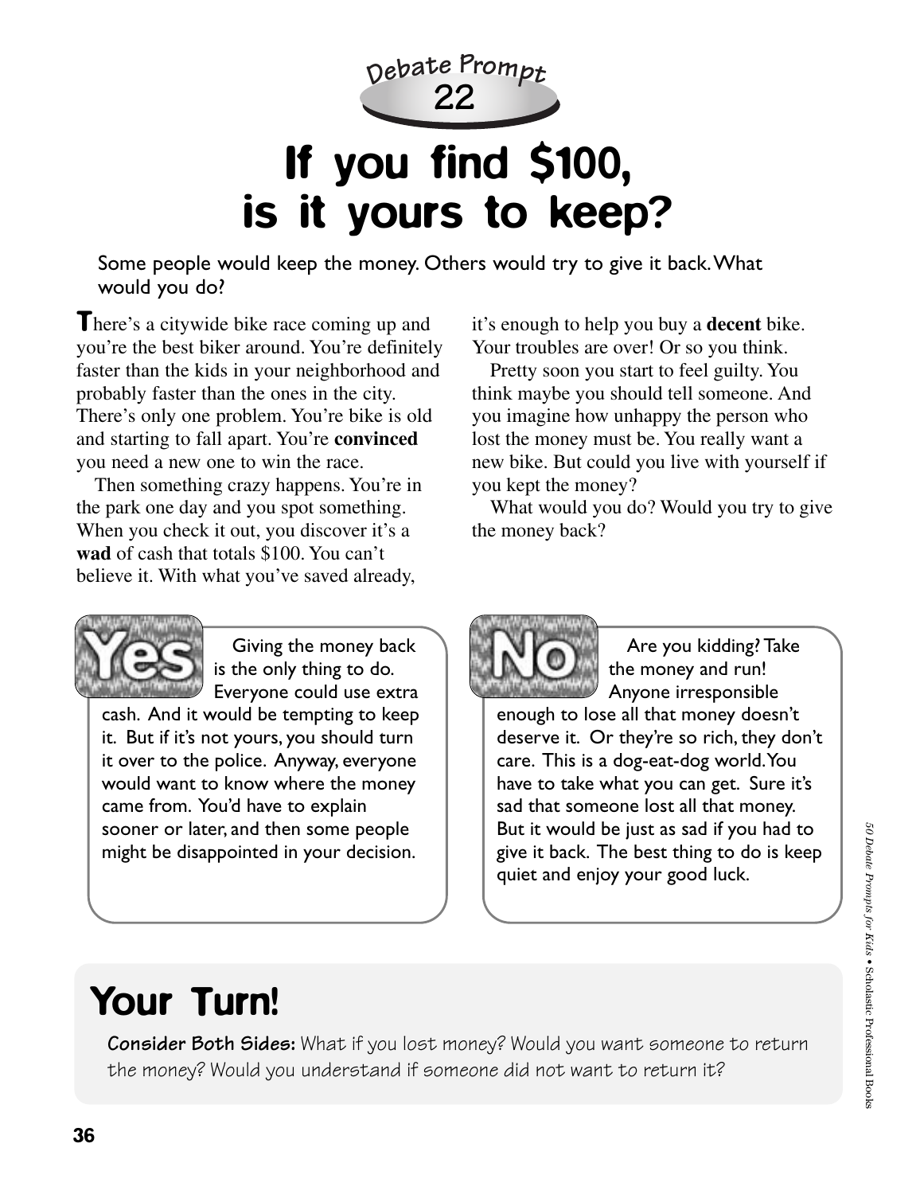Debate Prompt 22

# If you find $100, is it yours to keep?

Some people would keep the money. Others would try to give it back. What would you do?

There's a citywide bike race coming up and you're the best biker around. You're definitely faster than the kids in your neighborhood and probably faster than the ones in the city. There's only one problem. You're bike is old and starting to fall apart. You're **convinced** you need a new one to win the race.

Then something crazy happens. You're in the park one day and you spot something. When you check it out, you discover it's a **wad** of cash that totals $100. You can't believe it. With what you've saved already, it's enough to help you buy a **decent** bike. Your troubles are over! Or so you think.

Pretty soon you start to feel guilty. You think maybe you should tell someone. And you imagine how unhappy the person who lost the money must be. You really want a new bike. But could you live with yourself if you kept the money?

What would you do? Would you try to give the money back?

**Yes**

Giving the money back is the only thing to do. Everyone could use extra cash. And it would be tempting to keep it. But if it's not yours, you should turn it over to the police. Anyway, everyone would want to know where the money came from. You'd have to explain sooner or later, and then some people might be disappointed in your decision.

**No**

Are you kidding? Take the money and run! Anyone irresponsible enough to lose all that money doesn't deserve it. Or they're so rich, they don't care. This is a dog-eat-dog world. You have to take what you can get. Sure it's sad that someone lost all that money. But it would be just as sad if you had to give it back. The best thing to do is keep quiet and enjoy your good luck.

## Your Turn!

**Consider Both Sides:** What if you lost money? Would you want someone to return the money? Would you understand if someone did not want to return it?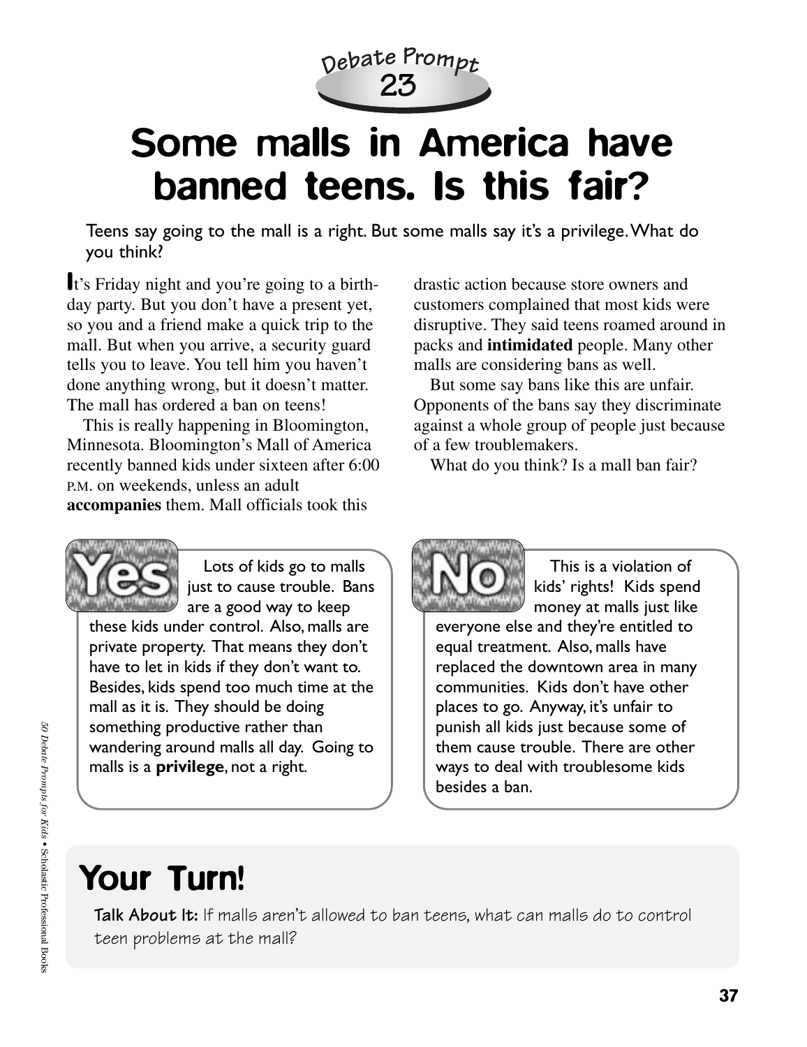Debate Prompt 23

# Some malls in America have banned teens. Is this fair?

Teens say going to the mall is a right. But some malls say it's a privilege. What do you think?

It's Friday night and you're going to a birthday party. But you don't have a present yet, so you and a friend make a quick trip to the mall. But when you arrive, a security guard tells you to leave. You tell him you haven't done anything wrong, but it doesn't matter. The mall has ordered a ban on teens!

This is really happening in Bloomington, Minnesota. Bloomington's Mall of America recently banned kids under sixteen after 6:00 P.M. on weekends, unless an adult **accompanies** them. Mall officials took this drastic action because store owners and customers complained that most kids were disruptive. They said teens roamed around in packs and **intimidated** people. Many other malls are considering bans as well.

But some say bans like this are unfair. Opponents of the bans say they discriminate against a whole group of people just because of a few troublemakers.

What do you think? Is a mall ban fair?

**Yes**

Lots of kids go to malls just to cause trouble. Bans are a good way to keep these kids under control. Also, malls are private property. That means they don't have to let in kids if they don't want to. Besides, kids spend too much time at the mall as it is. They should be doing something productive rather than wandering around malls all day. Going to malls is a **privilege**, not a right.

**No**

This is a violation of kids' rights! Kids spend money at malls just like everyone else and they're entitled to equal treatment. Also, malls have replaced the downtown area in many communities. Kids don't have other places to go. Anyway, it's unfair to punish all kids just because some of them cause trouble. There are other ways to deal with troublesome kids besides a ban.

## Your Turn!

**Talk About It:** If malls aren't allowed to ban teens, what can malls do to control teen problems at the mall?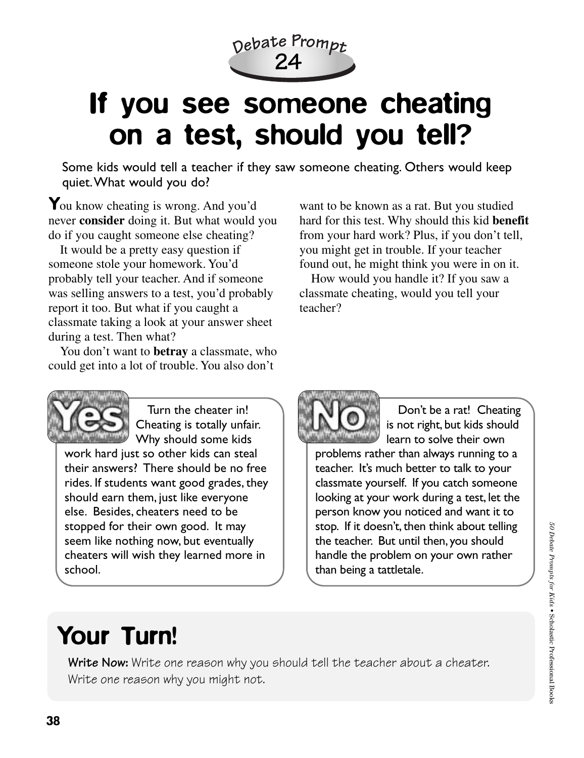Debate Prompt 24

# If you see someone cheating on a test, should you tell?

Some kids would tell a teacher if they saw someone cheating. Others would keep quiet. What would you do?

You know cheating is wrong. And you'd never **consider** doing it. But what would you do if you caught someone else cheating?

It would be a pretty easy question if someone stole your homework. You'd probably tell your teacher. And if someone was selling answers to a test, you'd probably report it too. But what if you caught a classmate taking a look at your answer sheet during a test. Then what?

You don't want to **betray** a classmate, who could get into a lot of trouble. You also don't want to be known as a rat. But you studied hard for this test. Why should this kid **benefit** from your hard work? Plus, if you don't tell, you might get in trouble. If your teacher found out, he might think you were in on it.

How would you handle it? If you saw a classmate cheating, would you tell your teacher?

**Yes**

Turn the cheater in! Cheating is totally unfair. Why should some kids work hard just so other kids can steal their answers? There should be no free rides. If students want good grades, they should earn them, just like everyone else. Besides, cheaters need to be stopped for their own good. It may seem like nothing now, but eventually cheaters will wish they learned more in school.

**No**

Don't be a rat! Cheating is not right, but kids should learn to solve their own problems rather than always running to a teacher. It's much better to talk to your classmate yourself. If you catch someone looking at your work during a test, let the person know you noticed and want it to stop. If it doesn't, then think about telling the teacher. But until then, you should handle the problem on your own rather than being a tattletale.

## Your Turn!

**Write Now:** Write one reason why you should tell the teacher about a cheater. Write one reason why you might not.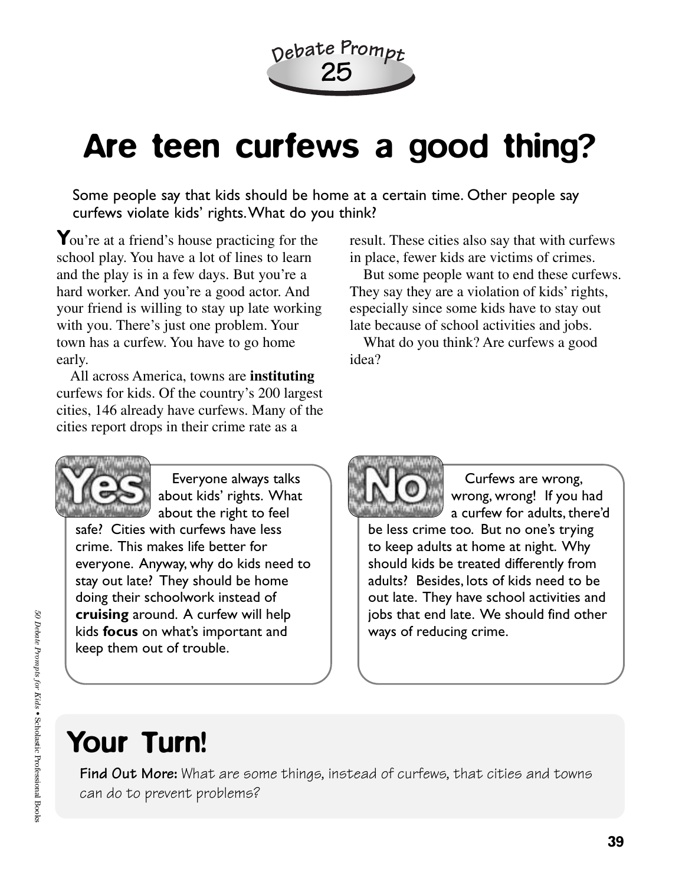Debate Prompt 25

# Are teen curfews a good thing?

Some people say that kids should be home at a certain time. Other people say curfews violate kids' rights. What do you think?

You're at a friend's house practicing for the school play. You have a lot of lines to learn and the play is in a few days. But you're a hard worker. And you're a good actor. And your friend is willing to stay up late working with you. There's just one problem. Your town has a curfew. You have to go home early.

All across America, towns are **instituting** curfews for kids. Of the country's 200 largest cities, 146 already have curfews. Many of the cities report drops in their crime rate as a result. These cities also say that with curfews in place, fewer kids are victims of crimes.

But some people want to end these curfews. They say they are a violation of kids' rights, especially since some kids have to stay out late because of school activities and jobs.

What do you think? Are curfews a good idea?

**Yes**

Everyone always talks about kids' rights. What about the right to feel safe? Cities with curfews have less crime. This makes life better for everyone. Anyway, why do kids need to stay out late? They should be home doing their schoolwork instead of **cruising** around. A curfew will help kids **focus** on what's important and keep them out of trouble.

**No**

Curfews are wrong, wrong, wrong! If you had a curfew for adults, there'd be less crime too. But no one's trying to keep adults at home at night. Why should kids be treated differently from adults? Besides, lots of kids need to be out late. They have school activities and jobs that end late. We should find other ways of reducing crime.

## Your Turn!

**Find Out More:** What are some things, instead of curfews, that cities and towns can do to prevent problems?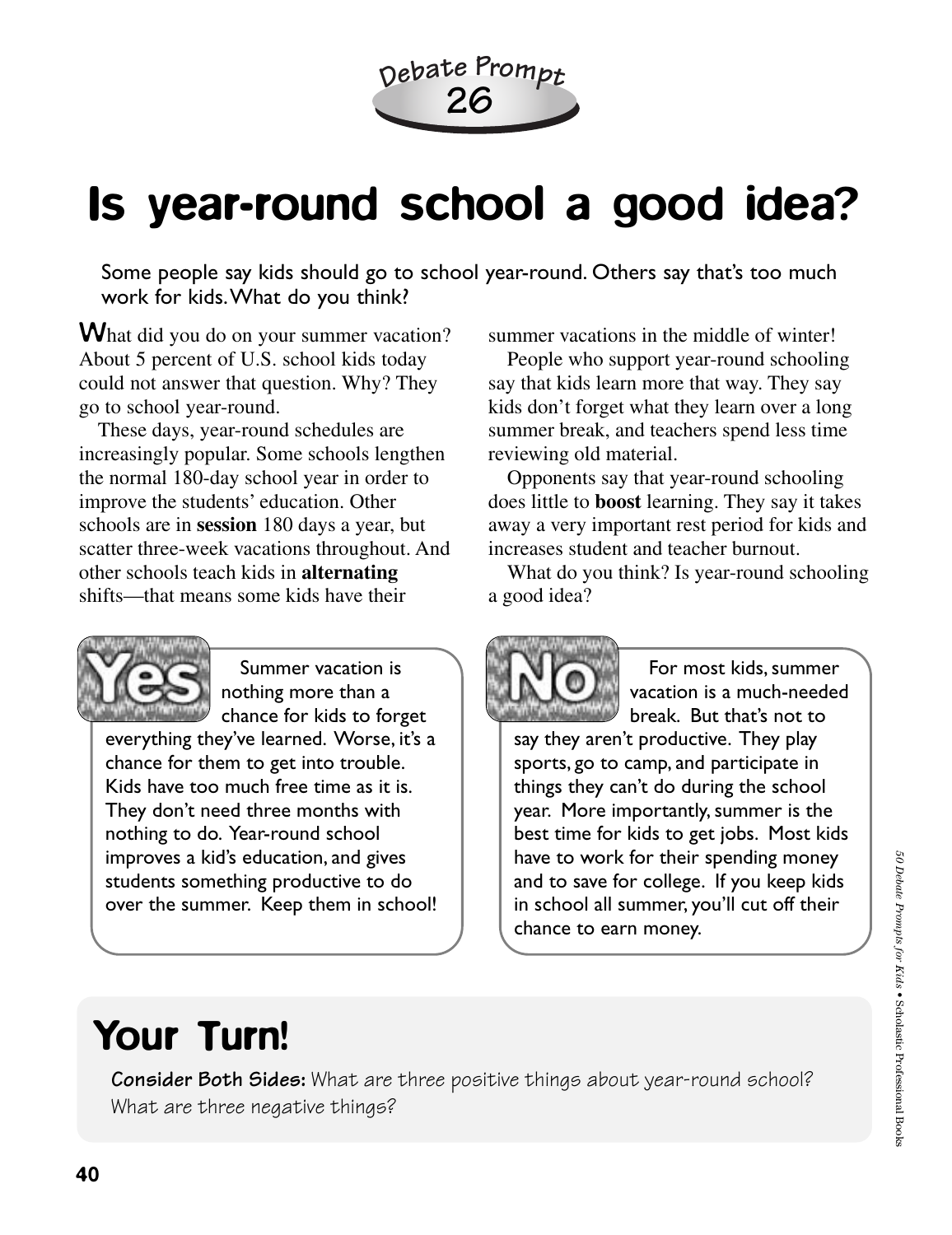Debate Prompt 26

# Is year-round school a good idea?

Some people say kids should go to school year-round. Others say that's too much work for kids. What do you think?

What did you do on your summer vacation? About 5 percent of U.S. school kids today could not answer that question. Why? They go to school year-round.

These days, year-round schedules are increasingly popular. Some schools lengthen the normal 180-day school year in order to improve the students' education. Other schools are in **session** 180 days a year, but scatter three-week vacations throughout. And other schools teach kids in **alternating** shifts—that means some kids have their summer vacations in the middle of winter!

People who support year-round schooling say that kids learn more that way. They say kids don't forget what they learn over a long summer break, and teachers spend less time reviewing old material.

Opponents say that year-round schooling does little to **boost** learning. They say it takes away a very important rest period for kids and increases student and teacher burnout.

What do you think? Is year-round schooling a good idea?

**Yes**

Summer vacation is nothing more than a chance for kids to forget everything they've learned. Worse, it's a chance for them to get into trouble. Kids have too much free time as it is. They don't need three months with nothing to do. Year-round school improves a kid's education, and gives students something productive to do over the summer. Keep them in school!

**No**

For most kids, summer vacation is a much-needed break. But that's not to say they aren't productive. They play sports, go to camp, and participate in things they can't do during the school year. More importantly, summer is the best time for kids to get jobs. Most kids have to work for their spending money and to save for college. If you keep kids in school all summer, you'll cut off their chance to earn money.

## Your Turn!

**Consider Both Sides:** What are three positive things about year-round school? What are three negative things?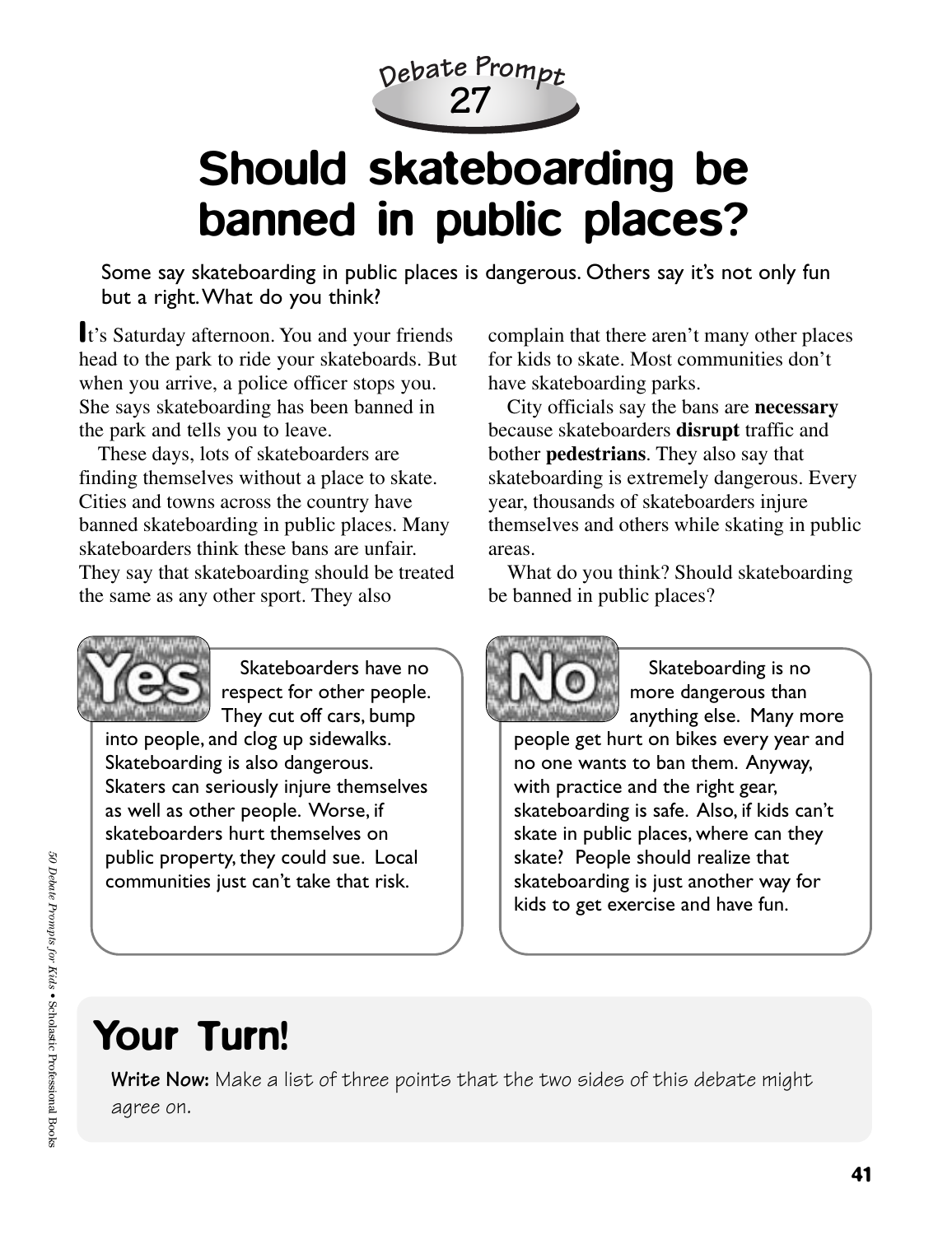Debate Prompt 27

# Should skateboarding be banned in public places?

Some say skateboarding in public places is dangerous. Others say it's not only fun but a right. What do you think?

It's Saturday afternoon. You and your friends head to the park to ride your skateboards. But when you arrive, a police officer stops you. She says skateboarding has been banned in the park and tells you to leave.

These days, lots of skateboarders are finding themselves without a place to skate. Cities and towns across the country have banned skateboarding in public places. Many skateboarders think these bans are unfair. They say that skateboarding should be treated the same as any other sport. They also complain that there aren't many other places for kids to skate. Most communities don't have skateboarding parks.

City officials say the bans are **necessary** because skateboarders **disrupt** traffic and bother **pedestrians**. They also say that skateboarding is extremely dangerous. Every year, thousands of skateboarders injure themselves and others while skating in public areas.

What do you think? Should skateboarding be banned in public places?

**Yes**

Skateboarders have no respect for other people. They cut off cars, bump into people, and clog up sidewalks. Skateboarding is also dangerous. Skaters can seriously injure themselves as well as other people. Worse, if skateboarders hurt themselves on public property, they could sue. Local communities just can't take that risk.

**No**

Skateboarding is no more dangerous than anything else. Many more people get hurt on bikes every year and no one wants to ban them. Anyway, with practice and the right gear, skateboarding is safe. Also, if kids can't skate in public places, where can they skate? People should realize that skateboarding is just another way for kids to get exercise and have fun.

## Your Turn!

**Write Now:** Make a list of three points that the two sides of this debate might agree on.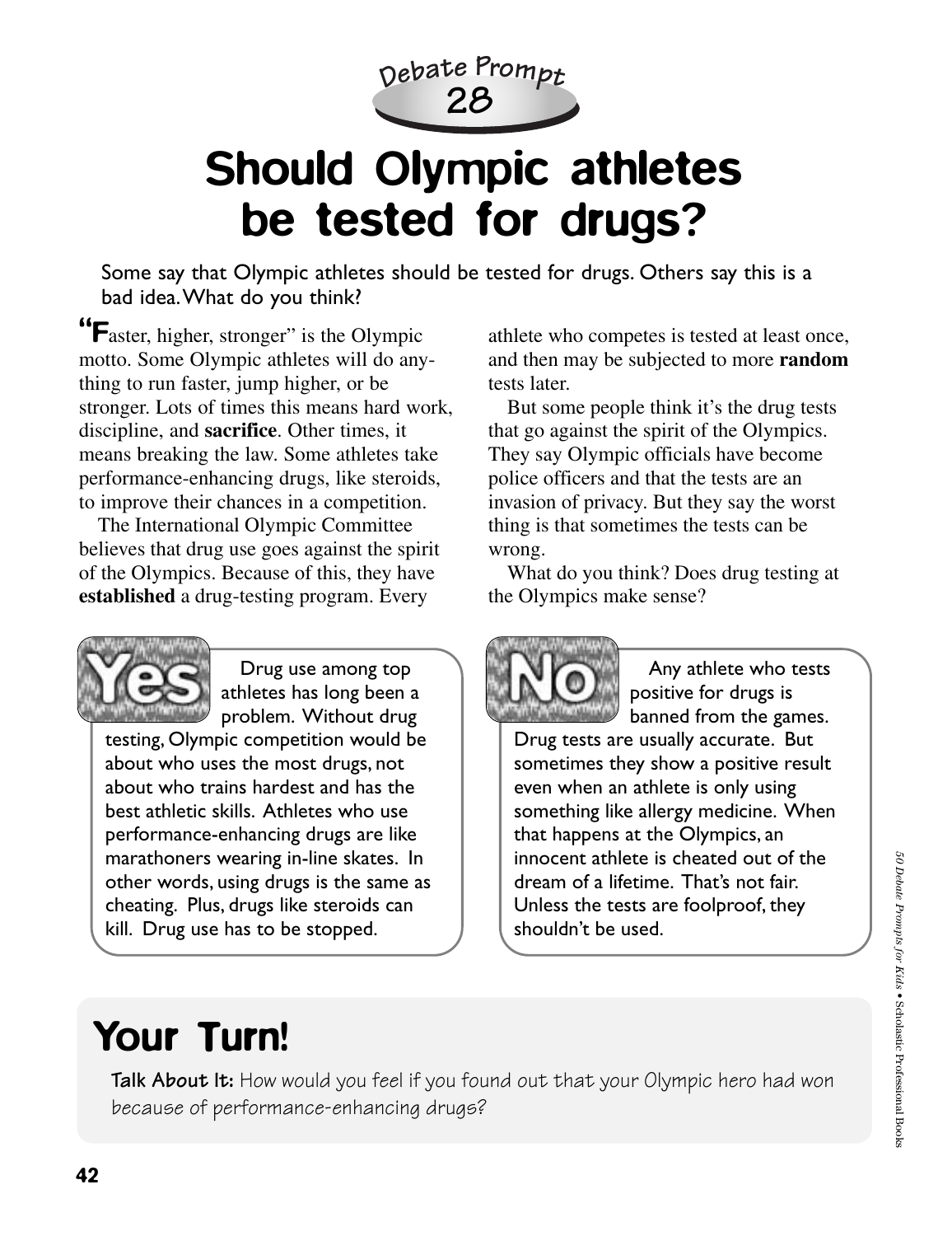Debate Prompt 28

# Should Olympic athletes be tested for drugs?

Some say that Olympic athletes should be tested for drugs. Others say this is a bad idea. What do you think?

"Faster, higher, stronger" is the Olympic motto. Some Olympic athletes will do anything to run faster, jump higher, or be stronger. Lots of times this means hard work, discipline, and **sacrifice**. Other times, it means breaking the law. Some athletes take performance-enhancing drugs, like steroids, to improve their chances in a competition.

The International Olympic Committee believes that drug use goes against the spirit of the Olympics. Because of this, they have **established** a drug-testing program. Every athlete who competes is tested at least once, and then may be subjected to more **random** tests later.

But some people think it's the drug tests that go against the spirit of the Olympics. They say Olympic officials have become police officers and that the tests are an invasion of privacy. But they say the worst thing is that sometimes the tests can be wrong.

What do you think? Does drug testing at the Olympics make sense?

**Yes** Drug use among top athletes has long been a problem. Without drug testing, Olympic competition would be about who uses the most drugs, not about who trains hardest and has the best athletic skills. Athletes who use performance-enhancing drugs are like marathoners wearing in-line skates. In other words, using drugs is the same as cheating. Plus, drugs like steroids can kill. Drug use has to be stopped.

**No** Any athlete who tests positive for drugs is banned from the games. Drug tests are usually accurate. But sometimes they show a positive result even when an athlete is only using something like allergy medicine. When that happens at the Olympics, an innocent athlete is cheated out of the dream of a lifetime. That's not fair. Unless the tests are foolproof, they shouldn't be used.

## Your Turn!

**Talk About It:** How would you feel if you found out that your Olympic hero had won because of performance-enhancing drugs?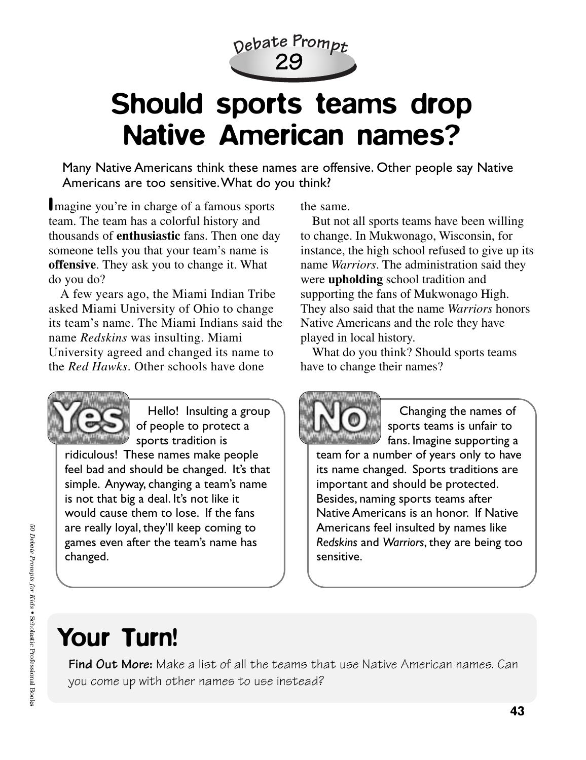Debate Prompt 29

# Should sports teams drop Native American names?

Many Native Americans think these names are offensive. Other people say Native Americans are too sensitive. What do you think?

Imagine you're in charge of a famous sports team. The team has a colorful history and thousands of **enthusiastic** fans. Then one day someone tells you that your team's name is **offensive**. They ask you to change it. What do you do?

A few years ago, the Miami Indian Tribe asked Miami University of Ohio to change its team's name. The Miami Indians said the name *Redskins* was insulting. Miami University agreed and changed its name to the *Red Hawks*. Other schools have done the same.

But not all sports teams have been willing to change. In Mukwonago, Wisconsin, for instance, the high school refused to give up its name *Warriors*. The administration said they were **upholding** school tradition and supporting the fans of Mukwonago High. They also said that the name *Warriors* honors Native Americans and the role they have played in local history.

What do you think? Should sports teams have to change their names?

**Yes**

Hello! Insulting a group of people to protect a sports tradition is ridiculous! These names make people feel bad and should be changed. It's that simple. Anyway, changing a team's name is not that big a deal. It's not like it would cause them to lose. If the fans are really loyal, they'll keep coming to games even after the team's name has changed.

**No**

Changing the names of sports teams is unfair to fans. Imagine supporting a team for a number of years only to have its name changed. Sports traditions are important and should be protected. Besides, naming sports teams after Native Americans is an honor. If Native Americans feel insulted by names like *Redskins* and *Warriors*, they are being too sensitive.

## Your Turn!

**Find Out More:** Make a list of all the teams that use Native American names. Can you come up with other names to use instead?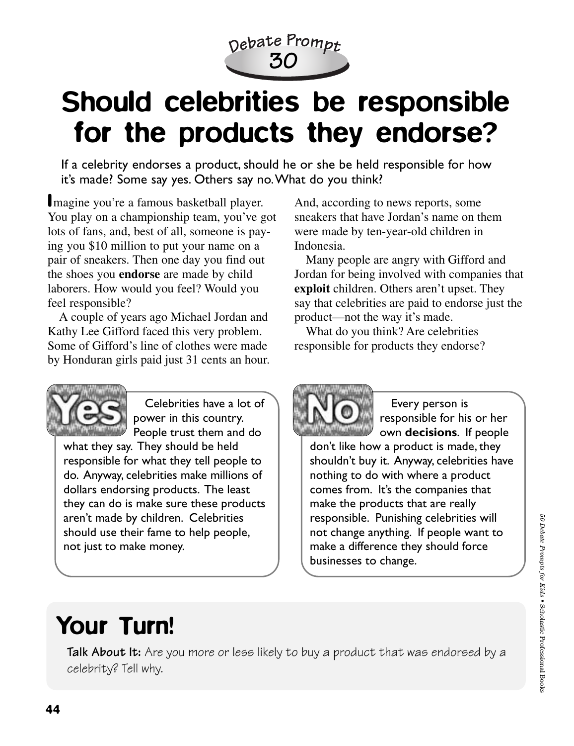Debate Prompt 30

# Should celebrities be responsible for the products they endorse?

If a celebrity endorses a product, should he or she be held responsible for how it's made? Some say yes. Others say no. What do you think?

Imagine you're a famous basketball player. You play on a championship team, you've got lots of fans, and, best of all, someone is paying you $10 million to put your name on a pair of sneakers. Then one day you find out the shoes you **endorse** are made by child laborers. How would you feel? Would you feel responsible?

A couple of years ago Michael Jordan and Kathy Lee Gifford faced this very problem. Some of Gifford's line of clothes were made by Honduran girls paid just 31 cents an hour. And, according to news reports, some sneakers that have Jordan's name on them were made by ten-year-old children in Indonesia.

Many people are angry with Gifford and Jordan for being involved with companies that **exploit** children. Others aren't upset. They say that celebrities are paid to endorse just the product—not the way it's made.

What do you think? Are celebrities responsible for products they endorse?

**Yes**

Celebrities have a lot of power in this country. People trust them and do what they say. They should be held responsible for what they tell people to do. Anyway, celebrities make millions of dollars endorsing products. The least they can do is make sure these products aren't made by children. Celebrities should use their fame to help people, not just to make money.

**No**

Every person is responsible for his or her own **decisions**. If people don't like how a product is made, they shouldn't buy it. Anyway, celebrities have nothing to do with where a product comes from. It's the companies that make the products that are really responsible. Punishing celebrities will not change anything. If people want to make a difference they should force businesses to change.

## Your Turn!

**Talk About It:** Are you more or less likely to buy a product that was endorsed by a celebrity? Tell why.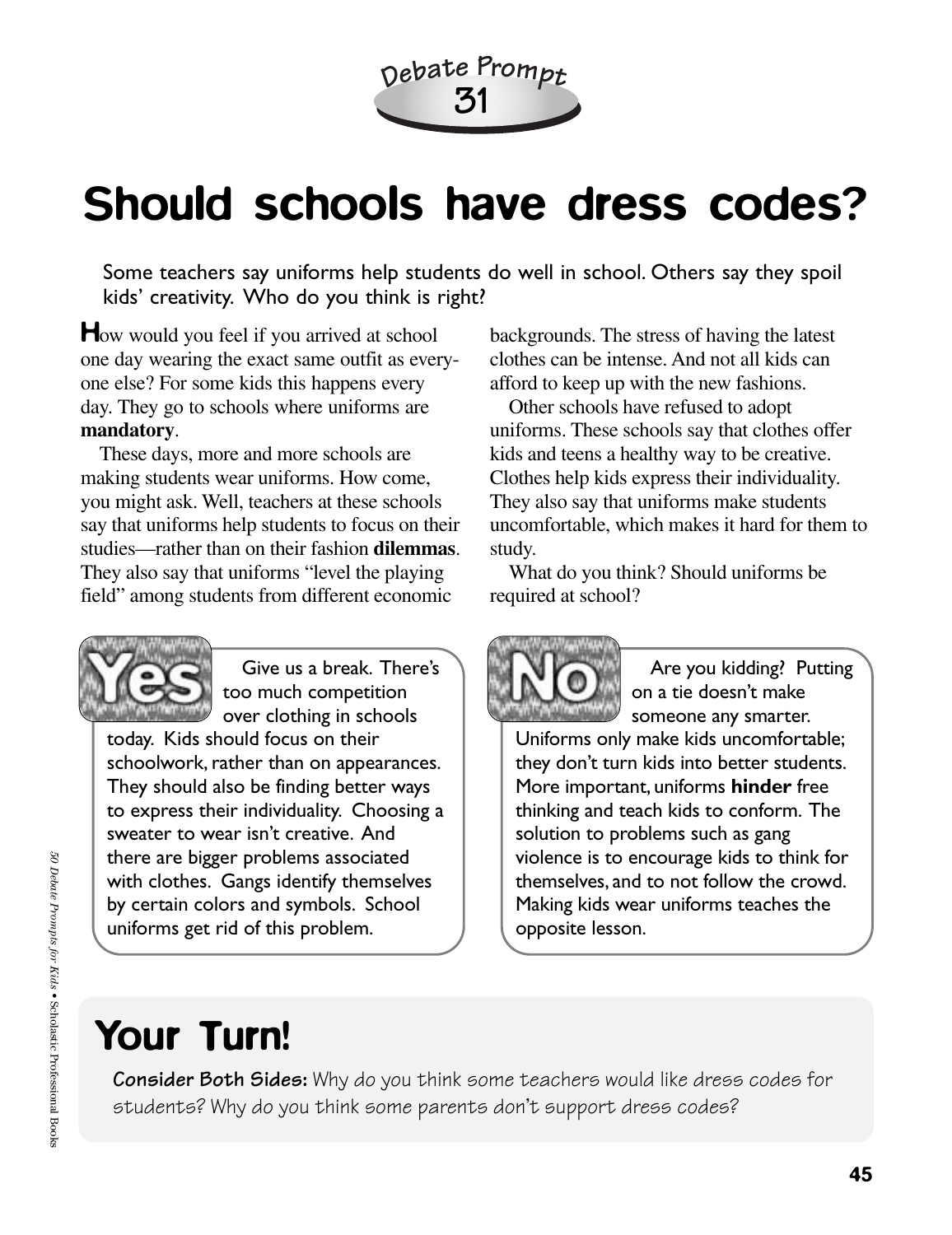Debate Prompt 31

# Should schools have dress codes?

Some teachers say uniforms help students do well in school. Others say they spoil kids' creativity. Who do you think is right?

How would you feel if you arrived at school one day wearing the exact same outfit as everyone else? For some kids this happens every day. They go to schools where uniforms are **mandatory**.

These days, more and more schools are making students wear uniforms. How come, you might ask. Well, teachers at these schools say that uniforms help students to focus on their studies—rather than on their fashion **dilemmas**. They also say that uniforms "level the playing field" among students from different economic backgrounds. The stress of having the latest clothes can be intense. And not all kids can afford to keep up with the new fashions.

Other schools have refused to adopt uniforms. These schools say that clothes offer kids and teens a healthy way to be creative. Clothes help kids express their individuality. They also say that uniforms make students uncomfortable, which makes it hard for them to study.

What do you think? Should uniforms be required at school?

**Yes**

Give us a break. There's too much competition over clothing in schools today. Kids should focus on their schoolwork, rather than on appearances. They should also be finding better ways to express their individuality. Choosing a sweater to wear isn't creative. And there are bigger problems associated with clothes. Gangs identify themselves by certain colors and symbols. School uniforms get rid of this problem.

**No**

Are you kidding? Putting on a tie doesn't make someone any smarter. Uniforms only make kids uncomfortable; they don't turn kids into better students. More important, uniforms **hinder** free thinking and teach kids to conform. The solution to problems such as gang violence is to encourage kids to think for themselves, and to not follow the crowd. Making kids wear uniforms teaches the opposite lesson.

## Your Turn!

**Consider Both Sides:** Why do you think some teachers would like dress codes for students? Why do you think some parents don't support dress codes?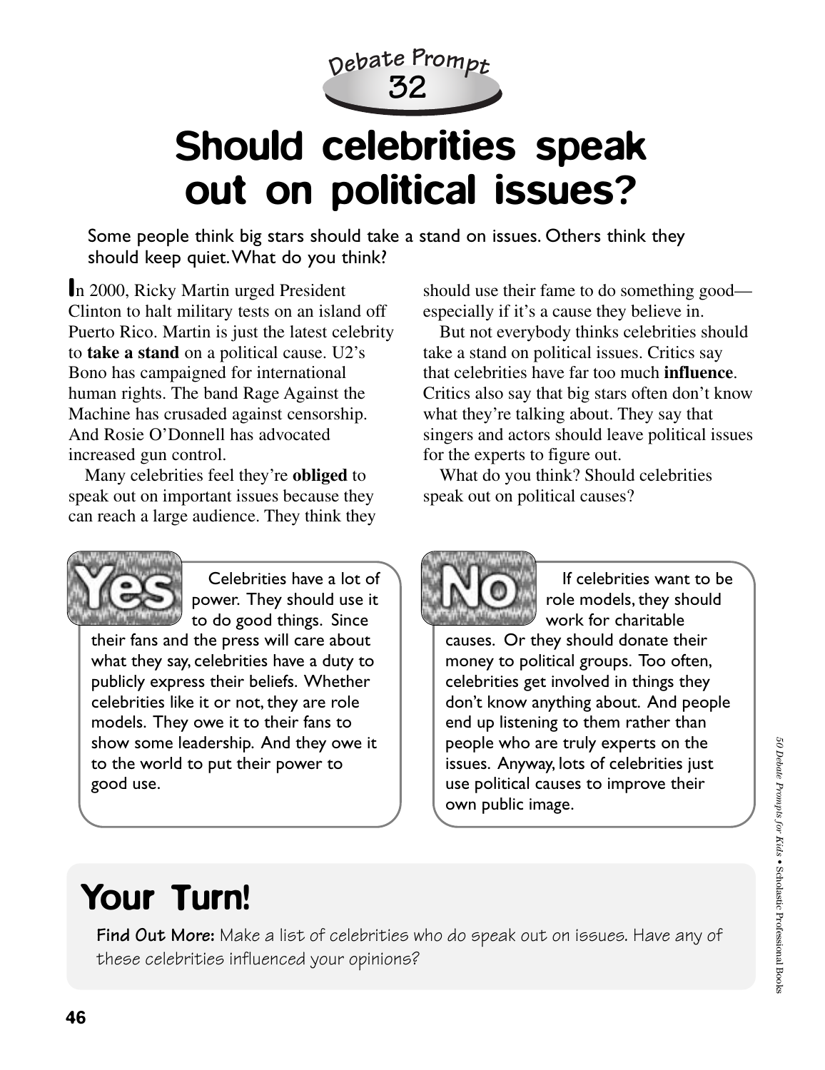Debate Prompt 32

# Should celebrities speak out on political issues?

Some people think big stars should take a stand on issues. Others think they should keep quiet. What do you think?

In 2000, Ricky Martin urged President Clinton to halt military tests on an island off Puerto Rico. Martin is just the latest celebrity to **take a stand** on a political cause. U2's Bono has campaigned for international human rights. The band Rage Against the Machine has crusaded against censorship. And Rosie O'Donnell has advocated increased gun control.

Many celebrities feel they're **obliged** to speak out on important issues because they can reach a large audience. They think they should use their fame to do something good—especially if it's a cause they believe in.

But not everybody thinks celebrities should take a stand on political issues. Critics say that celebrities have far too much **influence**. Critics also say that big stars often don't know what they're talking about. They say that singers and actors should leave political issues for the experts to figure out.

What do you think? Should celebrities speak out on political causes?

**Yes**

Celebrities have a lot of power. They should use it to do good things. Since their fans and the press will care about what they say, celebrities have a duty to publicly express their beliefs. Whether celebrities like it or not, they are role models. They owe it to their fans to show some leadership. And they owe it to the world to put their power to good use.

**No**

If celebrities want to be role models, they should work for charitable causes. Or they should donate their money to political groups. Too often, celebrities get involved in things they don't know anything about. And people end up listening to them rather than people who are truly experts on the issues. Anyway, lots of celebrities just use political causes to improve their own public image.

## Your Turn!

**Find Out More:** Make a list of celebrities who do speak out on issues. Have any of these celebrities influenced your opinions?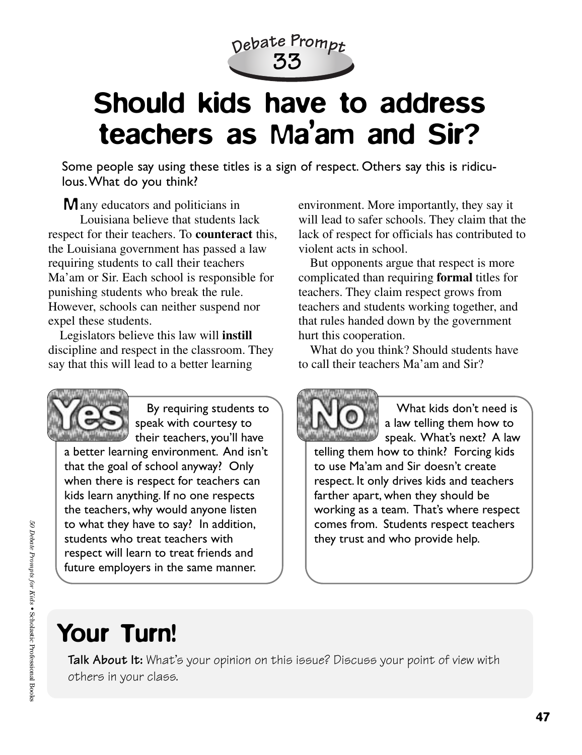Debate Prompt 33

# Should kids have to address teachers as Ma'am and Sir?

Some people say using these titles is a sign of respect. Others say this is ridiculous. What do you think?

Many educators and politicians in Louisiana believe that students lack respect for their teachers. To **counteract** this, the Louisiana government has passed a law requiring students to call their teachers Ma'am or Sir. Each school is responsible for punishing students who break the rule. However, schools can neither suspend nor expel these students.

Legislators believe this law will **instill** discipline and respect in the classroom. They say that this will lead to a better learning environment. More importantly, they say it will lead to safer schools. They claim that the lack of respect for officials has contributed to violent acts in school.

But opponents argue that respect is more complicated than requiring **formal** titles for teachers. They claim respect grows from teachers and students working together, and that rules handed down by the government hurt this cooperation.

What do you think? Should students have to call their teachers Ma'am and Sir?

**Yes**

By requiring students to speak with courtesy to their teachers, you'll have a better learning environment. And isn't that the goal of school anyway? Only when there is respect for teachers can kids learn anything. If no one respects the teachers, why would anyone listen to what they have to say? In addition, students who treat teachers with respect will learn to treat friends and future employers in the same manner.

**No**

What kids don't need is a law telling them how to speak. What's next? A law telling them how to think? Forcing kids to use Ma'am and Sir doesn't create respect. It only drives kids and teachers farther apart, when they should be working as a team. That's where respect comes from. Students respect teachers they trust and who provide help.

## Your Turn!

**Talk About It:** What's your opinion on this issue? Discuss your point of view with others in your class.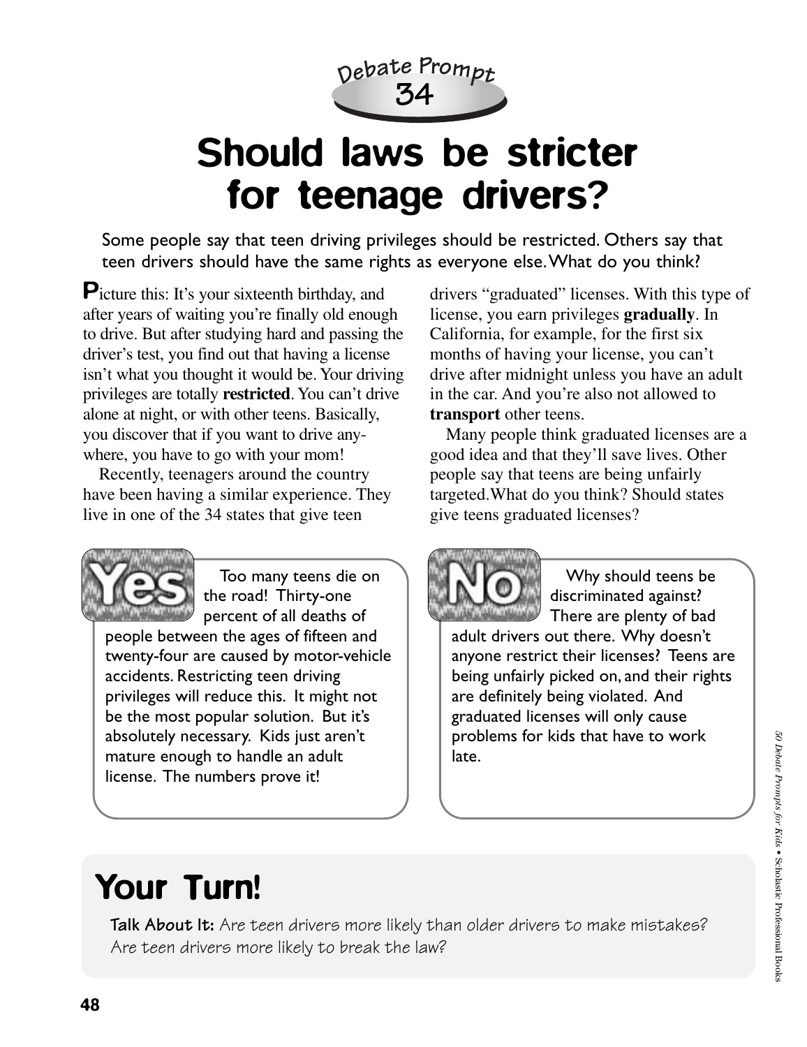Debate Prompt 34

# Should laws be stricter for teenage drivers?

Some people say that teen driving privileges should be restricted. Others say that teen drivers should have the same rights as everyone else. What do you think?

Picture this: It's your sixteenth birthday, and after years of waiting you're finally old enough to drive. But after studying hard and passing the driver's test, you find out that having a license isn't what you thought it would be. Your driving privileges are totally **restricted**. You can't drive alone at night, or with other teens. Basically, you discover that if you want to drive anywhere, you have to go with your mom!

Recently, teenagers around the country have been having a similar experience. They live in one of the 34 states that give teen drivers "graduated" licenses. With this type of license, you earn privileges **gradually**. In California, for example, for the first six months of having your license, you can't drive after midnight unless you have an adult in the car. And you're also not allowed to **transport** other teens.

Many people think graduated licenses are a good idea and that they'll save lives. Other people say that teens are being unfairly targeted. What do you think? Should states give teens graduated licenses?

**Yes** Too many teens die on the road! Thirty-one percent of all deaths of people between the ages of fifteen and twenty-four are caused by motor-vehicle accidents. Restricting teen driving privileges will reduce this. It might not be the most popular solution. But it's absolutely necessary. Kids just aren't mature enough to handle an adult license. The numbers prove it!

**No** Why should teens be discriminated against? There are plenty of bad adult drivers out there. Why doesn't anyone restrict their licenses? Teens are being unfairly picked on, and their rights are definitely being violated. And graduated licenses will only cause problems for kids that have to work late.

## Your Turn!

**Talk About It:** Are teen drivers more likely than older drivers to make mistakes? Are teen drivers more likely to break the law?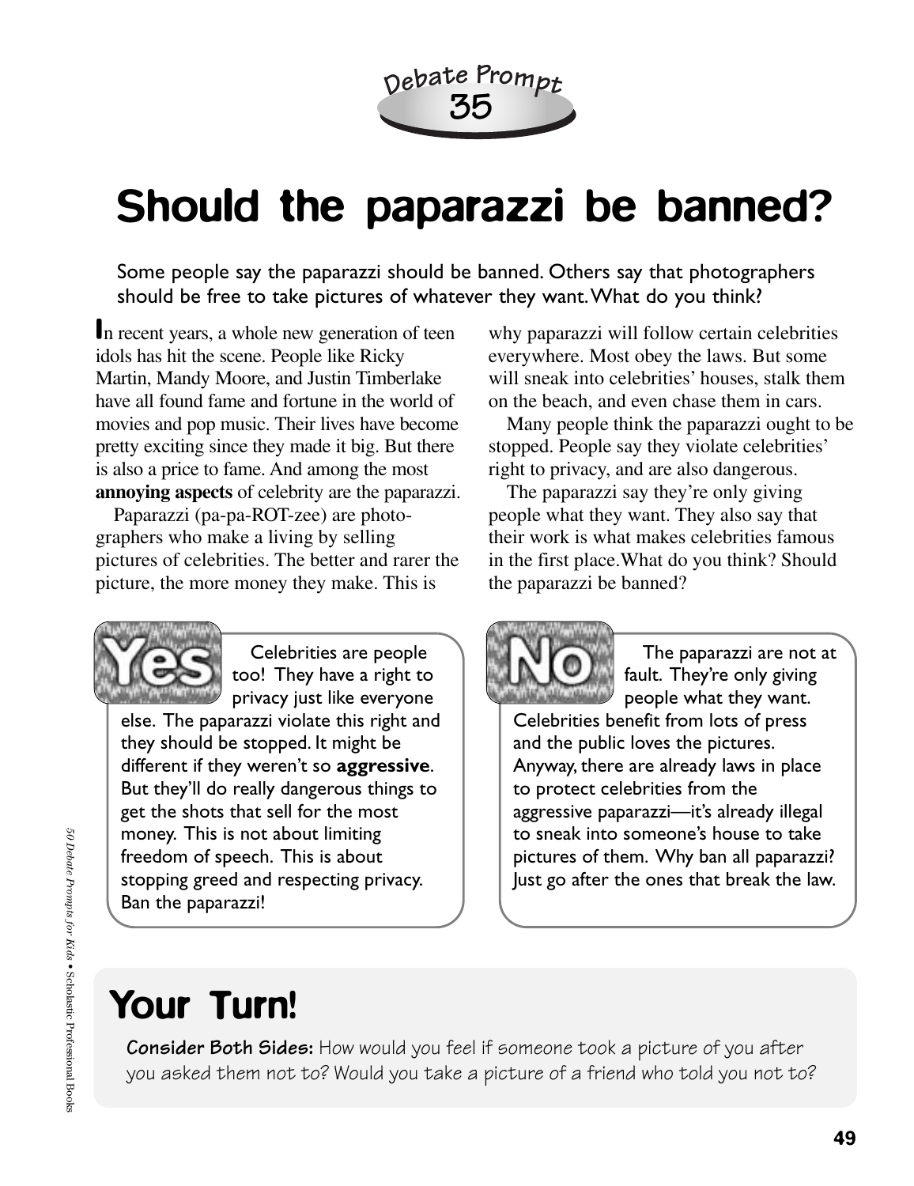Debate Prompt 35

# Should the paparazzi be banned?

Some people say the paparazzi should be banned. Others say that photographers should be free to take pictures of whatever they want. What do you think?

In recent years, a whole new generation of teen idols has hit the scene. People like Ricky Martin, Mandy Moore, and Justin Timberlake have all found fame and fortune in the world of movies and pop music. Their lives have become pretty exciting since they made it big. But there is also a price to fame. And among the most **annoying aspects** of celebrity are the paparazzi.

Paparazzi (pa-pa-ROT-zee) are photographers who make a living by selling pictures of celebrities. The better and rarer the picture, the more money they make. This is why paparazzi will follow certain celebrities everywhere. Most obey the laws. But some will sneak into celebrities' houses, stalk them on the beach, and even chase them in cars.

Many people think the paparazzi ought to be stopped. People say they violate celebrities' right to privacy, and are also dangerous.

The paparazzi say they're only giving people what they want. They also say that their work is what makes celebrities famous in the first place. What do you think? Should the paparazzi be banned?

**Yes**

Celebrities are people too! They have a right to privacy just like everyone else. The paparazzi violate this right and they should be stopped. It might be different if they weren't so **aggressive**. But they'll do really dangerous things to get the shots that sell for the most money. This is not about limiting freedom of speech. This is about stopping greed and respecting privacy. Ban the paparazzi!

**No**

The paparazzi are not at fault. They're only giving people what they want. Celebrities benefit from lots of press and the public loves the pictures. Anyway, there are already laws in place to protect celebrities from the aggressive paparazzi—it's already illegal to sneak into someone's house to take pictures of them. Why ban all paparazzi? Just go after the ones that break the law.

## Your Turn!

**Consider Both Sides:** How would you feel if someone took a picture of you after you asked them not to? Would you take a picture of a friend who told you not to?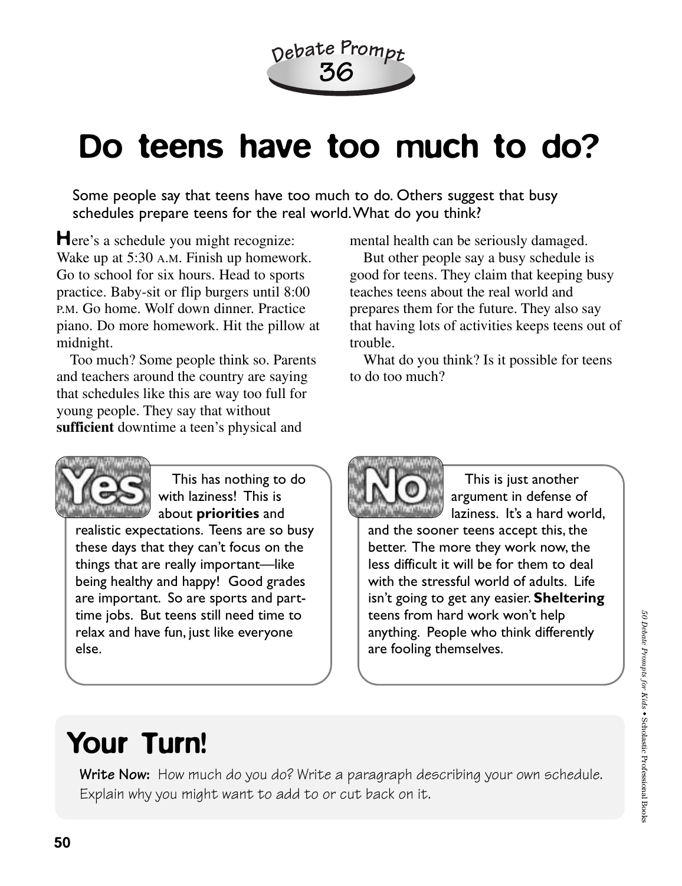Debate Prompt 36

# Do teens have too much to do?

Some people say that teens have too much to do. Others suggest that busy schedules prepare teens for the real world. What do you think?

Here's a schedule you might recognize: Wake up at 5:30 A.M. Finish up homework. Go to school for six hours. Head to sports practice. Baby-sit or flip burgers until 8:00 P.M. Go home. Wolf down dinner. Practice piano. Do more homework. Hit the pillow at midnight.

Too much? Some people think so. Parents and teachers around the country are saying that schedules like this are way too full for young people. They say that without **sufficient** downtime a teen's physical and mental health can be seriously damaged.

But other people say a busy schedule is good for teens. They claim that keeping busy teaches teens about the real world and prepares them for the future. They also say that having lots of activities keeps teens out of trouble.

What do you think? Is it possible for teens to do too much?

**Yes**

This has nothing to do with laziness! This is about **priorities** and realistic expectations. Teens are so busy these days that they can't focus on the things that are really important—like being healthy and happy! Good grades are important. So are sports and part-time jobs. But teens still need time to relax and have fun, just like everyone else.

**No**

This is just another argument in defense of laziness. It's a hard world, and the sooner teens accept this, the better. The more they work now, the less difficult it will be for them to deal with the stressful world of adults. Life isn't going to get any easier. **Sheltering** teens from hard work won't help anything. People who think differently are fooling themselves.

## Your Turn!

**Write Now:** How much do you do? Write a paragraph describing your own schedule. Explain why you might want to add to or cut back on it.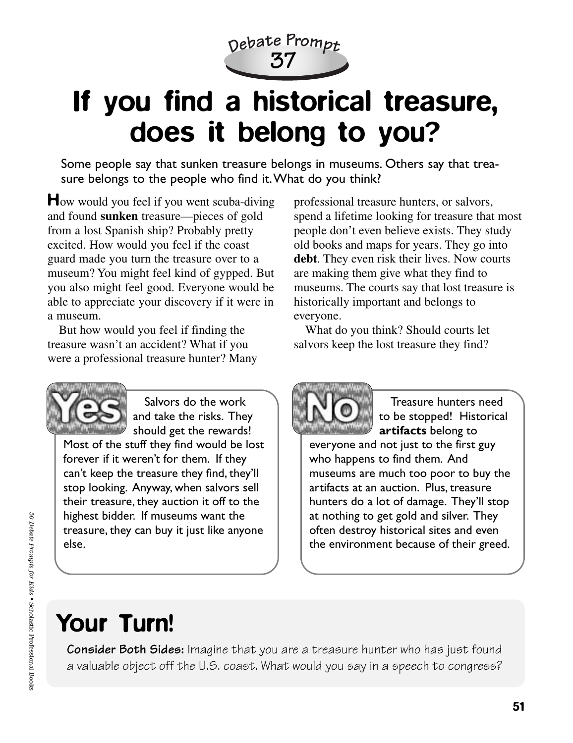Debate Prompt 37

# If you find a historical treasure, does it belong to you?

Some people say that sunken treasure belongs in museums. Others say that treasure belongs to the people who find it. What do you think?

How would you feel if you went scuba-diving and found **sunken** treasure—pieces of gold from a lost Spanish ship? Probably pretty excited. How would you feel if the coast guard made you turn the treasure over to a museum? You might feel kind of gypped. But you also might feel good. Everyone would be able to appreciate your discovery if it were in a museum.

But how would you feel if finding the treasure wasn't an accident? What if you were a professional treasure hunter? Many professional treasure hunters, or salvors, spend a lifetime looking for treasure that most people don't even believe exists. They study old books and maps for years. They go into **debt**. They even risk their lives. Now courts are making them give what they find to museums. The courts say that lost treasure is historically important and belongs to everyone.

What do you think? Should courts let salvors keep the lost treasure they find?

## Yes

Salvors do the work and take the risks. They should get the rewards! Most of the stuff they find would be lost forever if it weren't for them. If they can't keep the treasure they find, they'll stop looking. Anyway, when salvors sell their treasure, they auction it off to the highest bidder. If museums want the treasure, they can buy it just like anyone else.

## No

Treasure hunters need to be stopped! Historical **artifacts** belong to everyone and not just to the first guy who happens to find them. And museums are much too poor to buy the artifacts at an auction. Plus, treasure hunters do a lot of damage. They'll stop at nothing to get gold and silver. They often destroy historical sites and even the environment because of their greed.

## Your Turn!

**Consider Both Sides:** Imagine that you are a treasure hunter who has just found a valuable object off the U.S. coast. What would you say in a speech to congress?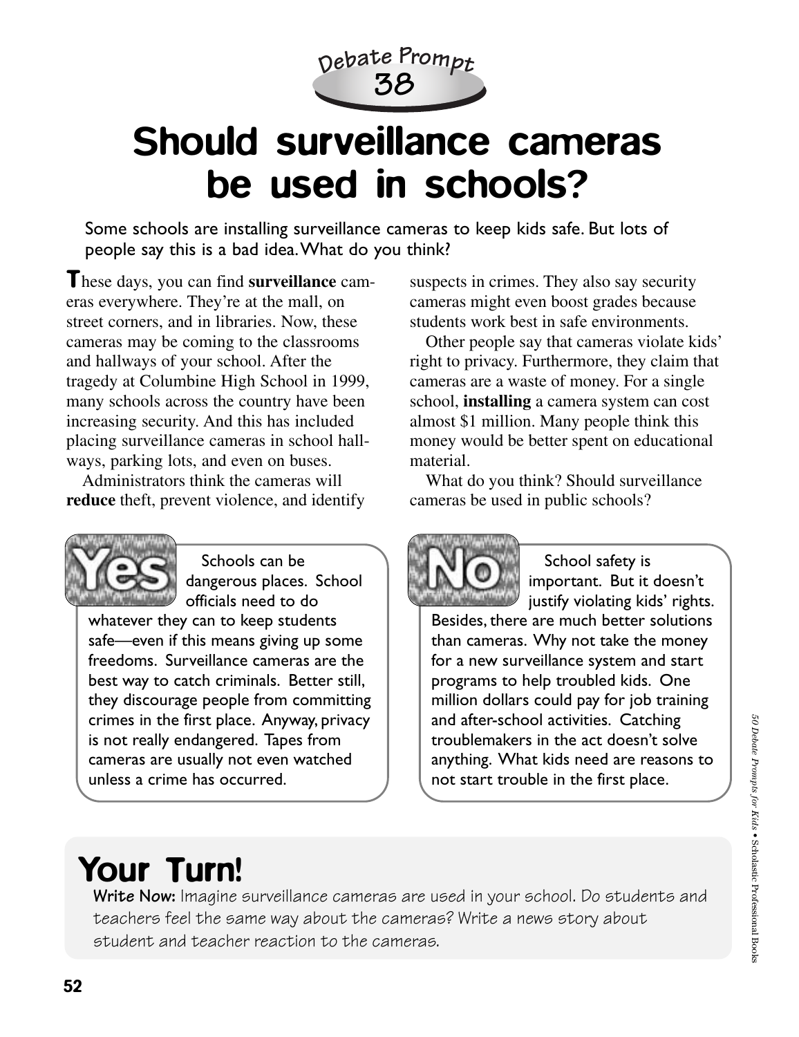Debate Prompt 38

# Should surveillance cameras be used in schools?

Some schools are installing surveillance cameras to keep kids safe. But lots of people say this is a bad idea. What do you think?

These days, you can find **surveillance** cameras everywhere. They're at the mall, on street corners, and in libraries. Now, these cameras may be coming to the classrooms and hallways of your school. After the tragedy at Columbine High School in 1999, many schools across the country have been increasing security. And this has included placing surveillance cameras in school hallways, parking lots, and even on buses.

Administrators think the cameras will **reduce** theft, prevent violence, and identify suspects in crimes. They also say security cameras might even boost grades because students work best in safe environments.

Other people say that cameras violate kids' right to privacy. Furthermore, they claim that cameras are a waste of money. For a single school, **installing** a camera system can cost almost $1 million. Many people think this money would be better spent on educational material.

What do you think? Should surveillance cameras be used in public schools?

**Yes**

Schools can be dangerous places. School officials need to do whatever they can to keep students safe—even if this means giving up some freedoms. Surveillance cameras are the best way to catch criminals. Better still, they discourage people from committing crimes in the first place. Anyway, privacy is not really endangered. Tapes from cameras are usually not even watched unless a crime has occurred.

**No**

School safety is important. But it doesn't justify violating kids' rights. Besides, there are much better solutions than cameras. Why not take the money for a new surveillance system and start programs to help troubled kids. One million dollars could pay for job training and after-school activities. Catching troublemakers in the act doesn't solve anything. What kids need are reasons to not start trouble in the first place.

## Your Turn!

**Write Now:** Imagine surveillance cameras are used in your school. Do students and teachers feel the same way about the cameras? Write a news story about student and teacher reaction to the cameras.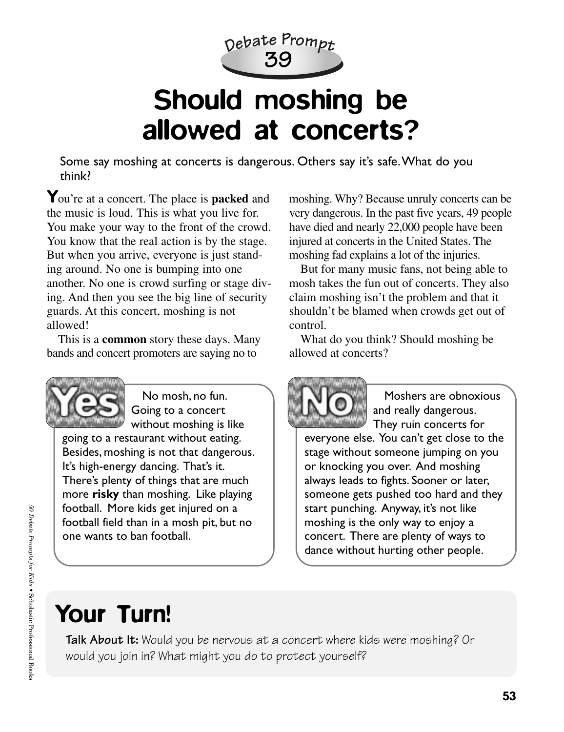Debate Prompt 39

# Should moshing be allowed at concerts?

Some say moshing at concerts is dangerous. Others say it's safe. What do you think?

You're at a concert. The place is **packed** and the music is loud. This is what you live for. You make your way to the front of the crowd. You know that the real action is by the stage. But when you arrive, everyone is just standing around. No one is bumping into one another. No one is crowd surfing or stage diving. And then you see the big line of security guards. At this concert, moshing is not allowed!

This is a **common** story these days. Many bands and concert promoters are saying no to moshing. Why? Because unruly concerts can be very dangerous. In the past five years, 49 people have died and nearly 22,000 people have been injured at concerts in the United States. The moshing fad explains a lot of the injuries.

But for many music fans, not being able to mosh takes the fun out of concerts. They also claim moshing isn't the problem and that it shouldn't be blamed when crowds get out of control.

What do you think? Should moshing be allowed at concerts?

**Yes**

No mosh, no fun. Going to a concert without moshing is like going to a restaurant without eating. Besides, moshing is not that dangerous. It's high-energy dancing. That's it. There's plenty of things that are much more **risky** than moshing. Like playing football. More kids get injured on a football field than in a mosh pit, but no one wants to ban football.

**No**

Moshers are obnoxious and really dangerous. They ruin concerts for everyone else. You can't get close to the stage without someone jumping on you or knocking you over. And moshing always leads to fights. Sooner or later, someone gets pushed too hard and they start punching. Anyway, it's not like moshing is the only way to enjoy a concert. There are plenty of ways to dance without hurting other people.

## Your Turn!

**Talk About It:** Would you be nervous at a concert where kids were moshing? Or would you join in? What might you do to protect yourself?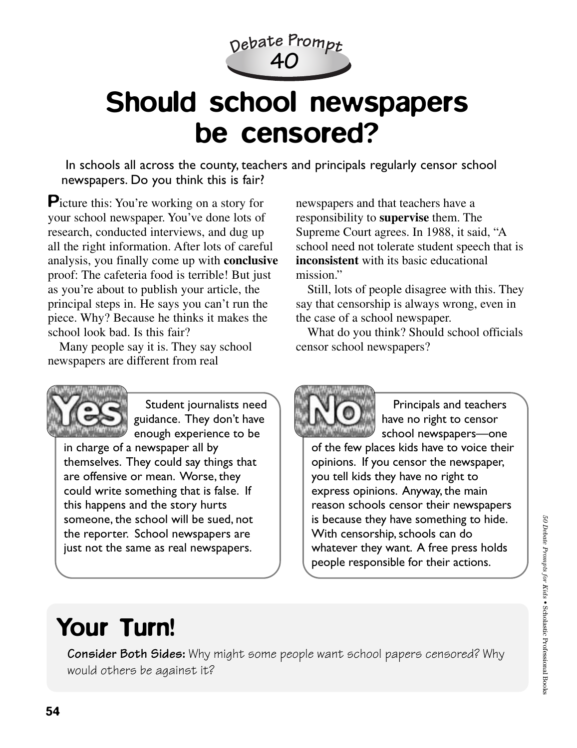Debate Prompt 40

# Should school newspapers be censored?

In schools all across the county, teachers and principals regularly censor school newspapers. Do you think this is fair?

Picture this: You're working on a story for your school newspaper. You've done lots of research, conducted interviews, and dug up all the right information. After lots of careful analysis, you finally come up with **conclusive** proof: The cafeteria food is terrible! But just as you're about to publish your article, the principal steps in. He says you can't run the piece. Why? Because he thinks it makes the school look bad. Is this fair?

Many people say it is. They say school newspapers are different from real newspapers and that teachers have a responsibility to **supervise** them. The Supreme Court agrees. In 1988, it said, "A school need not tolerate student speech that is **inconsistent** with its basic educational mission."

Still, lots of people disagree with this. They say that censorship is always wrong, even in the case of a school newspaper.

What do you think? Should school officials censor school newspapers?

**Yes**

Student journalists need guidance. They don't have enough experience to be in charge of a newspaper all by themselves. They could say things that are offensive or mean. Worse, they could write something that is false. If this happens and the story hurts someone, the school will be sued, not the reporter. School newspapers are just not the same as real newspapers.

**No**

Principals and teachers have no right to censor school newspapers—one of the few places kids have to voice their opinions. If you censor the newspaper, you tell kids they have no right to express opinions. Anyway, the main reason schools censor their newspapers is because they have something to hide. With censorship, schools can do whatever they want. A free press holds people responsible for their actions.

## Your Turn!

**Consider Both Sides:** Why might some people want school papers censored? Why would others be against it?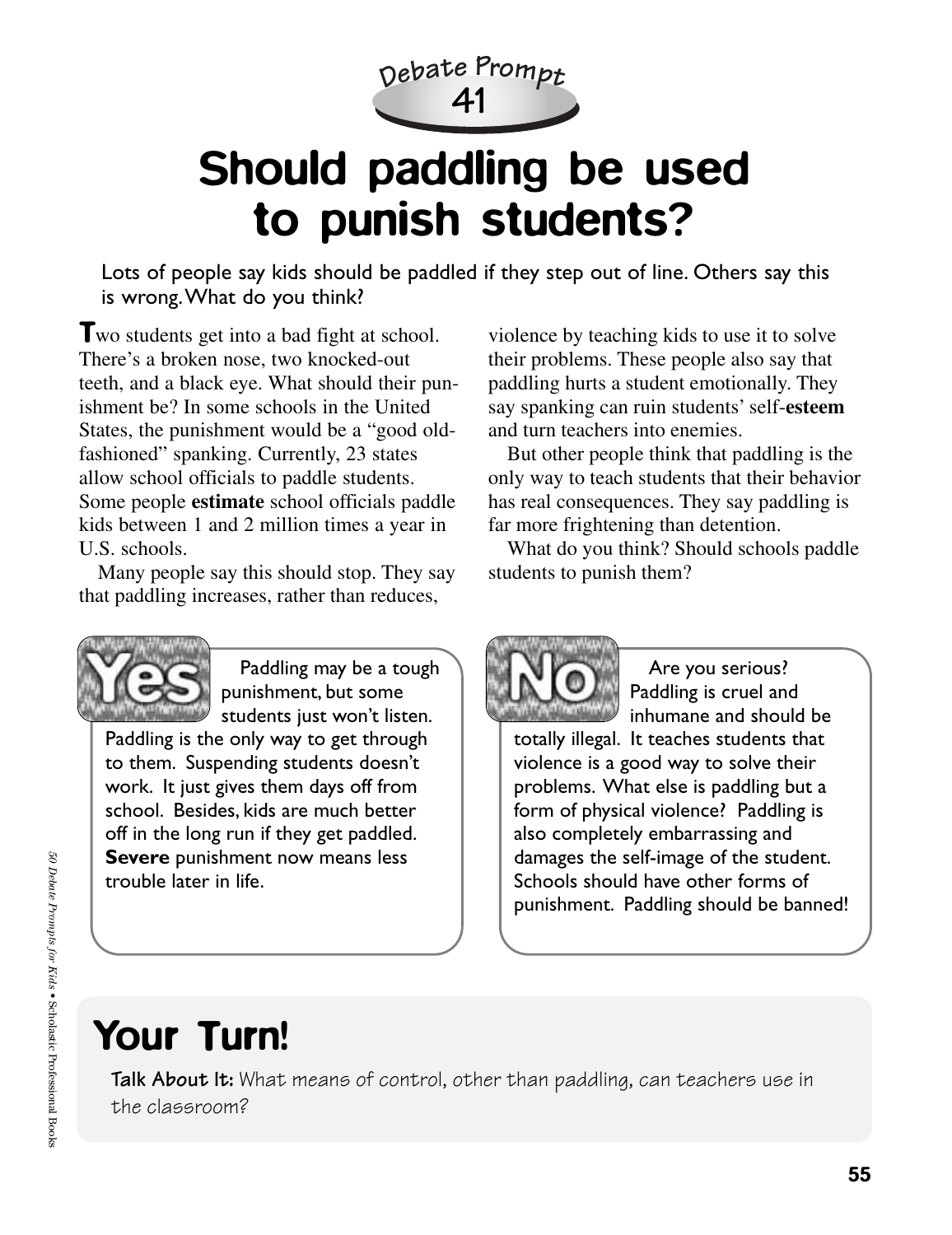Debate Prompt 41

# Should paddling be used to punish students?

Lots of people say kids should be paddled if they step out of line. Others say this is wrong. What do you think?

Two students get into a bad fight at school. There's a broken nose, two knocked-out teeth, and a black eye. What should their punishment be? In some schools in the United States, the punishment would be a "good old-fashioned" spanking. Currently, 23 states allow school officials to paddle students. Some people **estimate** school officials paddle kids between 1 and 2 million times a year in U.S. schools.

Many people say this should stop. They say that paddling increases, rather than reduces, violence by teaching kids to use it to solve their problems. These people also say that paddling hurts a student emotionally. They say spanking can ruin students' self-**esteem** and turn teachers into enemies.

But other people think that paddling is the only way to teach students that their behavior has real consequences. They say paddling is far more frightening than detention.

What do you think? Should schools paddle students to punish them?

**Yes**

Paddling may be a tough punishment, but some students just won't listen. Paddling is the only way to get through to them. Suspending students doesn't work. It just gives them days off from school. Besides, kids are much better off in the long run if they get paddled. **Severe** punishment now means less trouble later in life.

**No**

Are you serious? Paddling is cruel and inhumane and should be totally illegal. It teaches students that violence is a good way to solve their problems. What else is paddling but a form of physical violence? Paddling is also completely embarrassing and damages the self-image of the student. Schools should have other forms of punishment. Paddling should be banned!

## Your Turn!

**Talk About It:** What means of control, other than paddling, can teachers use in the classroom?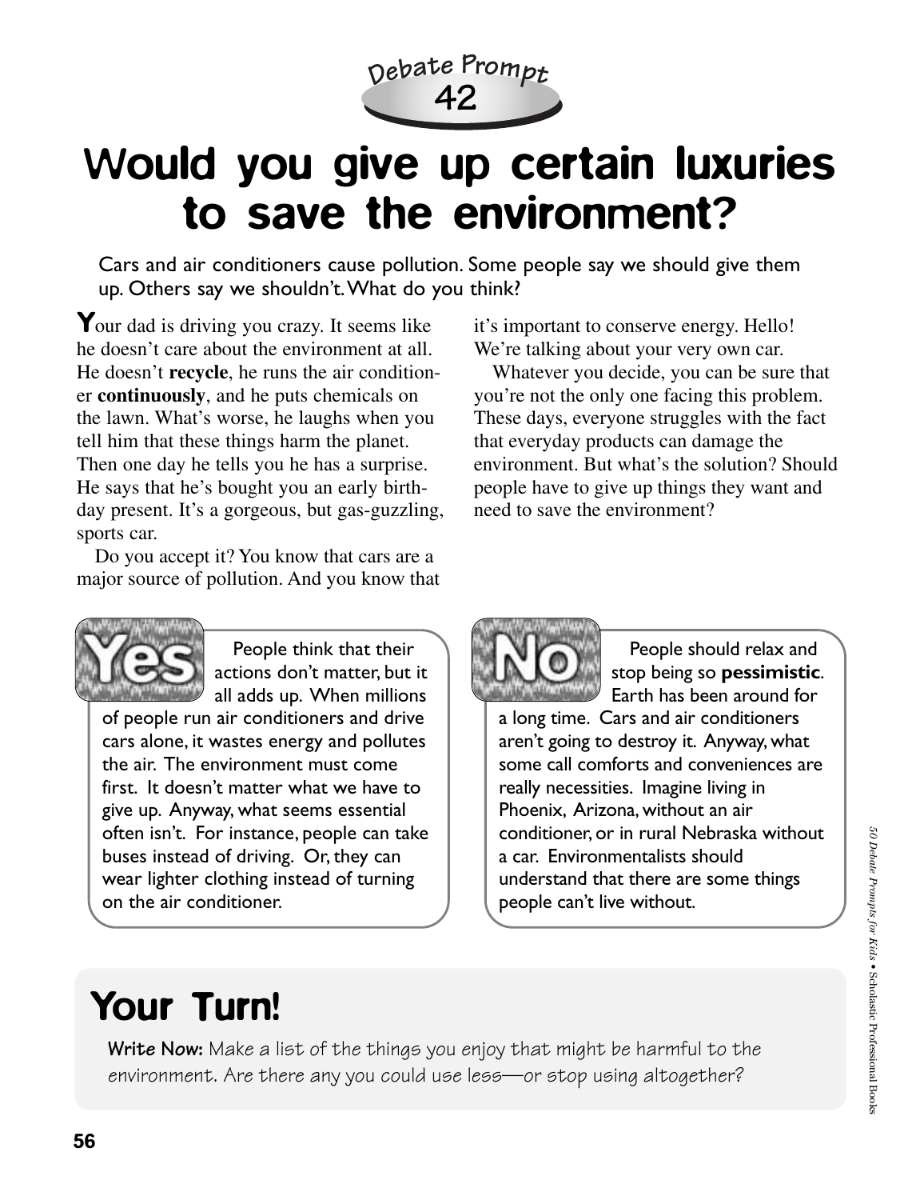Debate Prompt 42

# Would you give up certain luxuries to save the environment?

Cars and air conditioners cause pollution. Some people say we should give them up. Others say we shouldn't. What do you think?

Your dad is driving you crazy. It seems like he doesn't care about the environment at all. He doesn't **recycle**, he runs the air conditioner **continuously**, and he puts chemicals on the lawn. What's worse, he laughs when you tell him that these things harm the planet. Then one day he tells you he has a surprise. He says that he's bought you an early birthday present. It's a gorgeous, but gas-guzzling, sports car.

Do you accept it? You know that cars are a major source of pollution. And you know that it's important to conserve energy. Hello! We're talking about your very own car.

Whatever you decide, you can be sure that you're not the only one facing this problem. These days, everyone struggles with the fact that everyday products can damage the environment. But what's the solution? Should people have to give up things they want and need to save the environment?

**Yes**

People think that their actions don't matter, but it all adds up. When millions of people run air conditioners and drive cars alone, it wastes energy and pollutes the air. The environment must come first. It doesn't matter what we have to give up. Anyway, what seems essential often isn't. For instance, people can take buses instead of driving. Or, they can wear lighter clothing instead of turning on the air conditioner.

**No**

People should relax and stop being so **pessimistic**. Earth has been around for a long time. Cars and air conditioners aren't going to destroy it. Anyway, what some call comforts and conveniences are really necessities. Imagine living in Phoenix, Arizona, without an air conditioner, or in rural Nebraska without a car. Environmentalists should understand that there are some things people can't live without.

## Your Turn!

**Write Now:** Make a list of the things you enjoy that might be harmful to the environment. Are there any you could use less—or stop using altogether?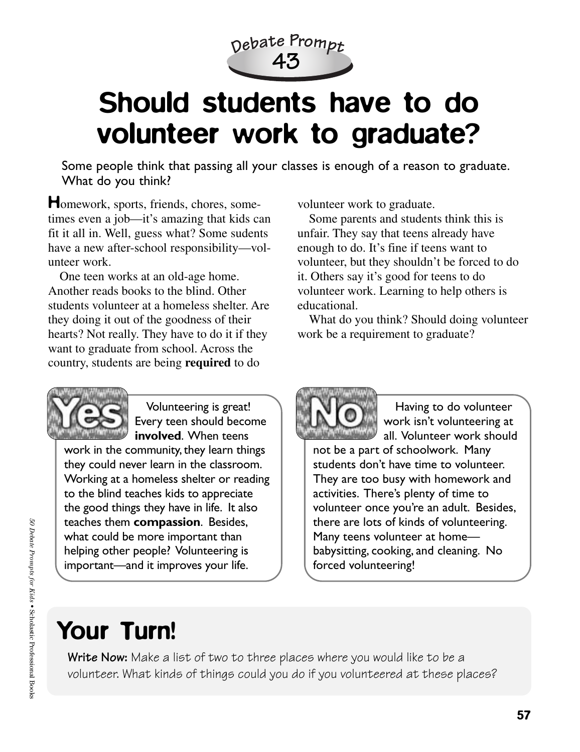Debate Prompt 43

# Should students have to do volunteer work to graduate?

Some people think that passing all your classes is enough of a reason to graduate. What do you think?

Homework, sports, friends, chores, sometimes even a job—it's amazing that kids can fit it all in. Well, guess what? Some sudents have a new after-school responsibility—volunteer work.

One teen works at an old-age home. Another reads books to the blind. Other students volunteer at a homeless shelter. Are they doing it out of the goodness of their hearts? Not really. They have to do it if they want to graduate from school. Across the country, students are being **required** to do volunteer work to graduate.

Some parents and students think this is unfair. They say that teens already have enough to do. It's fine if teens want to volunteer, but they shouldn't be forced to do it. Others say it's good for teens to do volunteer work. Learning to help others is educational.

What do you think? Should doing volunteer work be a requirement to graduate?

## Yes

Volunteering is great! Every teen should become **involved**. When teens work in the community, they learn things they could never learn in the classroom. Working at a homeless shelter or reading to the blind teaches kids to appreciate the good things they have in life. It also teaches them **compassion**. Besides, what could be more important than helping other people? Volunteering is important—and it improves your life.

## No

Having to do volunteer work isn't volunteering at all. Volunteer work should not be a part of schoolwork. Many students don't have time to volunteer. They are too busy with homework and activities. There's plenty of time to volunteer once you're an adult. Besides, there are lots of kinds of volunteering. Many teens volunteer at home—babysitting, cooking, and cleaning. No forced volunteering!

## Your Turn!

**Write Now:** Make a list of two to three places where you would like to be a volunteer. What kinds of things could you do if you volunteered at these places?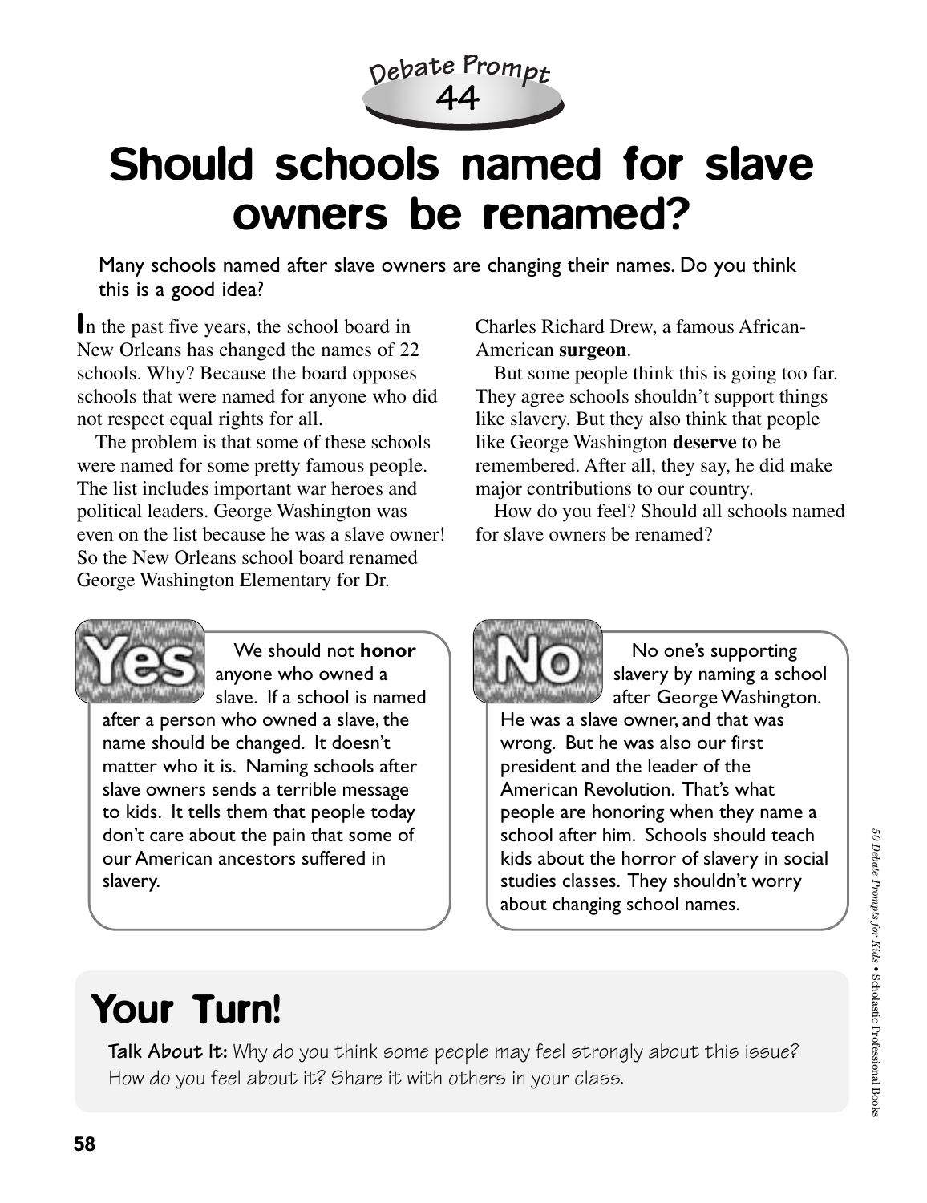Debate Prompt 44

# Should schools named for slave owners be renamed?

Many schools named after slave owners are changing their names. Do you think this is a good idea?

In the past five years, the school board in New Orleans has changed the names of 22 schools. Why? Because the board opposes schools that were named for anyone who did not respect equal rights for all.

The problem is that some of these schools were named for some pretty famous people. The list includes important war heroes and political leaders. George Washington was even on the list because he was a slave owner! So the New Orleans school board renamed George Washington Elementary for Dr. Charles Richard Drew, a famous African-American **surgeon**.

But some people think this is going too far. They agree schools shouldn't support things like slavery. But they also think that people like George Washington **deserve** to be remembered. After all, they say, he did make major contributions to our country.

How do you feel? Should all schools named for slave owners be renamed?

**Yes**

We should not **honor** anyone who owned a slave. If a school is named after a person who owned a slave, the name should be changed. It doesn't matter who it is. Naming schools after slave owners sends a terrible message to kids. It tells them that people today don't care about the pain that some of our American ancestors suffered in slavery.

**No**

No one's supporting slavery by naming a school after George Washington. He was a slave owner, and that was wrong. But he was also our first president and the leader of the American Revolution. That's what people are honoring when they name a school after him. Schools should teach kids about the horror of slavery in social studies classes. They shouldn't worry about changing school names.

## Your Turn!

**Talk About It:** Why do you think some people may feel strongly about this issue? How do you feel about it? Share it with others in your class.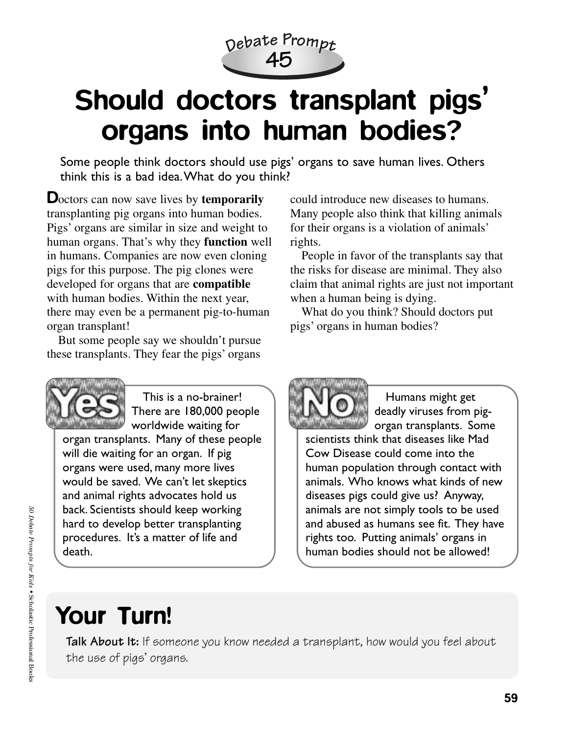Debate Prompt 45

# Should doctors transplant pigs' organs into human bodies?

Some people think doctors should use pigs' organs to save human lives. Others think this is a bad idea. What do you think?

Doctors can now save lives by **temporarily** transplanting pig organs into human bodies. Pigs' organs are similar in size and weight to human organs. That's why they **function** well in humans. Companies are now even cloning pigs for this purpose. The pig clones were developed for organs that are **compatible** with human bodies. Within the next year, there may even be a permanent pig-to-human organ transplant!

But some people say we shouldn't pursue these transplants. They fear the pigs' organs could introduce new diseases to humans. Many people also think that killing animals for their organs is a violation of animals' rights.

People in favor of the transplants say that the risks for disease are minimal. They also claim that animal rights are just not important when a human being is dying.

What do you think? Should doctors put pigs' organs in human bodies?

**Yes**

This is a no-brainer! There are 180,000 people worldwide waiting for organ transplants. Many of these people will die waiting for an organ. If pig organs were used, many more lives would be saved. We can't let skeptics and animal rights advocates hold us back. Scientists should keep working hard to develop better transplanting procedures. It's a matter of life and death.

**No**

Humans might get deadly viruses from pig-organ transplants. Some scientists think that diseases like Mad Cow Disease could come into the human population through contact with animals. Who knows what kinds of new diseases pigs could give us? Anyway, animals are not simply tools to be used and abused as humans see fit. They have rights too. Putting animals' organs in human bodies should not be allowed!

## Your Turn!

**Talk About It:** If someone you know needed a transplant, how would you feel about the use of pigs' organs.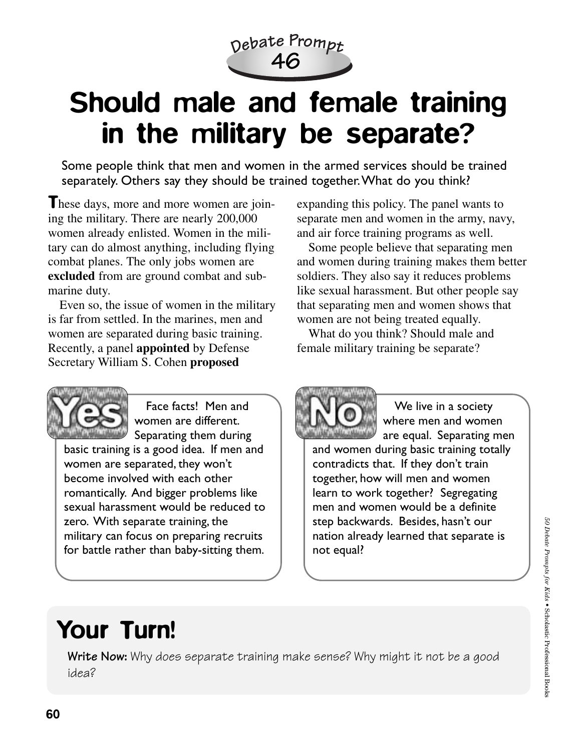Debate Prompt 46

# Should male and female training in the military be separate?

Some people think that men and women in the armed services should be trained separately. Others say they should be trained together. What do you think?

These days, more and more women are joining the military. There are nearly 200,000 women already enlisted. Women in the military can do almost anything, including flying combat planes. The only jobs women are **excluded** from are ground combat and submarine duty.

Even so, the issue of women in the military is far from settled. In the marines, men and women are separated during basic training. Recently, a panel **appointed** by Defense Secretary William S. Cohen **proposed** expanding this policy. The panel wants to separate men and women in the army, navy, and air force training programs as well.

Some people believe that separating men and women during training makes them better soldiers. They also say it reduces problems like sexual harassment. But other people say that separating men and women shows that women are not being treated equally.

What do you think? Should male and female military training be separate?

**Yes**

Face facts! Men and women are different. Separating them during basic training is a good idea. If men and women are separated, they won't become involved with each other romantically. And bigger problems like sexual harassment would be reduced to zero. With separate training, the military can focus on preparing recruits for battle rather than baby-sitting them.

**No**

We live in a society where men and women are equal. Separating men and women during basic training totally contradicts that. If they don't train together, how will men and women learn to work together? Segregating men and women would be a definite step backwards. Besides, hasn't our nation already learned that separate is not equal?

## Your Turn!

**Write Now:** Why does separate training make sense? Why might it not be a good idea?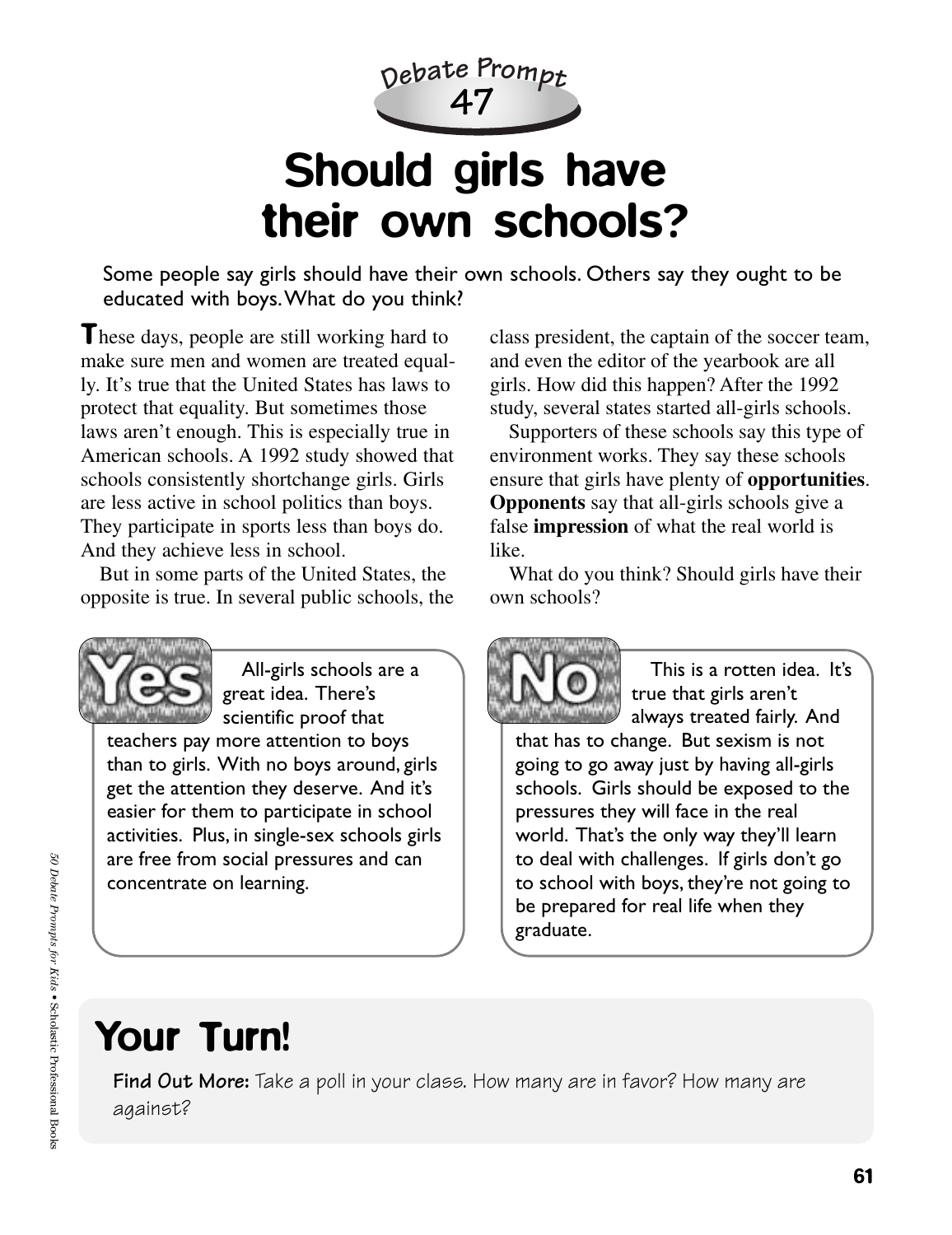Debate Prompt 47

# Should girls have their own schools?

Some people say girls should have their own schools. Others say they ought to be educated with boys. What do you think?

These days, people are still working hard to make sure men and women are treated equally. It's true that the United States has laws to protect that equality. But sometimes those laws aren't enough. This is especially true in American schools. A 1992 study showed that schools consistently shortchange girls. Girls are less active in school politics than boys. They participate in sports less than boys do. And they achieve less in school.

But in some parts of the United States, the opposite is true. In several public schools, the class president, the captain of the soccer team, and even the editor of the yearbook are all girls. How did this happen? After the 1992 study, several states started all-girls schools.

Supporters of these schools say this type of environment works. They say these schools ensure that girls have plenty of **opportunities**. **Opponents** say that all-girls schools give a false **impression** of what the real world is like.

What do you think? Should girls have their own schools?

**Yes**

All-girls schools are a great idea. There's scientific proof that teachers pay more attention to boys than to girls. With no boys around, girls get the attention they deserve. And it's easier for them to participate in school activities. Plus, in single-sex schools girls are free from social pressures and can concentrate on learning.

**No**

This is a rotten idea. It's true that girls aren't always treated fairly. And that has to change. But sexism is not going to go away just by having all-girls schools. Girls should be exposed to the pressures they will face in the real world. That's the only way they'll learn to deal with challenges. If girls don't go to school with boys, they're not going to be prepared for real life when they graduate.

## Your Turn!

**Find Out More:** Take a poll in your class. How many are in favor? How many are against?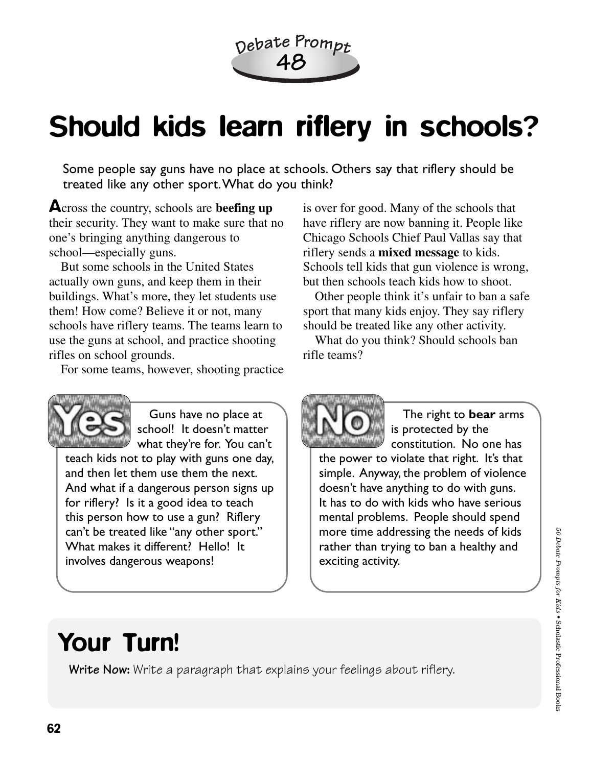Debate Prompt 48

# Should kids learn riflery in schools?

Some people say guns have no place at schools. Others say that riflery should be treated like any other sport. What do you think?

Across the country, schools are **beefing up** their security. They want to make sure that no one's bringing anything dangerous to school—especially guns.

But some schools in the United States actually own guns, and keep them in their buildings. What's more, they let students use them! How come? Believe it or not, many schools have riflery teams. The teams learn to use the guns at school, and practice shooting rifles on school grounds.

For some teams, however, shooting practice is over for good. Many of the schools that have riflery are now banning it. People like Chicago Schools Chief Paul Vallas say that riflery sends a **mixed message** to kids. Schools tell kids that gun violence is wrong, but then schools teach kids how to shoot.

Other people think it's unfair to ban a safe sport that many kids enjoy. They say riflery should be treated like any other activity.

What do you think? Should schools ban rifle teams?

**Yes**

Guns have no place at school! It doesn't matter what they're for. You can't teach kids not to play with guns one day, and then let them use them the next. And what if a dangerous person signs up for riflery? Is it a good idea to teach this person how to use a gun? Riflery can't be treated like "any other sport." What makes it different? Hello! It involves dangerous weapons!

**No**

The right to **bear** arms is protected by the constitution. No one has the power to violate that right. It's that simple. Anyway, the problem of violence doesn't have anything to do with guns. It has to do with kids who have serious mental problems. People should spend more time addressing the needs of kids rather than trying to ban a healthy and exciting activity.

## Your Turn!

**Write Now:** Write a paragraph that explains your feelings about riflery.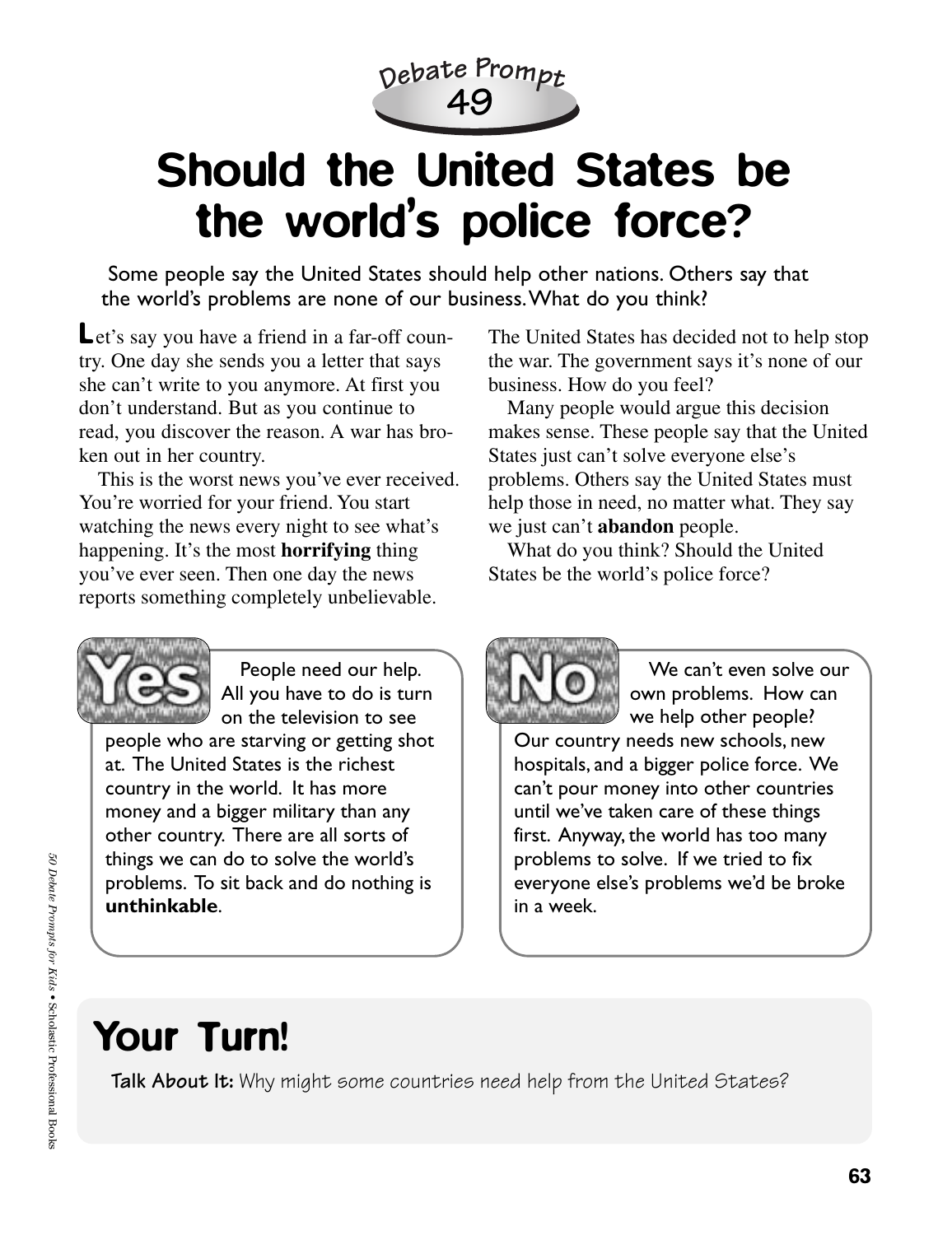Debate Prompt 49

# Should the United States be the world's police force?

Some people say the United States should help other nations. Others say that the world's problems are none of our business. What do you think?

Let's say you have a friend in a far-off country. One day she sends you a letter that says she can't write to you anymore. At first you don't understand. But as you continue to read, you discover the reason. A war has broken out in her country.

This is the worst news you've ever received. You're worried for your friend. You start watching the news every night to see what's happening. It's the most **horrifying** thing you've ever seen. Then one day the news reports something completely unbelievable. The United States has decided not to help stop the war. The government says it's none of our business. How do you feel?

Many people would argue this decision makes sense. These people say that the United States just can't solve everyone else's problems. Others say the United States must help those in need, no matter what. They say we just can't **abandon** people.

What do you think? Should the United States be the world's police force?

**Yes**

People need our help. All you have to do is turn on the television to see people who are starving or getting shot at. The United States is the richest country in the world. It has more money and a bigger military than any other country. There are all sorts of things we can do to solve the world's problems. To sit back and do nothing is **unthinkable**.

**No**

We can't even solve our own problems. How can we help other people? Our country needs new schools, new hospitals, and a bigger police force. We can't pour money into other countries until we've taken care of these things first. Anyway, the world has too many problems to solve. If we tried to fix everyone else's problems we'd be broke in a week.

## Your Turn!

**Talk About It:** Why might some countries need help from the United States?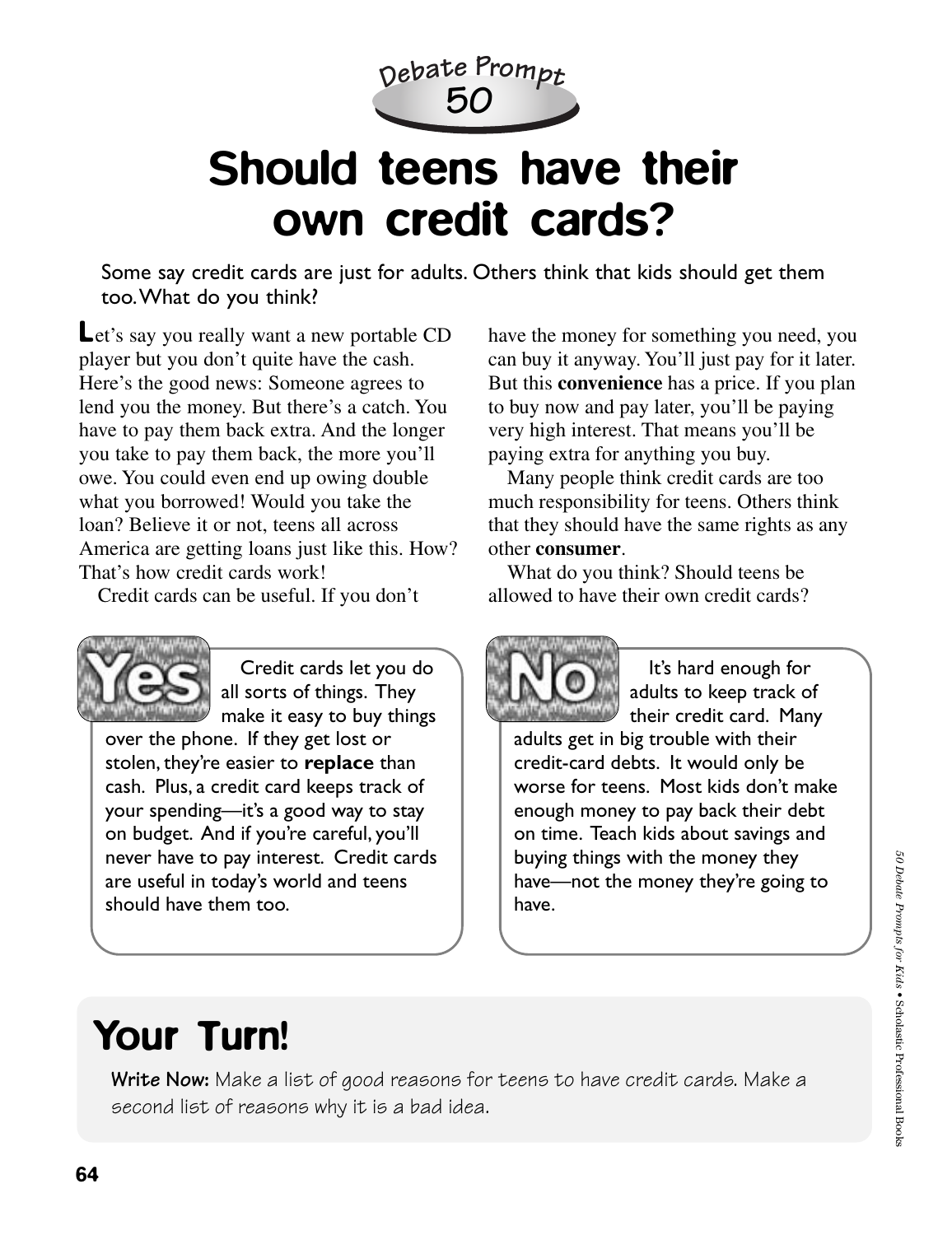Debate Prompt 50

# Should teens have their own credit cards?

Some say credit cards are just for adults. Others think that kids should get them too. What do you think?

Let's say you really want a new portable CD player but you don't quite have the cash. Here's the good news: Someone agrees to lend you the money. But there's a catch. You have to pay them back extra. And the longer you take to pay them back, the more you'll owe. You could even end up owing double what you borrowed! Would you take the loan? Believe it or not, teens all across America are getting loans just like this. How? That's how credit cards work!

Credit cards can be useful. If you don't have the money for something you need, you can buy it anyway. You'll just pay for it later. But this **convenience** has a price. If you plan to buy now and pay later, you'll be paying very high interest. That means you'll be paying extra for anything you buy.

Many people think credit cards are too much responsibility for teens. Others think that they should have the same rights as any other **consumer**.

What do you think? Should teens be allowed to have their own credit cards?

**Yes** Credit cards let you do all sorts of things. They make it easy to buy things over the phone. If they get lost or stolen, they're easier to **replace** than cash. Plus, a credit card keeps track of your spending—it's a good way to stay on budget. And if you're careful, you'll never have to pay interest. Credit cards are useful in today's world and teens should have them too.

**No** It's hard enough for adults to keep track of their credit card. Many adults get in big trouble with their credit-card debts. It would only be worse for teens. Most kids don't make enough money to pay back their debt on time. Teach kids about savings and buying things with the money they have—not the money they're going to have.

## Your Turn!

**Write Now:** Make a list of good reasons for teens to have credit cards. Make a second list of reasons why it is a bad idea.